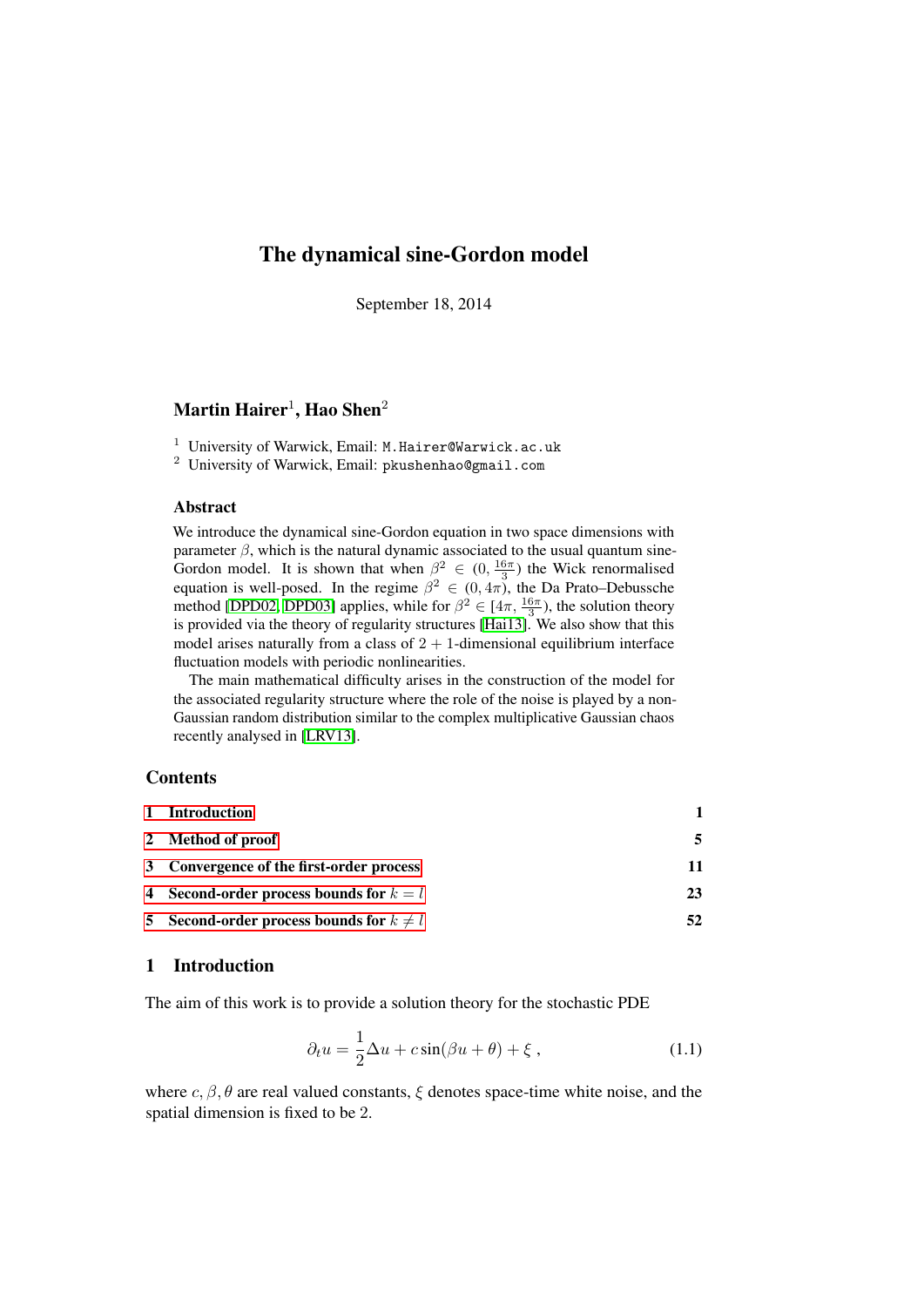# The dynamical sine-Gordon model

September 18, 2014

**Martin Hairer**[1], **Hao Shen**[2]

[1] University of Warwick, Email: `M.Hairer@Warwick.ac.uk`
[2] University of Warwick, Email: `pkushenhao@gmail.com`

### Abstract

We introduce the dynamical sine-Gordon equation in two space dimensions with parameter $\beta$, which is the natural dynamic associated to the usual quantum sine-Gordon model. It is shown that when $\beta^2 \in (0, \frac{16\pi}{3})$ the Wick renormalised equation is well-posed. In the regime $\beta^2 \in (0, 4\pi)$, the Da Prato–Debussche method [DPD02, DPD03] applies, while for $\beta^2 \in [4\pi, \frac{16\pi}{3})$, the solution theory is provided via the theory of regularity structures [Hai13]. We also show that this model arises naturally from a class of $2+1$-dimensional equilibrium interface fluctuation models with periodic nonlinearities.

The main mathematical difficulty arises in the construction of the model for the associated regularity structure where the role of the noise is played by a non-Gaussian random distribution similar to the complex multiplicative Gaussian chaos recently analysed in [LRV13].

## Contents

| | | |
|---|---|---|
| 1 | Introduction | 1 |
| 2 | Method of proof | 5 |
| 3 | Convergence of the first-order process | 11 |
| 4 | Second-order process bounds for $k = l$ | 23 |
| 5 | Second-order process bounds for $k \neq l$ | 52 |

## 1 Introduction

The aim of this work is to provide a solution theory for the stochastic PDE

$$\partial_t u = \frac{1}{2}\Delta u + c\sin(\beta u + \theta) + \xi \,, \tag{1.1}$$

where $c, \beta, \theta$ are real valued constants, $\xi$ denotes space-time white noise, and the spatial dimension is fixed to be 2.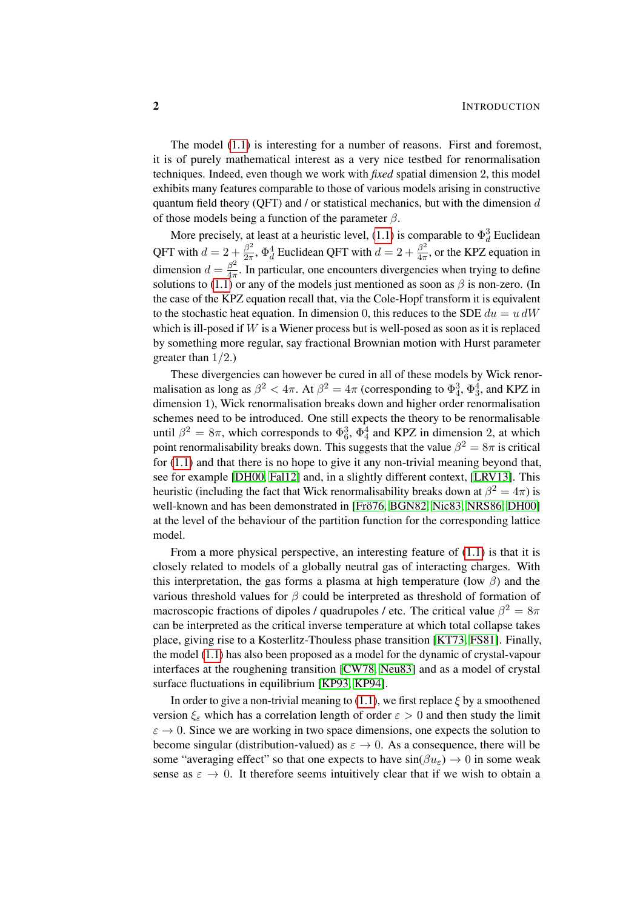The model (1.1) is interesting for a number of reasons. First and foremost, it is of purely mathematical interest as a very nice testbed for renormalisation techniques. Indeed, even though we work with *fixed* spatial dimension 2, this model exhibits many features comparable to those of various models arising in constructive quantum field theory (QFT) and / or statistical mechanics, but with the dimension $d$ of those models being a function of the parameter $\beta$.

More precisely, at least at a heuristic level, (1.1) is comparable to $\Phi^3_d$ Euclidean QFT with $d = 2 + \frac{\beta^2}{2\pi}$, $\Phi^4_d$ Euclidean QFT with $d = 2 + \frac{\beta^2}{4\pi}$, or the KPZ equation in dimension $d = \frac{\beta^2}{4\pi}$. In particular, one encounters divergencies when trying to define solutions to (1.1) or any of the models just mentioned as soon as $\beta$ is non-zero. (In the case of the KPZ equation recall that, via the Cole-Hopf transform it is equivalent to the stochastic heat equation. In dimension 0, this reduces to the SDE $du = u\,dW$ which is ill-posed if $W$ is a Wiener process but is well-posed as soon as it is replaced by something more regular, say fractional Brownian motion with Hurst parameter greater than $1/2$.)

These divergencies can however be cured in all of these models by Wick renormalisation as long as $\beta^2 < 4\pi$. At $\beta^2 = 4\pi$ (corresponding to $\Phi^3_4$, $\Phi^4_3$, and KPZ in dimension 1), Wick renormalisation breaks down and higher order renormalisation schemes need to be introduced. One still expects the theory to be renormalisable until $\beta^2 = 8\pi$, which corresponds to $\Phi^3_6$, $\Phi^4_4$ and KPZ in dimension 2, at which point renormalisability breaks down. This suggests that the value $\beta^2 = 8\pi$ is critical for (1.1) and that there is no hope to give it any non-trivial meaning beyond that, see for example [DH00, Fal12] and, in a slightly different context, [LRV13]. This heuristic (including the fact that Wick renormalisability breaks down at $\beta^2 = 4\pi$) is well-known and has been demonstrated in [Frö76, BGN82, Nic83, NRS86, DH00] at the level of the behaviour of the partition function for the corresponding lattice model.

From a more physical perspective, an interesting feature of (1.1) is that it is closely related to models of a globally neutral gas of interacting charges. With this interpretation, the gas forms a plasma at high temperature (low $\beta$) and the various threshold values for $\beta$ could be interpreted as threshold of formation of macroscopic fractions of dipoles / quadrupoles / etc. The critical value $\beta^2 = 8\pi$ can be interpreted as the critical inverse temperature at which total collapse takes place, giving rise to a Kosterlitz-Thouless phase transition [KT73, FS81]. Finally, the model (1.1) has also been proposed as a model for the dynamic of crystal-vapour interfaces at the roughening transition [CW78, Neu83] and as a model of crystal surface fluctuations in equilibrium [KP93, KP94].

In order to give a non-trivial meaning to (1.1), we first replace $\xi$ by a smoothened version $\xi_\varepsilon$ which has a correlation length of order $\varepsilon > 0$ and then study the limit $\varepsilon \to 0$. Since we are working in two space dimensions, one expects the solution to become singular (distribution-valued) as $\varepsilon \to 0$. As a consequence, there will be some "averaging effect" so that one expects to have $\sin(\beta u_\varepsilon) \to 0$ in some weak sense as $\varepsilon \to 0$. It therefore seems intuitively clear that if we wish to obtain a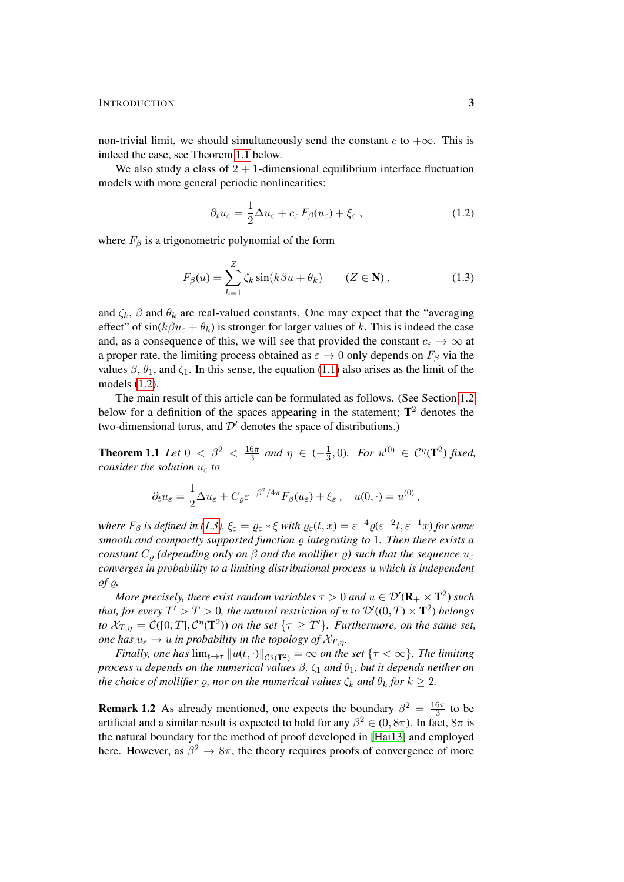non-trivial limit, we should simultaneously send the constant $c$ to $+\infty$. This is indeed the case, see Theorem 1.1 below.

We also study a class of $2+1$-dimensional equilibrium interface fluctuation models with more general periodic nonlinearities:

$$\partial_t u_\varepsilon = \frac{1}{2}\Delta u_\varepsilon + c_\varepsilon \, F_\beta(u_\varepsilon) + \xi_\varepsilon \;, \tag{1.2}$$

where $F_\beta$ is a trigonometric polynomial of the form

$$F_\beta(u) = \sum_{k=1}^{Z} \zeta_k \sin(k\beta u + \theta_k) \qquad (Z \in \mathbf{N}) \;, \tag{1.3}$$

and $\zeta_k$, $\beta$ and $\theta_k$ are real-valued constants. One may expect that the "averaging effect" of $\sin(k\beta u_\varepsilon + \theta_k)$ is stronger for larger values of $k$. This is indeed the case and, as a consequence of this, we will see that provided the constant $c_\varepsilon \to \infty$ at a proper rate, the limiting process obtained as $\varepsilon \to 0$ only depends on $F_\beta$ via the values $\beta$, $\theta_1$, and $\zeta_1$. In this sense, the equation (1.1) also arises as the limit of the models (1.2).

The main result of this article can be formulated as follows. (See Section 1.2 below for a definition of the spaces appearing in the statement; $\mathbf{T}^2$ denotes the two-dimensional torus, and $\mathcal{D}'$ denotes the space of distributions.)

**Theorem 1.1** *Let $0 < \beta^2 < \frac{16\pi}{3}$ and $\eta \in (-\frac{1}{3}, 0)$. For $u^{(0)} \in \mathcal{C}^\eta(\mathbf{T}^2)$ fixed, consider the solution $u_\varepsilon$ to*

$$\partial_t u_\varepsilon = \frac{1}{2}\Delta u_\varepsilon + C_\varrho \varepsilon^{-\beta^2/4\pi} F_\beta(u_\varepsilon) + \xi_\varepsilon \;, \quad u(0,\cdot) = u^{(0)} \;,$$

*where $F_\beta$ is defined in (1.3), $\xi_\varepsilon = \varrho_\varepsilon * \xi$ with $\varrho_\varepsilon(t,x) = \varepsilon^{-4}\varrho(\varepsilon^{-2}t, \varepsilon^{-1}x)$ for some smooth and compactly supported function $\varrho$ integrating to $1$. Then there exists a constant $C_\varrho$ (depending only on $\beta$ and the mollifier $\varrho$) such that the sequence $u_\varepsilon$ converges in probability to a limiting distributional process $u$ which is independent of $\varrho$.*

*More precisely, there exist random variables $\tau > 0$ and $u \in \mathcal{D}'(\mathbf{R}_+ \times \mathbf{T}^2)$ such that, for every $T' > T > 0$, the natural restriction of $u$ to $\mathcal{D}'((0,T) \times \mathbf{T}^2)$ belongs to $\mathcal{X}_{T,\eta} = \mathcal{C}([0,T], \mathcal{C}^\eta(\mathbf{T}^2))$ on the set $\{\tau \geq T'\}$. Furthermore, on the same set, one has $u_\varepsilon \to u$ in probability in the topology of $\mathcal{X}_{T,\eta}$.*

*Finally, one has $\lim_{t\to\tau} \|u(t,\cdot)\|_{\mathcal{C}^\eta(\mathbf{T}^2)} = \infty$ on the set $\{\tau < \infty\}$. The limiting process $u$ depends on the numerical values $\beta$, $\zeta_1$ and $\theta_1$, but it depends neither on the choice of mollifier $\varrho$, nor on the numerical values $\zeta_k$ and $\theta_k$ for $k \geq 2$.*

**Remark 1.2** As already mentioned, one expects the boundary $\beta^2 = \frac{16\pi}{3}$ to be artificial and a similar result is expected to hold for any $\beta^2 \in (0, 8\pi)$. In fact, $8\pi$ is the natural boundary for the method of proof developed in [Hai13] and employed here. However, as $\beta^2 \to 8\pi$, the theory requires proofs of convergence of more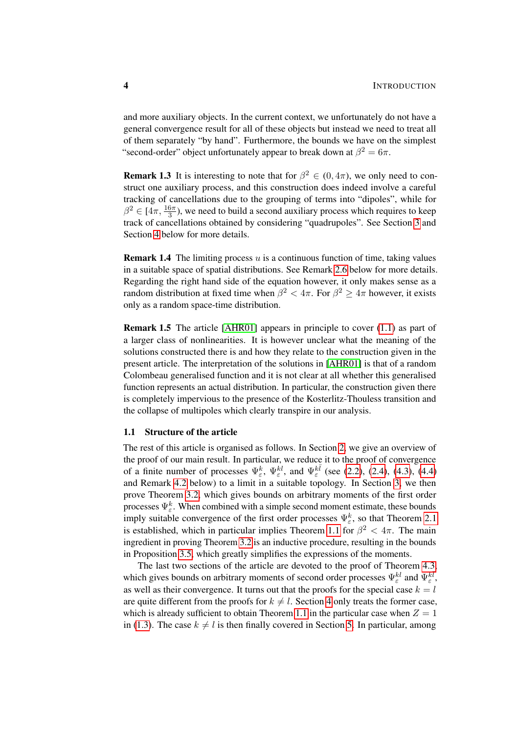and more auxiliary objects. In the current context, we unfortunately do not have a general convergence result for all of these objects but instead we need to treat all of them separately "by hand". Furthermore, the bounds we have on the simplest "second-order" object unfortunately appear to break down at $\beta^2 = 6\pi$.

**Remark 1.3** It is interesting to note that for $\beta^2 \in (0, 4\pi)$, we only need to construct one auxiliary process, and this construction does indeed involve a careful tracking of cancellations due to the grouping of terms into "dipoles", while for $\beta^2 \in [4\pi, \frac{16\pi}{3})$, we need to build a second auxiliary process which requires to keep track of cancellations obtained by considering "quadrupoles". See Section 3 and Section 4 below for more details.

**Remark 1.4** The limiting process $u$ is a continuous function of time, taking values in a suitable space of spatial distributions. See Remark 2.6 below for more details. Regarding the right hand side of the equation however, it only makes sense as a random distribution at fixed time when $\beta^2 < 4\pi$. For $\beta^2 \geq 4\pi$ however, it exists only as a random space-time distribution.

**Remark 1.5** The article [AHR01] appears in principle to cover (1.1) as part of a larger class of nonlinearities. It is however unclear what the meaning of the solutions constructed there is and how they relate to the construction given in the present article. The interpretation of the solutions in [AHR01] is that of a random Colombeau generalised function and it is not clear at all whether this generalised function represents an actual distribution. In particular, the construction given there is completely impervious to the presence of the Kosterlitz-Thouless transition and the collapse of multipoles which clearly transpire in our analysis.

## 1.1 Structure of the article

The rest of this article is organised as follows. In Section 2, we give an overview of the proof of our main result. In particular, we reduce it to the proof of convergence of a finite number of processes $\Psi^k_\varepsilon$, $\Psi^{kl}_\varepsilon$, and $\Psi^{kl}_\varepsilon$ (see (2.2), (2.4), (4.3), (4.4) and Remark 4.2 below) to a limit in a suitable topology. In Section 3, we then prove Theorem 3.2, which gives bounds on arbitrary moments of the first order processes $\Psi^k_\varepsilon$. When combined with a simple second moment estimate, these bounds imply suitable convergence of the first order processes $\Psi^k_\varepsilon$, so that Theorem 2.1 is established, which in particular implies Theorem 1.1 for $\beta^2 < 4\pi$. The main ingredient in proving Theorem 3.2 is an inductive procedure, resulting in the bounds in Proposition 3.5, which greatly simplifies the expressions of the moments.

The last two sections of the article are devoted to the proof of Theorem 4.3, which gives bounds on arbitrary moments of second order processes $\Psi^{kl}_\varepsilon$ and $\Psi^{kl}_\varepsilon$, as well as their convergence. It turns out that the proofs for the special case $k = l$ are quite different from the proofs for $k \neq l$. Section 4 only treats the former case, which is already sufficient to obtain Theorem 1.1 in the particular case when $Z = 1$ in (1.3). The case $k \neq l$ is then finally covered in Section 5. In particular, among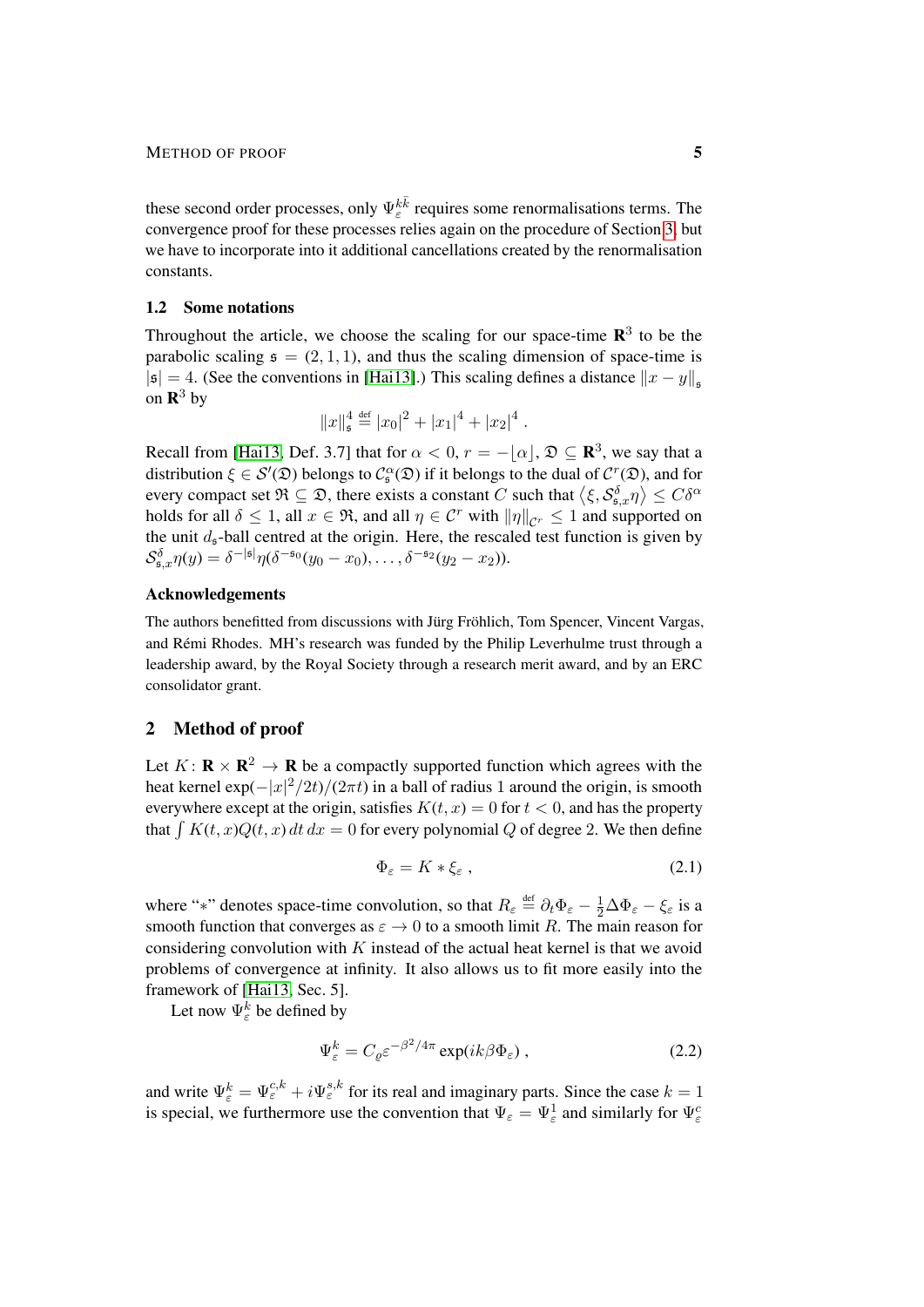these second order processes, only $\Psi_\varepsilon^{k\bar k}$ requires some renormalisations terms. The convergence proof for these processes relies again on the procedure of Section 3, but we have to incorporate into it additional cancellations created by the renormalisation constants.

### 1.2 Some notations

Throughout the article, we choose the scaling for our space-time $\mathbf{R}^3$ to be the parabolic scaling $\mathfrak{s} = (2, 1, 1)$, and thus the scaling dimension of space-time is $|\mathfrak{s}| = 4$. (See the conventions in [Hai13].) This scaling defines a distance $\|x - y\|_\mathfrak{s}$ on $\mathbf{R}^3$ by

$$\|x\|_\mathfrak{s}^4 \stackrel{\text{def}}{=} |x_0|^2 + |x_1|^4 + |x_2|^4 \;.$$

Recall from [Hai13, Def. 3.7] that for $\alpha < 0$, $r = -\lfloor \alpha \rfloor$, $\mathfrak{D} \subseteq \mathbf{R}^3$, we say that a distribution $\xi \in \mathcal{S}'(\mathfrak{D})$ belongs to $\mathcal{C}_\mathfrak{s}^\alpha(\mathfrak{D})$ if it belongs to the dual of $\mathcal{C}^r(\mathfrak{D})$, and for every compact set $\mathfrak{R} \subseteq \mathfrak{D}$, there exists a constant $C$ such that $\langle \xi, \mathcal{S}_{\mathfrak{s},x}^\delta \eta \rangle \le C\delta^\alpha$ holds for all $\delta \le 1$, all $x \in \mathfrak{R}$, and all $\eta \in \mathcal{C}^r$ with $\|\eta\|_{\mathcal{C}^r} \le 1$ and supported on the unit $d_\mathfrak{s}$-ball centred at the origin. Here, the rescaled test function is given by $\mathcal{S}_{\mathfrak{s},x}^\delta \eta(y) = \delta^{-|\mathfrak{s}|} \eta(\delta^{-\mathfrak{s}_0}(y_0 - x_0), \ldots, \delta^{-\mathfrak{s}_2}(y_2 - x_2))$.

#### Acknowledgements

The authors benefitted from discussions with Jürg Fröhlich, Tom Spencer, Vincent Vargas, and Rémi Rhodes. MH's research was funded by the Philip Leverhulme trust through a leadership award, by the Royal Society through a research merit award, and by an ERC consolidator grant.

## 2 Method of proof

Let $K\colon \mathbf{R} \times \mathbf{R}^2 \to \mathbf{R}$ be a compactly supported function which agrees with the heat kernel $\exp(-|x|^2/2t)/(2\pi t)$ in a ball of radius 1 around the origin, is smooth everywhere except at the origin, satisfies $K(t, x) = 0$ for $t < 0$, and has the property that $\int K(t, x)Q(t, x)\, dt\, dx = 0$ for every polynomial $Q$ of degree 2. We then define

$$\Phi_\varepsilon = K * \xi_\varepsilon \;, \tag{2.1}$$

where "$*$" denotes space-time convolution, so that $R_\varepsilon \stackrel{\text{def}}{=} \partial_t \Phi_\varepsilon - \frac{1}{2}\Delta\Phi_\varepsilon - \xi_\varepsilon$ is a smooth function that converges as $\varepsilon \to 0$ to a smooth limit $R$. The main reason for considering convolution with $K$ instead of the actual heat kernel is that we avoid problems of convergence at infinity. It also allows us to fit more easily into the framework of [Hai13, Sec. 5].

Let now $\Psi_\varepsilon^k$ be defined by

$$\Psi_\varepsilon^k = C_\varrho \varepsilon^{-\beta^2/4\pi} \exp(ik\beta\Phi_\varepsilon) \;, \tag{2.2}$$

and write $\Psi_\varepsilon^k = \Psi_\varepsilon^{c,k} + i\Psi_\varepsilon^{s,k}$ for its real and imaginary parts. Since the case $k = 1$ is special, we furthermore use the convention that $\Psi_\varepsilon = \Psi_\varepsilon^1$ and similarly for $\Psi_\varepsilon^c$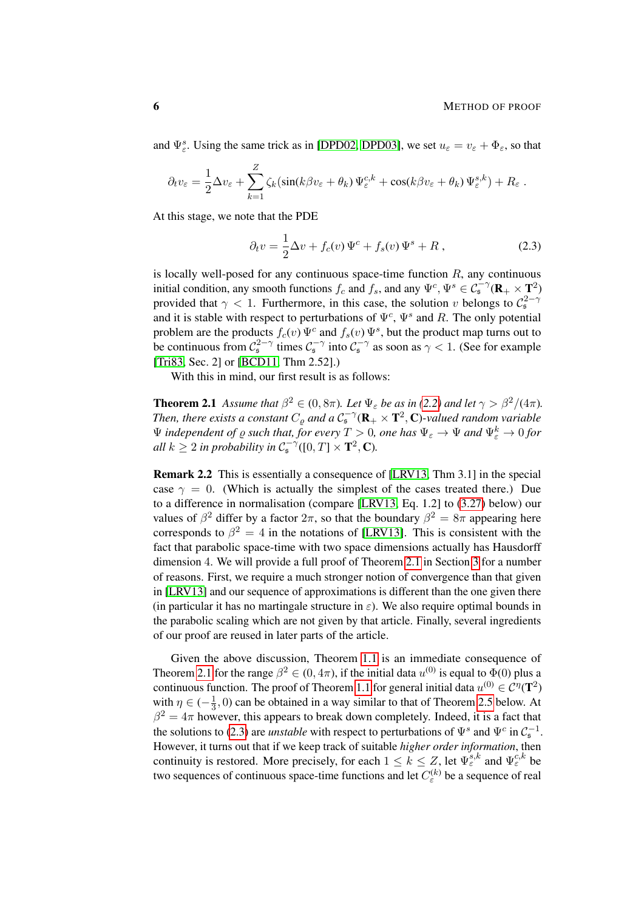and $\Psi^s_\varepsilon$. Using the same trick as in [DPD02, DPD03], we set $u_\varepsilon = v_\varepsilon + \Phi_\varepsilon$, so that

$$\partial_t v_\varepsilon = \frac{1}{2}\Delta v_\varepsilon + \sum_{k=1}^{Z} \zeta_k (\sin(k\beta v_\varepsilon + \theta_k)\, \Psi^{c,k}_\varepsilon + \cos(k\beta v_\varepsilon + \theta_k)\, \Psi^{s,k}_\varepsilon) + R_\varepsilon \;.$$

At this stage, we note that the PDE

$$\partial_t v = \frac{1}{2}\Delta v + f_c(v)\, \Psi^c + f_s(v)\, \Psi^s + R \;, \tag{2.3}$$

is locally well-posed for any continuous space-time function $R$, any continuous initial condition, any smooth functions $f_c$ and $f_s$, and any $\Psi^c, \Psi^s \in \mathcal{C}^{-\gamma}_\mathfrak{s}(\mathbf{R}_+ \times \mathbf{T}^2)$ provided that $\gamma < 1$. Furthermore, in this case, the solution $v$ belongs to $\mathcal{C}^{2-\gamma}_\mathfrak{s}$ and it is stable with respect to perturbations of $\Psi^c$, $\Psi^s$ and $R$. The only potential problem are the products $f_c(v)\, \Psi^c$ and $f_s(v)\, \Psi^s$, but the product map turns out to be continuous from $\mathcal{C}^{2-\gamma}_\mathfrak{s}$ times $\mathcal{C}^{-\gamma}_\mathfrak{s}$ into $\mathcal{C}^{-\gamma}_\mathfrak{s}$ as soon as $\gamma < 1$. (See for example [Tri83, Sec. 2] or [BCD11, Thm 2.52].)

With this in mind, our first result is as follows:

**Theorem 2.1** *Assume that $\beta^2 \in (0, 8\pi)$. Let $\Psi_\varepsilon$ be as in (2.2) and let $\gamma > \beta^2/(4\pi)$. Then, there exists a constant $C_\varrho$ and a $\mathcal{C}^{-\gamma}_\mathfrak{s}(\mathbf{R}_+ \times \mathbf{T}^2, \mathbf{C})$-valued random variable $\Psi$ independent of $\varrho$ such that, for every $T > 0$, one has $\Psi_\varepsilon \to \Psi$ and $\Psi^k_\varepsilon \to 0$ for all $k \geq 2$ in probability in $\mathcal{C}^{-\gamma}_\mathfrak{s}([0,T] \times \mathbf{T}^2, \mathbf{C})$.*

**Remark 2.2** This is essentially a consequence of [LRV13, Thm 3.1] in the special case $\gamma = 0$. (Which is actually the simplest of the cases treated there.) Due to a difference in normalisation (compare [LRV13, Eq. 1.2] to (3.27) below) our values of $\beta^2$ differ by a factor $2\pi$, so that the boundary $\beta^2 = 8\pi$ appearing here corresponds to $\beta^2 = 4$ in the notations of [LRV13]. This is consistent with the fact that parabolic space-time with two space dimensions actually has Hausdorff dimension $4$. We will provide a full proof of Theorem 2.1 in Section 3 for a number of reasons. First, we require a much stronger notion of convergence than that given in [LRV13] and our sequence of approximations is different than the one given there (in particular it has no martingale structure in $\varepsilon$). We also require optimal bounds in the parabolic scaling which are not given by that article. Finally, several ingredients of our proof are reused in later parts of the article.

Given the above discussion, Theorem 1.1 is an immediate consequence of Theorem 2.1 for the range $\beta^2 \in (0, 4\pi)$, if the initial data $u^{(0)}$ is equal to $\Phi(0)$ plus a continuous function. The proof of Theorem 1.1 for general initial data $u^{(0)} \in \mathcal{C}^\eta(\mathbf{T}^2)$ with $\eta \in (-\frac{1}{3}, 0)$ can be obtained in a way similar to that of Theorem 2.5 below. At $\beta^2 = 4\pi$ however, this appears to break down completely. Indeed, it is a fact that the solutions to (2.3) are *unstable* with respect to perturbations of $\Psi^s$ and $\Psi^c$ in $\mathcal{C}^{-1}_\mathfrak{s}$. However, it turns out that if we keep track of suitable *higher order information*, then continuity is restored. More precisely, for each $1 \leq k \leq Z$, let $\Psi^{s,k}_\varepsilon$ and $\Psi^{c,k}_\varepsilon$ be two sequences of continuous space-time functions and let $C^{(k)}_\varepsilon$ be a sequence of real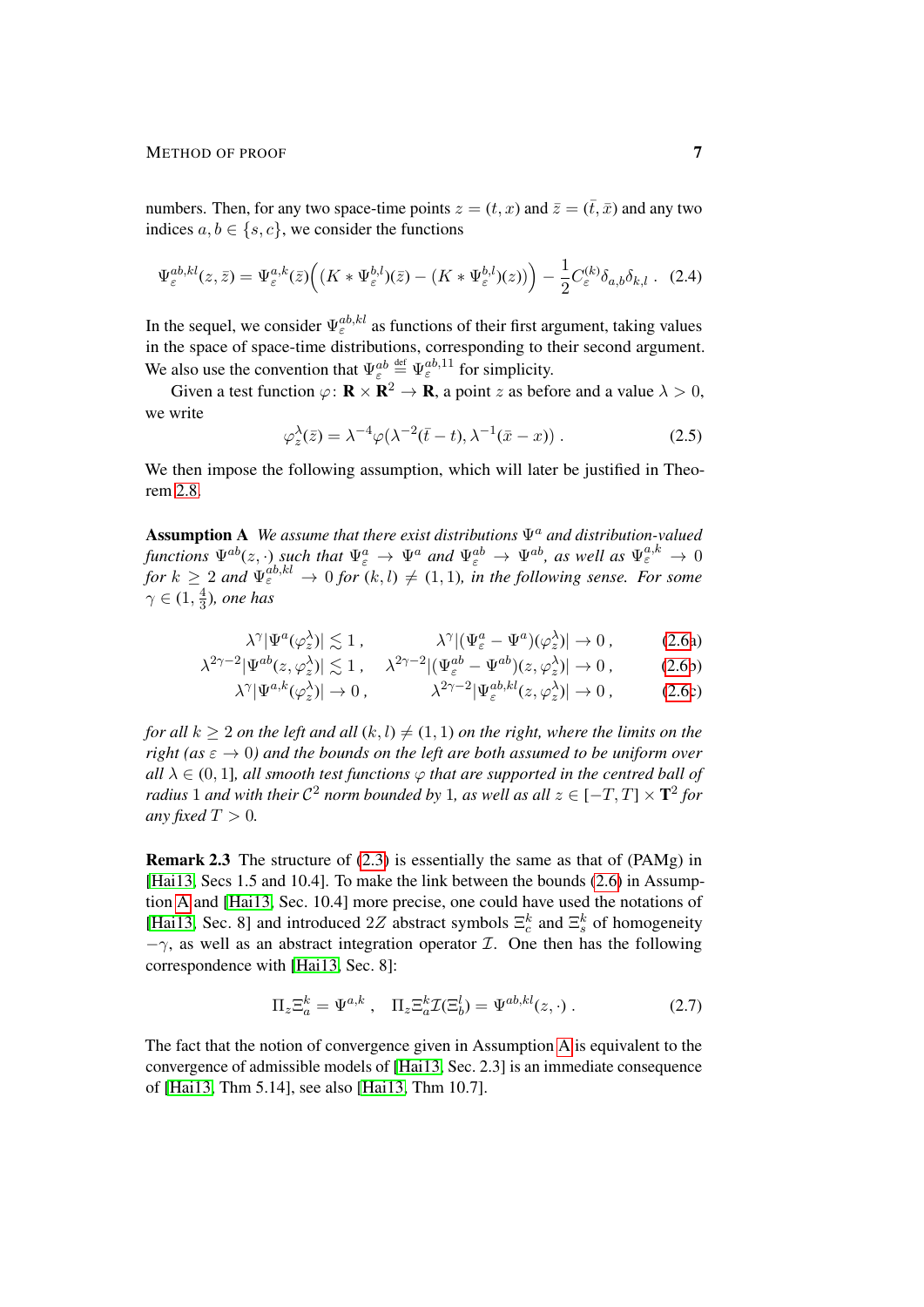numbers. Then, for any two space-time points $z = (t, x)$ and $\bar{z} = (\bar{t}, \bar{x})$ and any two indices $a, b \in \{s, c\}$, we consider the functions

$$\Psi_\varepsilon^{ab,kl}(z, \bar{z}) = \Psi_\varepsilon^{a,k}(\bar{z})\Big((K * \Psi_\varepsilon^{b,l})(\bar{z}) - (K * \Psi_\varepsilon^{b,l})(z)\Big) - \frac{1}{2} C_\varepsilon^{(k)} \delta_{a,b}\delta_{k,l} \,. \tag{2.4}$$

In the sequel, we consider $\Psi_\varepsilon^{ab,kl}$ as functions of their first argument, taking values in the space of space-time distributions, corresponding to their second argument. We also use the convention that $\Psi_\varepsilon^{ab} \stackrel{\text{def}}{=} \Psi_\varepsilon^{ab,11}$ for simplicity.

Given a test function $\varphi\colon \mathbf{R} \times \mathbf{R}^2 \to \mathbf{R}$, a point $z$ as before and a value $\lambda > 0$, we write

$$\varphi_z^\lambda(\bar{z}) = \lambda^{-4}\varphi(\lambda^{-2}(\bar{t} - t), \lambda^{-1}(\bar{x} - x)) \,. \tag{2.5}$$

We then impose the following assumption, which will later be justified in Theorem 2.8.

**Assumption A** *We assume that there exist distributions $\Psi^a$ and distribution-valued functions $\Psi^{ab}(z, \cdot)$ such that $\Psi_\varepsilon^a \to \Psi^a$ and $\Psi_\varepsilon^{ab} \to \Psi^{ab}$, as well as $\Psi_\varepsilon^{a,k} \to 0$ for $k \geq 2$ and $\Psi_\varepsilon^{ab,kl} \to 0$ for $(k, l) \neq (1, 1)$, in the following sense. For some $\gamma \in (1, \frac{4}{3})$, one has*

$$\lambda^\gamma |\Psi^a(\varphi_z^\lambda)| \lesssim 1 \,, \qquad \lambda^\gamma |(\Psi_\varepsilon^a - \Psi^a)(\varphi_z^\lambda)| \to 0 \,, \tag{2.6a}$$

$$\lambda^{2\gamma-2} |\Psi^{ab}(z, \varphi_z^\lambda)| \lesssim 1 \,, \qquad \lambda^{2\gamma-2} |(\Psi_\varepsilon^{ab} - \Psi^{ab})(z, \varphi_z^\lambda)| \to 0 \,, \tag{2.6b}$$

$$\lambda^\gamma |\Psi^{a,k}(\varphi_z^\lambda)| \to 0 \,, \qquad \lambda^{2\gamma-2} |\Psi_\varepsilon^{ab,kl}(z, \varphi_z^\lambda)| \to 0 \,, \tag{2.6c}$$

*for all $k \geq 2$ on the left and all $(k, l) \neq (1, 1)$ on the right, where the limits on the right (as $\varepsilon \to 0$) and the bounds on the left are both assumed to be uniform over all $\lambda \in (0, 1]$, all smooth test functions $\varphi$ that are supported in the centred ball of radius 1 and with their $\mathcal{C}^2$ norm bounded by 1, as well as all $z \in [-T, T] \times \mathbf{T}^2$ for any fixed $T > 0$.*

**Remark 2.3** The structure of (2.3) is essentially the same as that of (PAMg) in [Hai13, Secs 1.5 and 10.4]. To make the link between the bounds (2.6) in Assumption A and [Hai13, Sec. 10.4] more precise, one could have used the notations of [Hai13, Sec. 8] and introduced $2Z$ abstract symbols $\Xi_c^k$ and $\Xi_s^k$ of homogeneity $-\gamma$, as well as an abstract integration operator $\mathcal{I}$. One then has the following correspondence with [Hai13, Sec. 8]:

$$\Pi_z \Xi_a^k = \Psi^{a,k} \,, \quad \Pi_z \Xi_a^k \mathcal{I}(\Xi_b^l) = \Psi^{ab,kl}(z, \cdot) \,. \tag{2.7}$$

The fact that the notion of convergence given in Assumption A is equivalent to the convergence of admissible models of [Hai13, Sec. 2.3] is an immediate consequence of [Hai13, Thm 5.14], see also [Hai13, Thm 10.7].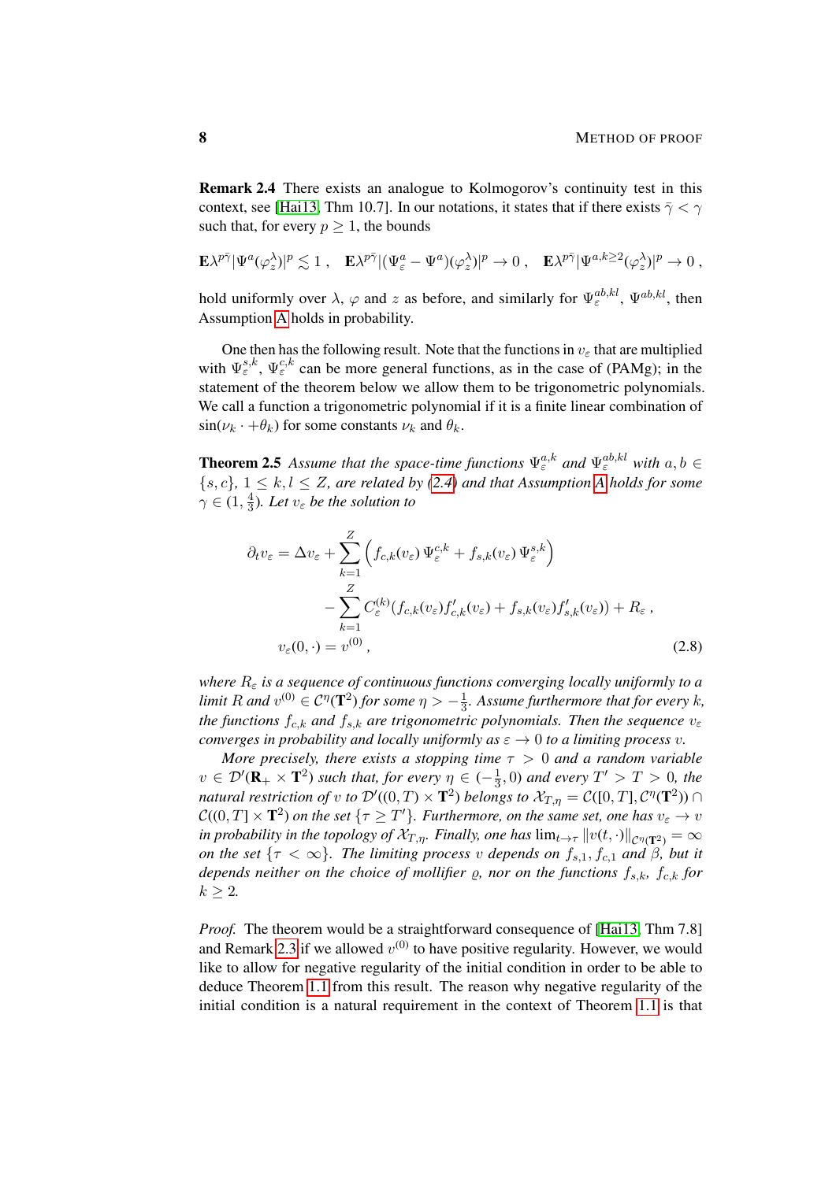**Remark 2.4** There exists an analogue to Kolmogorov's continuity test in this context, see [Hai13, Thm 10.7]. In our notations, it states that if there exists $\bar\gamma < \gamma$ such that, for every $p \geq 1$, the bounds

$$\mathbf{E}\lambda^{p\bar\gamma}|\Psi^a(\varphi_z^\lambda)|^p \lesssim 1\;, \quad \mathbf{E}\lambda^{p\bar\gamma}|(\Psi^a_\varepsilon - \Psi^a)(\varphi_z^\lambda)|^p \to 0\;, \quad \mathbf{E}\lambda^{p\bar\gamma}|\Psi^{a,k\geq 2}(\varphi_z^\lambda)|^p \to 0\;,$$

hold uniformly over $\lambda$, $\varphi$ and $z$ as before, and similarly for $\Psi_\varepsilon^{ab,kl}$, $\Psi^{ab,kl}$, then Assumption A holds in probability.

One then has the following result. Note that the functions in $v_\varepsilon$ that are multiplied with $\Psi_\varepsilon^{s,k}$, $\Psi_\varepsilon^{c,k}$ can be more general functions, as in the case of (PAMg); in the statement of the theorem below we allow them to be trigonometric polynomials. We call a function a trigonometric polynomial if it is a finite linear combination of $\sin(\nu_k\cdot + \theta_k)$ for some constants $\nu_k$ and $\theta_k$.

**Theorem 2.5** *Assume that the space-time functions $\Psi_\varepsilon^{a,k}$ and $\Psi_\varepsilon^{ab,kl}$ with $a, b \in \{s, c\}$, $1 \leq k, l \leq Z$, are related by (2.4) and that Assumption A holds for some $\gamma \in (1, \frac{4}{3})$. Let $v_\varepsilon$ be the solution to*

$$\begin{aligned}
\partial_t v_\varepsilon = \Delta v_\varepsilon &+ \sum_{k=1}^{Z}\Big(f_{c,k}(v_\varepsilon)\,\Psi_\varepsilon^{c,k} + f_{s,k}(v_\varepsilon)\,\Psi_\varepsilon^{s,k}\Big) \\
&- \sum_{k=1}^{Z} C_\varepsilon^{(k)}(f_{c,k}(v_\varepsilon)f_{c,k}'(v_\varepsilon) + f_{s,k}(v_\varepsilon)f_{s,k}'(v_\varepsilon)) + R_\varepsilon\;, \\
v_\varepsilon(0,\cdot) = v^{(0)}\;, &
\end{aligned} \tag{2.8}$$

*where $R_\varepsilon$ is a sequence of continuous functions converging locally uniformly to a limit $R$ and $v^{(0)} \in \mathcal{C}^\eta(\mathbf{T}^2)$ for some $\eta > -\frac{1}{3}$. Assume furthermore that for every $k$, the functions $f_{c,k}$ and $f_{s,k}$ are trigonometric polynomials. Then the sequence $v_\varepsilon$ converges in probability and locally uniformly as $\varepsilon \to 0$ to a limiting process $v$.*

*More precisely, there exists a stopping time $\tau > 0$ and a random variable $v \in \mathcal{D}'(\mathbf{R}_+ \times \mathbf{T}^2)$ such that, for every $\eta \in (-\frac{1}{3}, 0)$ and every $T' > T > 0$, the natural restriction of $v$ to $\mathcal{D}'((0,T) \times \mathbf{T}^2)$ belongs to $\mathcal{X}_{T,\eta} = \mathcal{C}([0,T], \mathcal{C}^\eta(\mathbf{T}^2)) \cap \mathcal{C}((0,T] \times \mathbf{T}^2)$ on the set $\{\tau \geq T'\}$. Furthermore, on the same set, one has $v_\varepsilon \to v$ in probability in the topology of $\mathcal{X}_{T,\eta}$. Finally, one has $\lim_{t\to\tau}\|v(t,\cdot)\|_{\mathcal{C}^\eta(\mathbf{T}^2)} = \infty$ on the set $\{\tau < \infty\}$. The limiting process $v$ depends on $f_{s,1}, f_{c,1}$ and $\beta$, but it depends neither on the choice of mollifier $\varrho$, nor on the functions $f_{s,k}$, $f_{c,k}$ for $k \geq 2$.*

*Proof.* The theorem would be a straightforward consequence of [Hai13, Thm 7.8] and Remark 2.3 if we allowed $v^{(0)}$ to have positive regularity. However, we would like to allow for negative regularity of the initial condition in order to be able to deduce Theorem 1.1 from this result. The reason why negative regularity of the initial condition is a natural requirement in the context of Theorem 1.1 is that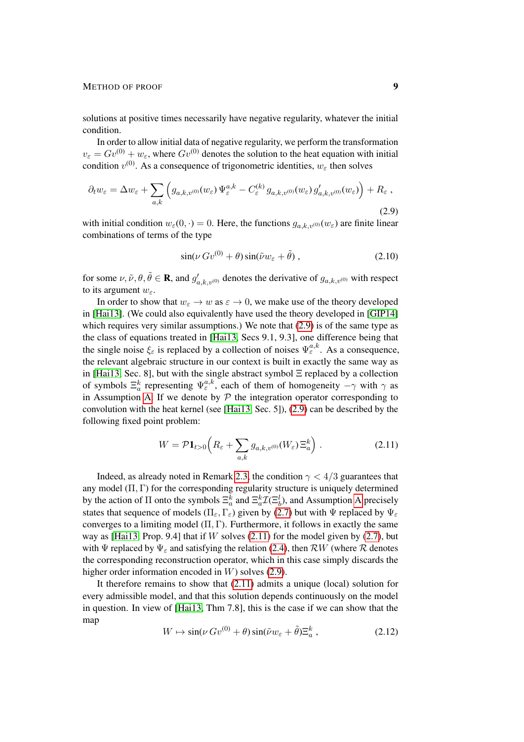solutions at positive times necessarily have negative regularity, whatever the initial condition.

In order to allow initial data of negative regularity, we perform the transformation $v_\varepsilon = Gv^{(0)} + w_\varepsilon$, where $Gv^{(0)}$ denotes the solution to the heat equation with initial condition $v^{(0)}$. As a consequence of trigonometric identities, $w_\varepsilon$ then solves

$$\partial_t w_\varepsilon = \Delta w_\varepsilon + \sum_{a,k} \Big( g_{a,k,v^{(0)}}(w_\varepsilon)\, \Psi_\varepsilon^{a,k} - C_\varepsilon^{(k)}\, g_{a,k,v^{(0)}}(w_\varepsilon)\, g'_{a,k,v^{(0)}}(w_\varepsilon) \Big) + R_\varepsilon \;, \tag{2.9}$$

with initial condition $w_\varepsilon(0,\cdot) = 0$. Here, the functions $g_{a,k,v^{(0)}}(w_\varepsilon)$ are finite linear combinations of terms of the type

$$\sin(\nu\, Gv^{(0)} + \theta) \sin(\tilde\nu w_\varepsilon + \tilde\theta) \;, \tag{2.10}$$

for some $\nu, \tilde\nu, \theta, \tilde\theta \in \mathbf{R}$, and $g'_{a,k,v^{(0)}}$ denotes the derivative of $g_{a,k,v^{(0)}}$ with respect to its argument $w_\varepsilon$.

In order to show that $w_\varepsilon \to w$ as $\varepsilon \to 0$, we make use of the theory developed in [Hai13]. (We could also equivalently have used the theory developed in [GIP14] which requires very similar assumptions.) We note that (2.9) is of the same type as the class of equations treated in [Hai13, Secs 9.1, 9.3], one difference being that the single noise $\xi_\varepsilon$ is replaced by a collection of noises $\Psi_\varepsilon^{a,k}$. As a consequence, the relevant algebraic structure in our context is built in exactly the same way as in [Hai13, Sec. 8], but with the single abstract symbol $\Xi$ replaced by a collection of symbols $\Xi_a^k$ representing $\Psi_\varepsilon^{a,k}$, each of them of homogeneity $-\gamma$ with $\gamma$ as in Assumption A. If we denote by $\mathcal{P}$ the integration operator corresponding to convolution with the heat kernel (see [Hai13, Sec. 5]), (2.9) can be described by the following fixed point problem:

$$W = \mathcal{P}\mathbf{1}_{t>0}\Big( R_\varepsilon + \sum_{a,k} g_{a,k,v^{(0)}}(W_\varepsilon)\, \Xi_a^k \Big) \;. \tag{2.11}$$

Indeed, as already noted in Remark 2.3, the condition $\gamma < 4/3$ guarantees that any model $(\Pi, \Gamma)$ for the corresponding regularity structure is uniquely determined by the action of $\Pi$ onto the symbols $\Xi_a^k$ and $\Xi_a^k \mathcal{I}(\Xi_b^l)$, and Assumption A precisely states that sequence of models $(\Pi_\varepsilon, \Gamma_\varepsilon)$ given by (2.7) but with $\Psi$ replaced by $\Psi_\varepsilon$ converges to a limiting model $(\Pi, \Gamma)$. Furthermore, it follows in exactly the same way as [Hai13, Prop. 9.4] that if $W$ solves (2.11) for the model given by (2.7), but with $\Psi$ replaced by $\Psi_\varepsilon$ and satisfying the relation (2.4), then $\mathcal{R}W$ (where $\mathcal{R}$ denotes the corresponding reconstruction operator, which in this case simply discards the higher order information encoded in $W$) solves (2.9).

It therefore remains to show that (2.11) admits a unique (local) solution for every admissible model, and that this solution depends continuously on the model in question. In view of [Hai13, Thm 7.8], this is the case if we can show that the map

$$W \mapsto \sin(\nu\, Gv^{(0)} + \theta) \sin(\tilde\nu w_\varepsilon + \tilde\theta) \Xi_a^k \;, \tag{2.12}$$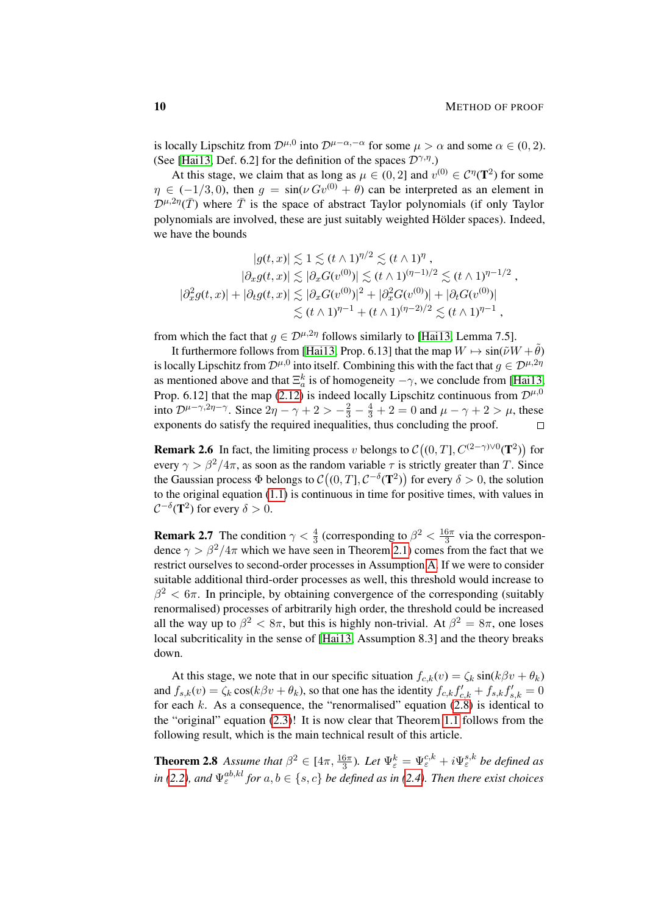is locally Lipschitz from $\mathcal{D}^{\mu,0}$ into $\mathcal{D}^{\mu-\alpha,-\alpha}$ for some $\mu > \alpha$ and some $\alpha \in (0,2)$. (See [Hai13, Def. 6.2] for the definition of the spaces $\mathcal{D}^{\gamma,\eta}$.)

At this stage, we claim that as long as $\mu \in (0,2]$ and $v^{(0)} \in \mathcal{C}^\eta(\mathbf{T}^2)$ for some $\eta \in (-1/3, 0)$, then $g = \sin(\nu G v^{(0)} + \theta)$ can be interpreted as an element in $\mathcal{D}^{\mu,2\eta}(\bar{T})$ where $\bar{T}$ is the space of abstract Taylor polynomials (if only Taylor polynomials are involved, these are just suitably weighted Hölder spaces). Indeed, we have the bounds

$$
\begin{aligned}
|g(t,x)| &\lesssim 1 \lesssim (t \wedge 1)^{\eta/2} \lesssim (t \wedge 1)^{\eta}\;, \\
|\partial_x g(t,x)| &\lesssim |\partial_x G(v^{(0)})| \lesssim (t \wedge 1)^{(\eta-1)/2} \lesssim (t \wedge 1)^{\eta - 1/2}\;, \\
|\partial_x^2 g(t,x)| + |\partial_t g(t,x)| &\lesssim |\partial_x G(v^{(0)})|^2 + |\partial_x^2 G(v^{(0)})| + |\partial_t G(v^{(0)})| \\
&\lesssim (t \wedge 1)^{\eta-1} + (t \wedge 1)^{(\eta-2)/2} \lesssim (t \wedge 1)^{\eta-1}\;,
\end{aligned}
$$

from which the fact that $g \in \mathcal{D}^{\mu,2\eta}$ follows similarly to [Hai13, Lemma 7.5].

It furthermore follows from [Hai13, Prop. 6.13] that the map $W \mapsto \sin(\tilde{\nu} W + \tilde{\theta})$ is locally Lipschitz from $\mathcal{D}^{\mu,0}$ into itself. Combining this with the fact that $g \in \mathcal{D}^{\mu,2\eta}$ as mentioned above and that $\Xi_a^k$ is of homogeneity $-\gamma$, we conclude from [Hai13, Prop. 6.12] that the map (2.12) is indeed locally Lipschitz continuous from $\mathcal{D}^{\mu,0}$ into $\mathcal{D}^{\mu-\gamma,2\eta-\gamma}$. Since $2\eta - \gamma + 2 > -\frac{2}{3} - \frac{4}{3} + 2 = 0$ and $\mu - \gamma + 2 > \mu$, these exponents do satisfy the required inequalities, thus concluding the proof. □

**Remark 2.6** In fact, the limiting process $v$ belongs to $\mathcal{C}\big((0,T], C^{(2-\gamma)\vee 0}(\mathbf{T}^2)\big)$ for every $\gamma > \beta^2/4\pi$, as soon as the random variable $\tau$ is strictly greater than $T$. Since the Gaussian process $\Phi$ belongs to $\mathcal{C}\big((0,T], \mathcal{C}^{-\delta}(\mathbf{T}^2)\big)$ for every $\delta > 0$, the solution to the original equation (1.1) is continuous in time for positive times, with values in $\mathcal{C}^{-\delta}(\mathbf{T}^2)$ for every $\delta > 0$.

**Remark 2.7** The condition $\gamma < \frac{4}{3}$ (corresponding to $\beta^2 < \frac{16\pi}{3}$ via the correspondence $\gamma > \beta^2/4\pi$ which we have seen in Theorem 2.1) comes from the fact that we restrict ourselves to second-order processes in Assumption A. If we were to consider suitable additional third-order processes as well, this threshold would increase to $\beta^2 < 6\pi$. In principle, by obtaining convergence of the corresponding (suitably renormalised) processes of arbitrarily high order, the threshold could be increased all the way up to $\beta^2 < 8\pi$, but this is highly non-trivial. At $\beta^2 = 8\pi$, one loses local subcriticality in the sense of [Hai13, Assumption 8.3] and the theory breaks down.

At this stage, we note that in our specific situation $f_{c,k}(v) = \zeta_k \sin(k\beta v + \theta_k)$ and $f_{s,k}(v) = \zeta_k \cos(k\beta v + \theta_k)$, so that one has the identity $f_{c,k} f_{c,k}' + f_{s,k} f_{s,k}' = 0$ for each $k$. As a consequence, the "renormalised" equation (2.8) is identical to the "original" equation (2.3)! It is now clear that Theorem 1.1 follows from the following result, which is the main technical result of this article.

**Theorem 2.8** *Assume that $\beta^2 \in [4\pi, \frac{16\pi}{3})$. Let $\Psi_\varepsilon^k = \Psi_\varepsilon^{c,k} + i\Psi_\varepsilon^{s,k}$ be defined as in (2.2), and $\Psi_\varepsilon^{ab,kl}$ for $a, b \in \{s, c\}$ be defined as in (2.4). Then there exist choices*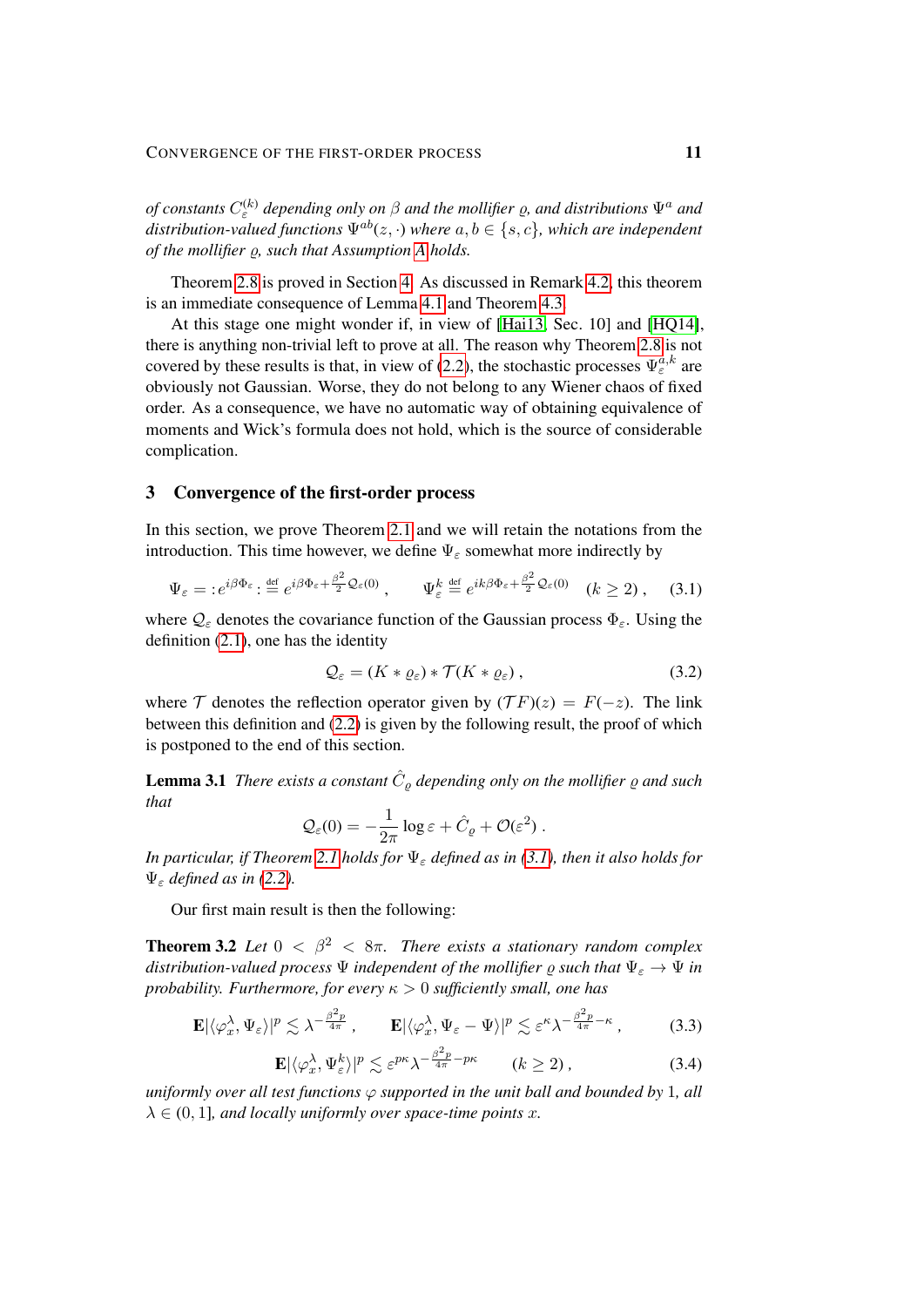*of constants $C_\varepsilon^{(k)}$ depending only on $\beta$ and the mollifier $\varrho$, and distributions $\Psi^a$ and distribution-valued functions $\Psi^{ab}(z,\cdot)$ where $a,b \in \{s,c\}$, which are independent of the mollifier $\varrho$, such that Assumption A holds.*

Theorem 2.8 is proved in Section 4. As discussed in Remark 4.2, this theorem is an immediate consequence of Lemma 4.1 and Theorem 4.3.

At this stage one might wonder if, in view of [Hai13, Sec. 10] and [HQ14], there is anything non-trivial left to prove at all. The reason why Theorem 2.8 is not covered by these results is that, in view of (2.2), the stochastic processes $\Psi_\varepsilon^{a,k}$ are obviously not Gaussian. Worse, they do not belong to any Wiener chaos of fixed order. As a consequence, we have no automatic way of obtaining equivalence of moments and Wick's formula does not hold, which is the source of considerable complication.

## 3 Convergence of the first-order process

In this section, we prove Theorem 2.1 and we will retain the notations from the introduction. This time however, we define $\Psi_\varepsilon$ somewhat more indirectly by

$$\Psi_\varepsilon = :e^{i\beta\Phi_\varepsilon}: \stackrel{\text{def}}{=} e^{i\beta\Phi_\varepsilon + \frac{\beta^2}{2}\mathcal{Q}_\varepsilon(0)}\;, \qquad \Psi_\varepsilon^k \stackrel{\text{def}}{=} e^{ik\beta\Phi_\varepsilon + \frac{\beta^2}{2}\mathcal{Q}_\varepsilon(0)} \quad (k \geq 2)\;, \tag{3.1}$$

where $\mathcal{Q}_\varepsilon$ denotes the covariance function of the Gaussian process $\Phi_\varepsilon$. Using the definition (2.1), one has the identity

$$\mathcal{Q}_\varepsilon = (K * \varrho_\varepsilon) * \mathcal{T}(K * \varrho_\varepsilon)\;, \tag{3.2}$$

where $\mathcal{T}$ denotes the reflection operator given by $(\mathcal{T}F)(z) = F(-z)$. The link between this definition and (2.2) is given by the following result, the proof of which is postponed to the end of this section.

**Lemma 3.1** *There exists a constant $\hat{C}_\varrho$ depending only on the mollifier $\varrho$ and such that*

$$\mathcal{Q}_\varepsilon(0) = -\frac{1}{2\pi}\log\varepsilon + \hat{C}_\varrho + \mathcal{O}(\varepsilon^2)\;.$$

*In particular, if Theorem 2.1 holds for $\Psi_\varepsilon$ defined as in (3.1), then it also holds for $\Psi_\varepsilon$ defined as in (2.2).*

Our first main result is then the following:

**Theorem 3.2** *Let $0 < \beta^2 < 8\pi$. There exists a stationary random complex distribution-valued process $\Psi$ independent of the mollifier $\varrho$ such that $\Psi_\varepsilon \to \Psi$ in probability. Furthermore, for every $\kappa > 0$ sufficiently small, one has*

$$\mathbf{E}|\langle\varphi_x^\lambda, \Psi_\varepsilon\rangle|^p \lesssim \lambda^{-\frac{\beta^2 p}{4\pi}}\;, \qquad \mathbf{E}|\langle\varphi_x^\lambda, \Psi_\varepsilon - \Psi\rangle|^p \lesssim \varepsilon^\kappa \lambda^{-\frac{\beta^2 p}{4\pi} - \kappa}\;, \tag{3.3}$$

$$\mathbf{E}|\langle\varphi_x^\lambda, \Psi_\varepsilon^k\rangle|^p \lesssim \varepsilon^{p\kappa}\lambda^{-\frac{\beta^2 p}{4\pi} - p\kappa} \qquad (k \geq 2)\;, \tag{3.4}$$

*uniformly over all test functions $\varphi$ supported in the unit ball and bounded by 1, all $\lambda \in (0,1]$, and locally uniformly over space-time points $x$.*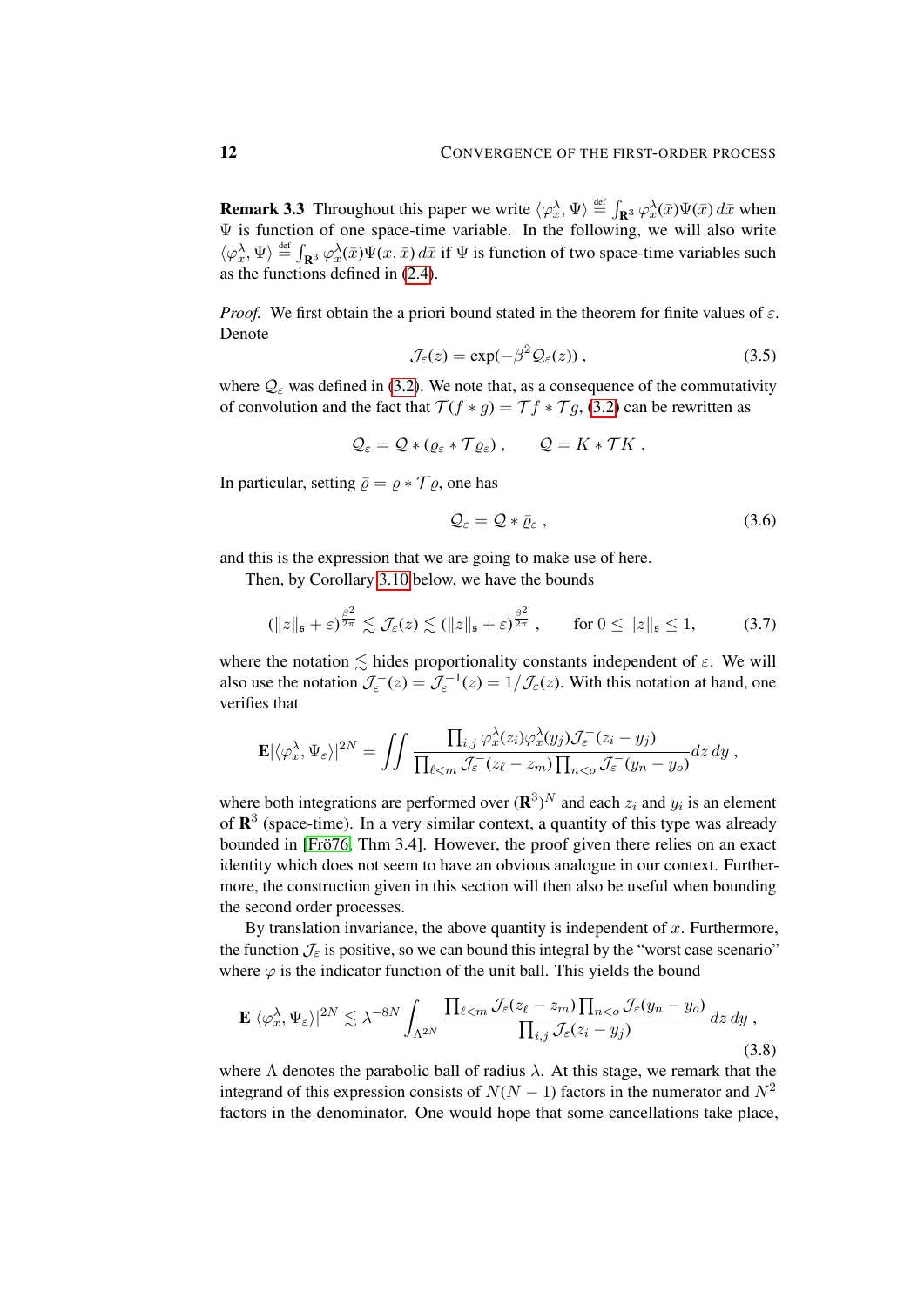**Remark 3.3** Throughout this paper we write $\langle \varphi_x^\lambda, \Psi \rangle \stackrel{\text{def}}{=} \int_{\mathbf{R}^3} \varphi_x^\lambda(\bar x)\Psi(\bar x)\, d\bar x$ when $\Psi$ is function of one space-time variable. In the following, we will also write $\langle \varphi_x^\lambda, \Psi \rangle \stackrel{\text{def}}{=} \int_{\mathbf{R}^3} \varphi_x^\lambda(\bar x)\Psi(x, \bar x)\, d\bar x$ if $\Psi$ is function of two space-time variables such as the functions defined in (2.4).

*Proof.* We first obtain the a priori bound stated in the theorem for finite values of $\varepsilon$. Denote

$$\mathcal{J}_\varepsilon(z) = \exp(-\beta^2 \mathcal{Q}_\varepsilon(z)) \;, \tag{3.5}$$

where $\mathcal{Q}_\varepsilon$ was defined in (3.2). We note that, as a consequence of the commutativity of convolution and the fact that $\mathcal{T}(f * g) = \mathcal{T} f * \mathcal{T} g$, (3.2) can be rewritten as

$$\mathcal{Q}_\varepsilon = \mathcal{Q} * (\varrho_\varepsilon * \mathcal{T} \varrho_\varepsilon) \;, \qquad \mathcal{Q} = K * \mathcal{T} K \;.$$

In particular, setting $\bar\varrho = \varrho * \mathcal{T}\varrho$, one has

$$\mathcal{Q}_\varepsilon = \mathcal{Q} * \bar\varrho_\varepsilon \;, \tag{3.6}$$

and this is the expression that we are going to make use of here.

Then, by Corollary 3.10 below, we have the bounds

$$(\|z\|_\mathfrak{s} + \varepsilon)^{\frac{\beta^2}{2\pi}} \lesssim \mathcal{J}_\varepsilon(z) \lesssim (\|z\|_\mathfrak{s} + \varepsilon)^{\frac{\beta^2}{2\pi}} \;, \qquad \text{for } 0 \le \|z\|_\mathfrak{s} \le 1, \tag{3.7}$$

where the notation $\lesssim$ hides proportionality constants independent of $\varepsilon$. We will also use the notation $\mathcal{J}_\varepsilon^-(z) = \mathcal{J}_\varepsilon^{-1}(z) = 1/\mathcal{J}_\varepsilon(z)$. With this notation at hand, one verifies that

$$\mathbf{E}|\langle \varphi_x^\lambda, \Psi_\varepsilon \rangle|^{2N} = \iint \frac{\prod_{i,j} \varphi_x^\lambda(z_i)\varphi_x^\lambda(y_j)\mathcal{J}_\varepsilon^-(z_i - y_j)}{\prod_{\ell<m} \mathcal{J}_\varepsilon^-(z_\ell - z_m)\prod_{n<o}\mathcal{J}_\varepsilon^-(y_n - y_o)}\, dz\, dy \;,$$

where both integrations are performed over $(\mathbf{R}^3)^N$ and each $z_i$ and $y_i$ is an element of $\mathbf{R}^3$ (space-time). In a very similar context, a quantity of this type was already bounded in [Frö76, Thm 3.4]. However, the proof given there relies on an exact identity which does not seem to have an obvious analogue in our context. Furthermore, the construction given in this section will then also be useful when bounding the second order processes.

By translation invariance, the above quantity is independent of $x$. Furthermore, the function $\mathcal{J}_\varepsilon$ is positive, so we can bound this integral by the "worst case scenario" where $\varphi$ is the indicator function of the unit ball. This yields the bound

$$\mathbf{E}|\langle \varphi_x^\lambda, \Psi_\varepsilon \rangle|^{2N} \lesssim \lambda^{-8N} \int_{\Lambda^{2N}} \frac{\prod_{\ell<m} \mathcal{J}_\varepsilon(z_\ell - z_m)\prod_{n<o}\mathcal{J}_\varepsilon(y_n - y_o)}{\prod_{i,j}\mathcal{J}_\varepsilon(z_i - y_j)}\, dz\, dy \;, \tag{3.8}$$

where $\Lambda$ denotes the parabolic ball of radius $\lambda$. At this stage, we remark that the integrand of this expression consists of $N(N-1)$ factors in the numerator and $N^2$ factors in the denominator. One would hope that some cancellations take place,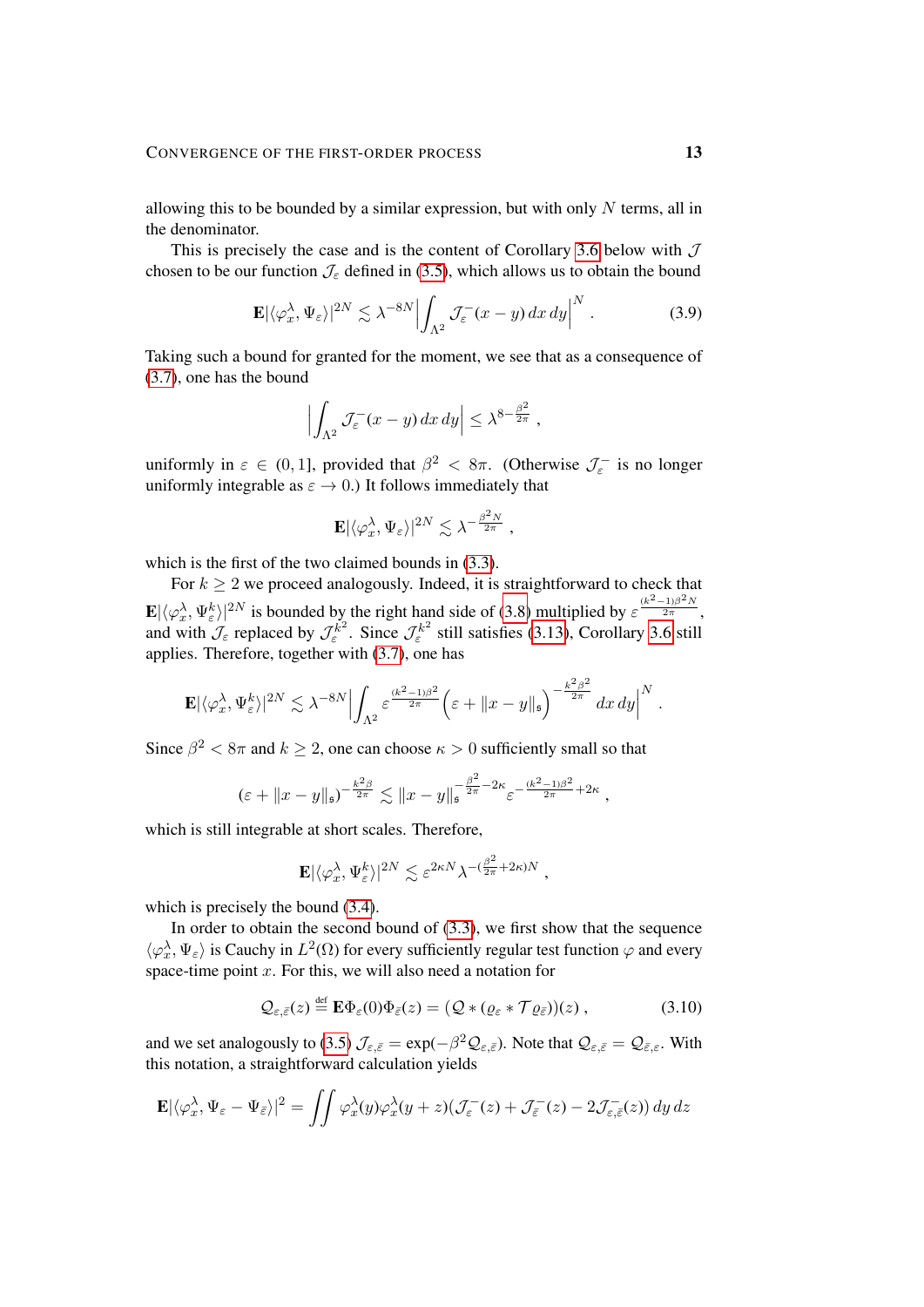allowing this to be bounded by a similar expression, but with only $N$ terms, all in the denominator.

This is precisely the case and is the content of Corollary 3.6 below with $\mathcal{J}$ chosen to be our function $\mathcal{J}_\varepsilon$ defined in (3.5), which allows us to obtain the bound

$$\mathbf{E}|\langle \varphi_x^\lambda, \Psi_\varepsilon\rangle|^{2N} \lesssim \lambda^{-8N}\Big|\int_{\Lambda^2} \mathcal{J}_\varepsilon^-(x-y)\,dx\,dy\Big|^N . \tag{3.9}$$

Taking such a bound for granted for the moment, we see that as a consequence of (3.7), one has the bound

$$\Big|\int_{\Lambda^2} \mathcal{J}_\varepsilon^-(x-y)\,dx\,dy\Big| \le \lambda^{8-\frac{\beta^2}{2\pi}} ,$$

uniformly in $\varepsilon \in (0,1]$, provided that $\beta^2 < 8\pi$. (Otherwise $\mathcal{J}_\varepsilon^-$ is no longer uniformly integrable as $\varepsilon \to 0$.) It follows immediately that

$$\mathbf{E}|\langle \varphi_x^\lambda, \Psi_\varepsilon\rangle|^{2N} \lesssim \lambda^{-\frac{\beta^2 N}{2\pi}} ,$$

which is the first of the two claimed bounds in (3.3).

For $k \ge 2$ we proceed analogously. Indeed, it is straightforward to check that $\mathbf{E}|\langle \varphi_x^\lambda, \Psi_\varepsilon^k\rangle|^{2N}$ is bounded by the right hand side of (3.8) multiplied by $\varepsilon^{\frac{(k^2-1)\beta^2 N}{2\pi}}$, and with $\mathcal{J}_\varepsilon$ replaced by $\mathcal{J}_\varepsilon^{k^2}$. Since $\mathcal{J}_\varepsilon^{k^2}$ still satisfies (3.13), Corollary 3.6 still applies. Therefore, together with (3.7), one has

$$\mathbf{E}|\langle \varphi_x^\lambda, \Psi_\varepsilon^k\rangle|^{2N} \lesssim \lambda^{-8N}\Big|\int_{\Lambda^2} \varepsilon^{\frac{(k^2-1)\beta^2}{2\pi}}\Big(\varepsilon + \|x-y\|_{\mathfrak{s}}\Big)^{-\frac{k^2\beta^2}{2\pi}}\,dx\,dy\Big|^N .$$

Since $\beta^2 < 8\pi$ and $k \ge 2$, one can choose $\kappa > 0$ sufficiently small so that

$$(\varepsilon + \|x-y\|_{\mathfrak{s}})^{-\frac{k^2\beta}{2\pi}} \lesssim \|x-y\|_{\mathfrak{s}}^{-\frac{\beta^2}{2\pi}-2\kappa}\varepsilon^{-\frac{(k^2-1)\beta^2}{2\pi}+2\kappa} ,$$

which is still integrable at short scales. Therefore,

$$\mathbf{E}|\langle \varphi_x^\lambda, \Psi_\varepsilon^k\rangle|^{2N} \lesssim \varepsilon^{2\kappa N}\lambda^{-(\frac{\beta^2}{2\pi}+2\kappa)N} ,$$

which is precisely the bound (3.4).

In order to obtain the second bound of (3.3), we first show that the sequence $\langle \varphi_x^\lambda, \Psi_\varepsilon\rangle$ is Cauchy in $L^2(\Omega)$ for every sufficiently regular test function $\varphi$ and every space-time point $x$. For this, we will also need a notation for

$$\mathcal{Q}_{\varepsilon,\bar\varepsilon}(z) \stackrel{\text{def}}{=} \mathbf{E}\Phi_\varepsilon(0)\Phi_{\bar\varepsilon}(z) = (\mathcal{Q} * (\varrho_\varepsilon * \mathcal{T}\varrho_{\bar\varepsilon}))(z) , \tag{3.10}$$

and we set analogously to (3.5) $\mathcal{J}_{\varepsilon,\bar\varepsilon} = \exp(-\beta^2\mathcal{Q}_{\varepsilon,\bar\varepsilon})$. Note that $\mathcal{Q}_{\varepsilon,\bar\varepsilon} = \mathcal{Q}_{\bar\varepsilon,\varepsilon}$. With this notation, a straightforward calculation yields

$$\mathbf{E}|\langle \varphi_x^\lambda, \Psi_\varepsilon - \Psi_{\bar\varepsilon}\rangle|^2 = \iint \varphi_x^\lambda(y)\varphi_x^\lambda(y+z)(\mathcal{J}_\varepsilon^-(z) + \mathcal{J}_{\bar\varepsilon}^-(z) - 2\mathcal{J}_{\varepsilon,\bar\varepsilon}^-(z))\,dy\,dz$$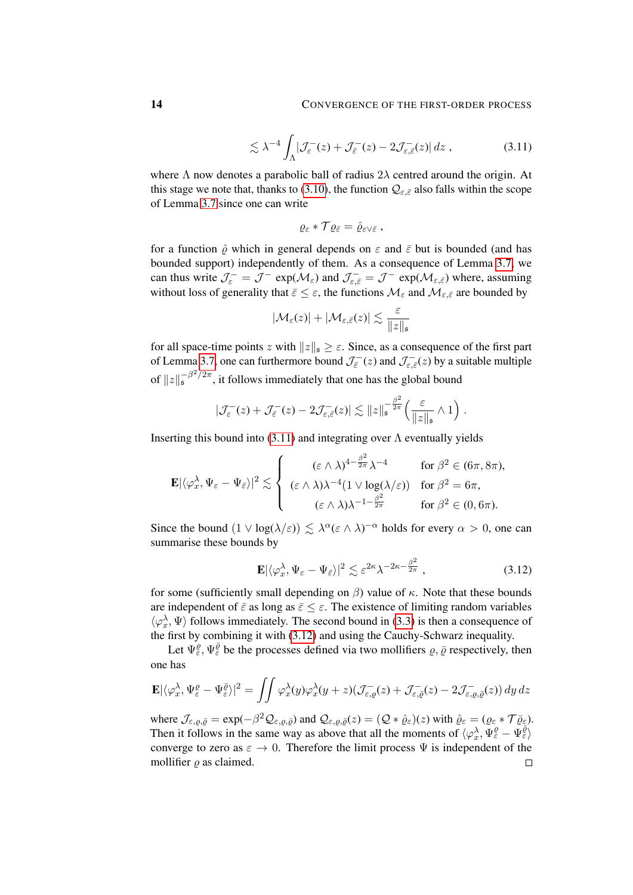$$\lesssim \lambda^{-4} \int_\Lambda |\mathcal{J}_\varepsilon^-(z) + \mathcal{J}_{\bar\varepsilon}^-(z) - 2\mathcal{J}_{\varepsilon,\bar\varepsilon}^-(z)|\,dz\;, \tag{3.11}$$

where $\Lambda$ now denotes a parabolic ball of radius $2\lambda$ centred around the origin. At this stage we note that, thanks to (3.10), the function $\mathcal{Q}_{\varepsilon,\bar\varepsilon}$ also falls within the scope of Lemma 3.7 since one can write

$$\varrho_\varepsilon * \mathcal{T}\varrho_{\bar\varepsilon} = \hat\varrho_{\varepsilon\vee\bar\varepsilon}\;,$$

for a function $\hat\varrho$ which in general depends on $\varepsilon$ and $\bar\varepsilon$ but is bounded (and has bounded support) independently of them. As a consequence of Lemma 3.7, we can thus write $\mathcal{J}_\varepsilon^- = \mathcal{J}^- \exp(\mathcal{M}_\varepsilon)$ and $\mathcal{J}_{\varepsilon,\bar\varepsilon}^- = \mathcal{J}^- \exp(\mathcal{M}_{\varepsilon,\bar\varepsilon})$ where, assuming without loss of generality that $\bar\varepsilon \le \varepsilon$, the functions $\mathcal{M}_\varepsilon$ and $\mathcal{M}_{\varepsilon,\bar\varepsilon}$ are bounded by

$$|\mathcal{M}_\varepsilon(z)| + |\mathcal{M}_{\varepsilon,\bar\varepsilon}(z)| \lesssim \frac{\varepsilon}{\|z\|_\mathfrak{s}}$$

for all space-time points $z$ with $\|z\|_\mathfrak{s} \ge \varepsilon$. Since, as a consequence of the first part of Lemma 3.7, one can furthermore bound $\mathcal{J}_{\bar\varepsilon}^-(z)$ and $\mathcal{J}_{\varepsilon,\bar\varepsilon}^-(z)$ by a suitable multiple of $\|z\|_\mathfrak{s}^{-\beta^2/2\pi}$, it follows immediately that one has the global bound

$$|\mathcal{J}_\varepsilon^-(z) + \mathcal{J}_{\bar\varepsilon}^-(z) - 2\mathcal{J}_{\varepsilon,\bar\varepsilon}^-(z)| \lesssim \|z\|_\mathfrak{s}^{-\frac{\beta^2}{2\pi}} \Big(\frac{\varepsilon}{\|z\|_\mathfrak{s}} \wedge 1\Big)\;.$$

Inserting this bound into (3.11) and integrating over $\Lambda$ eventually yields

$$\mathbf{E}|\langle \varphi_x^\lambda, \Psi_\varepsilon - \Psi_{\bar\varepsilon}\rangle|^2 \lesssim \left\{\begin{array}{cl} (\varepsilon\wedge\lambda)^{4-\frac{\beta^2}{2\pi}}\lambda^{-4} & \text{for } \beta^2 \in (6\pi, 8\pi), \\ (\varepsilon\wedge\lambda)\lambda^{-4}(1\vee\log(\lambda/\varepsilon)) & \text{for } \beta^2 = 6\pi, \\ (\varepsilon\wedge\lambda)\lambda^{-1-\frac{\beta^2}{2\pi}} & \text{for } \beta^2 \in (0, 6\pi). \end{array}\right.$$

Since the bound $(1\vee\log(\lambda/\varepsilon)) \lesssim \lambda^\alpha(\varepsilon\wedge\lambda)^{-\alpha}$ holds for every $\alpha > 0$, one can summarise these bounds by

$$\mathbf{E}|\langle \varphi_x^\lambda, \Psi_\varepsilon - \Psi_{\bar\varepsilon}\rangle|^2 \lesssim \varepsilon^{2\kappa}\lambda^{-2\kappa-\frac{\beta^2}{2\pi}}\;, \tag{3.12}$$

for some (sufficiently small depending on $\beta$) value of $\kappa$. Note that these bounds are independent of $\bar\varepsilon$ as long as $\bar\varepsilon \le \varepsilon$. The existence of limiting random variables $\langle \varphi_x^\lambda, \Psi\rangle$ follows immediately. The second bound in (3.3) is then a consequence of the first by combining it with (3.12) and using the Cauchy-Schwarz inequality.

Let $\Psi_\varepsilon^\varrho, \Psi_\varepsilon^{\bar\varrho}$ be the processes defined via two mollifiers $\varrho, \bar\varrho$ respectively, then one has

$$\mathbf{E}|\langle \varphi_x^\lambda, \Psi_\varepsilon^\varrho - \Psi_\varepsilon^{\bar\varrho}\rangle|^2 = \iint \varphi_x^\lambda(y)\varphi_x^\lambda(y+z)(\mathcal{J}_{\varepsilon,\varrho}^-(z) + \mathcal{J}_{\varepsilon,\bar\varrho}^-(z) - 2\mathcal{J}_{\varepsilon,\varrho,\bar\varrho}^-(z))\,dy\,dz$$

where $\mathcal{J}_{\varepsilon,\varrho,\bar\varrho} = \exp(-\beta^2\mathcal{Q}_{\varepsilon,\varrho,\bar\varrho})$ and $\mathcal{Q}_{\varepsilon,\varrho,\bar\varrho}(z) = (\mathcal{Q} * \hat\varrho_\varepsilon)(z)$ with $\hat\varrho_\varepsilon = (\varrho_\varepsilon * \mathcal{T}\bar\varrho_\varepsilon)$. Then it follows in the same way as above that all the moments of $\langle \varphi_x^\lambda, \Psi_\varepsilon^\varrho - \Psi_\varepsilon^{\bar\varrho}\rangle$ converge to zero as $\varepsilon \to 0$. Therefore the limit process $\Psi$ is independent of the mollifier $\varrho$ as claimed. □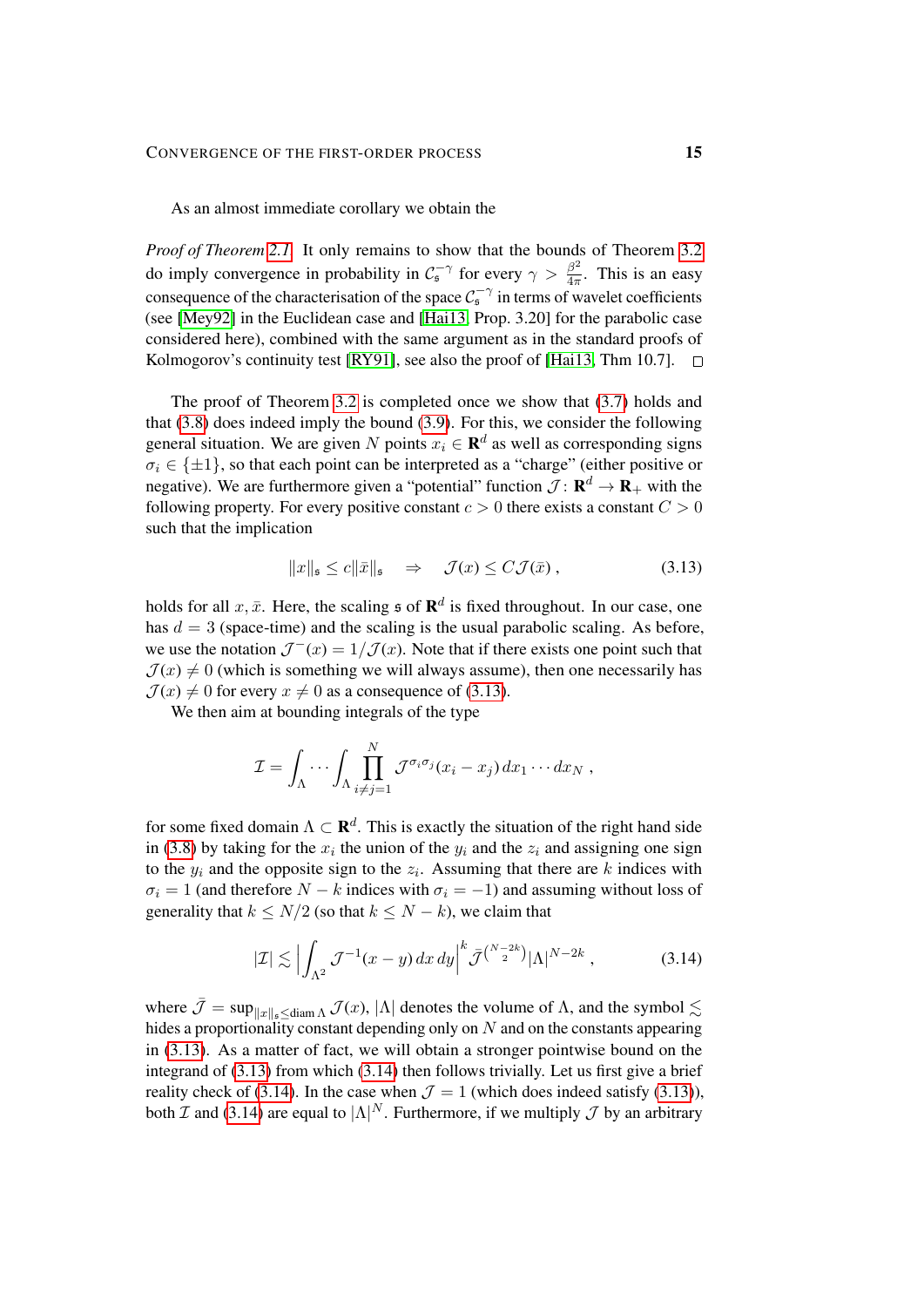As an almost immediate corollary we obtain the

*Proof of Theorem 2.1.* It only remains to show that the bounds of Theorem 3.2 do imply convergence in probability in $\mathcal{C}_\mathfrak{s}^{-\gamma}$ for every $\gamma > \frac{\beta^2}{4\pi}$. This is an easy consequence of the characterisation of the space $\mathcal{C}_\mathfrak{s}^{-\gamma}$ in terms of wavelet coefficients (see [Mey92] in the Euclidean case and [Hai13, Prop. 3.20] for the parabolic case considered here), combined with the same argument as in the standard proofs of Kolmogorov's continuity test [RY91], see also the proof of [Hai13, Thm 10.7]. □

The proof of Theorem 3.2 is completed once we show that (3.7) holds and that (3.8) does indeed imply the bound (3.9). For this, we consider the following general situation. We are given $N$ points $x_i \in \mathbf{R}^d$ as well as corresponding signs $\sigma_i \in \{\pm 1\}$, so that each point can be interpreted as a "charge" (either positive or negative). We are furthermore given a "potential" function $\mathcal{J}\colon \mathbf{R}^d \to \mathbf{R}_+$ with the following property. For every positive constant $c > 0$ there exists a constant $C > 0$ such that the implication

$$\|x\|_\mathfrak{s} \leq c\|\bar{x}\|_\mathfrak{s} \quad\Rightarrow\quad \mathcal{J}(x) \leq C\mathcal{J}(\bar{x})\;, \tag{3.13}$$

holds for all $x, \bar{x}$. Here, the scaling $\mathfrak{s}$ of $\mathbf{R}^d$ is fixed throughout. In our case, one has $d = 3$ (space-time) and the scaling is the usual parabolic scaling. As before, we use the notation $\mathcal{J}^-(x) = 1/\mathcal{J}(x)$. Note that if there exists one point such that $\mathcal{J}(x) \neq 0$ (which is something we will always assume), then one necessarily has $\mathcal{J}(x) \neq 0$ for every $x \neq 0$ as a consequence of (3.13).

We then aim at bounding integrals of the type

$$\mathcal{I} = \int_\Lambda \cdots \int_\Lambda \prod_{i\neq j=1}^N \mathcal{J}^{\sigma_i\sigma_j}(x_i - x_j)\,dx_1\cdots dx_N\;,$$

for some fixed domain $\Lambda \subset \mathbf{R}^d$. This is exactly the situation of the right hand side in (3.8) by taking for the $x_i$ the union of the $y_i$ and the $z_i$ and assigning one sign to the $y_i$ and the opposite sign to the $z_i$. Assuming that there are $k$ indices with $\sigma_i = 1$ (and therefore $N - k$ indices with $\sigma_i = -1$) and assuming without loss of generality that $k \leq N/2$ (so that $k \leq N - k$), we claim that

$$|\mathcal{I}| \lesssim \Big|\int_{\Lambda^2} \mathcal{J}^{-1}(x-y)\,dx\,dy\Big|^k \bar{\mathcal{J}}^{\binom{N-2k}{2}} |\Lambda|^{N-2k}\;, \tag{3.14}$$

where $\bar{\mathcal{J}} = \sup_{\|x\|_\mathfrak{s} \leq \operatorname{diam}\Lambda} \mathcal{J}(x)$, $|\Lambda|$ denotes the volume of $\Lambda$, and the symbol $\lesssim$ hides a proportionality constant depending only on $N$ and on the constants appearing in (3.13). As a matter of fact, we will obtain a stronger pointwise bound on the integrand of (3.13) from which (3.14) then follows trivially. Let us first give a brief reality check of (3.14). In the case when $\mathcal{J} = 1$ (which does indeed satisfy (3.13)), both $\mathcal{I}$ and (3.14) are equal to $|\Lambda|^N$. Furthermore, if we multiply $\mathcal{J}$ by an arbitrary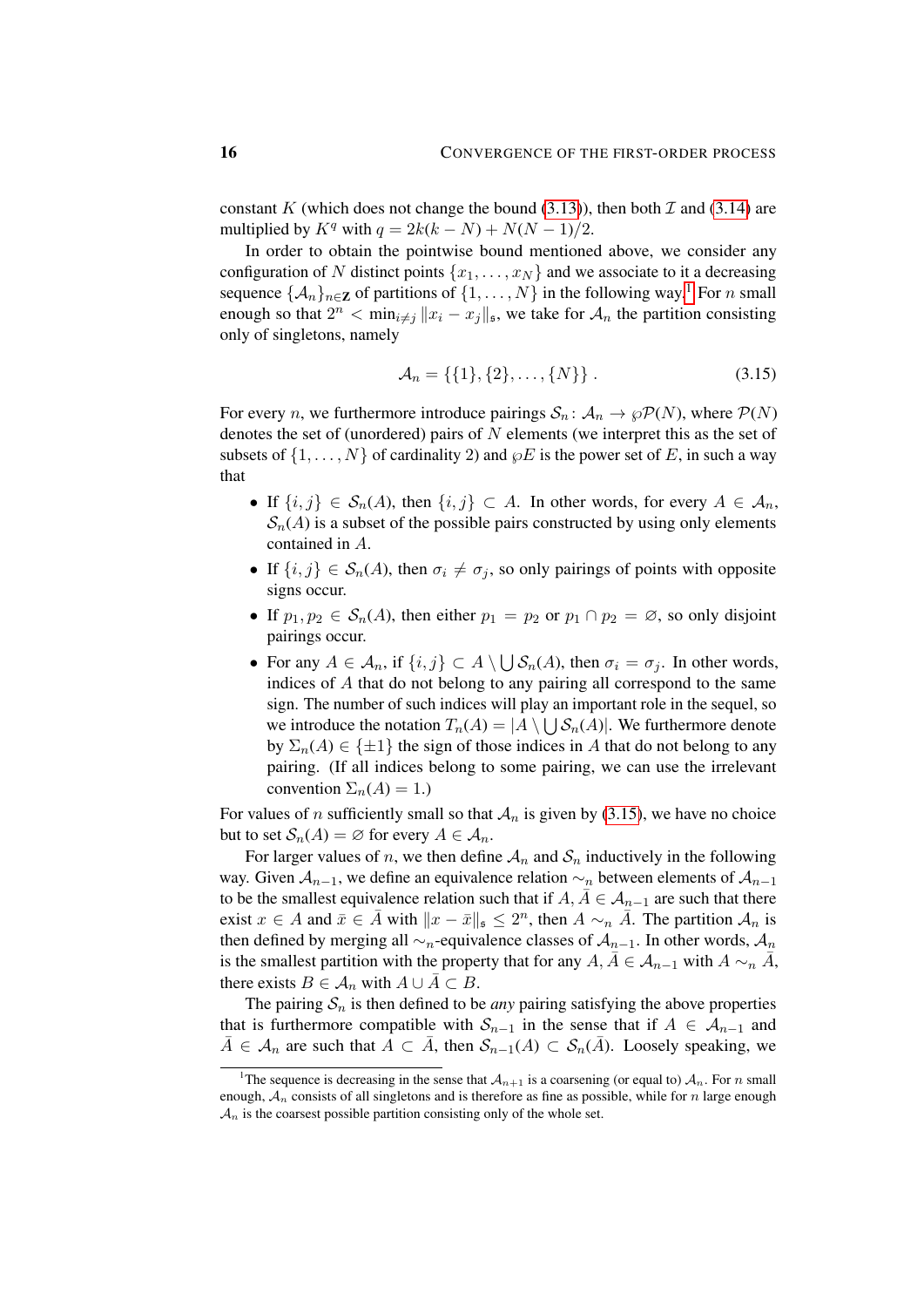constant $K$ (which does not change the bound (3.13)), then both $\mathcal{I}$ and (3.14) are multiplied by $K^q$ with $q = 2k(k-N) + N(N-1)/2$.

In order to obtain the pointwise bound mentioned above, we consider any configuration of $N$ distinct points $\{x_1, \ldots, x_N\}$ and we associate to it a decreasing sequence $\{\mathcal{A}_n\}_{n\in\mathbf{Z}}$ of partitions of $\{1,\ldots,N\}$ in the following way.[1] For $n$ small enough so that $2^n < \min_{i\neq j} \|x_i - x_j\|_\mathfrak{s}$, we take for $\mathcal{A}_n$ the partition consisting only of singletons, namely

$$\mathcal{A}_n = \{\{1\},\{2\},\ldots,\{N\}\}\;. \tag{3.15}$$

For every $n$, we furthermore introduce pairings $\mathcal{S}_n \colon \mathcal{A}_n \to \wp\mathcal{P}(N)$, where $\mathcal{P}(N)$ denotes the set of (unordered) pairs of $N$ elements (we interpret this as the set of subsets of $\{1,\ldots,N\}$ of cardinality 2) and $\wp E$ is the power set of $E$, in such a way that

- If $\{i,j\} \in \mathcal{S}_n(A)$, then $\{i,j\} \subset A$. In other words, for every $A \in \mathcal{A}_n$, $\mathcal{S}_n(A)$ is a subset of the possible pairs constructed by using only elements contained in $A$.
- If $\{i,j\} \in \mathcal{S}_n(A)$, then $\sigma_i \neq \sigma_j$, so only pairings of points with opposite signs occur.
- If $p_1, p_2 \in \mathcal{S}_n(A)$, then either $p_1 = p_2$ or $p_1 \cap p_2 = \varnothing$, so only disjoint pairings occur.
- For any $A \in \mathcal{A}_n$, if $\{i,j\} \subset A \setminus \bigcup \mathcal{S}_n(A)$, then $\sigma_i = \sigma_j$. In other words, indices of $A$ that do not belong to any pairing all correspond to the same sign. The number of such indices will play an important role in the sequel, so we introduce the notation $T_n(A) = |A \setminus \bigcup \mathcal{S}_n(A)|$. We furthermore denote by $\Sigma_n(A) \in \{\pm 1\}$ the sign of those indices in $A$ that do not belong to any pairing. (If all indices belong to some pairing, we can use the irrelevant convention $\Sigma_n(A) = 1$.)

For values of $n$ sufficiently small so that $\mathcal{A}_n$ is given by (3.15), we have no choice but to set $\mathcal{S}_n(A) = \varnothing$ for every $A \in \mathcal{A}_n$.

For larger values of $n$, we then define $\mathcal{A}_n$ and $\mathcal{S}_n$ inductively in the following way. Given $\mathcal{A}_{n-1}$, we define an equivalence relation $\sim_n$ between elements of $\mathcal{A}_{n-1}$ to be the smallest equivalence relation such that if $A, \bar{A} \in \mathcal{A}_{n-1}$ are such that there exist $x \in A$ and $\bar{x} \in \bar{A}$ with $\|x - \bar{x}\|_\mathfrak{s} \leq 2^n$, then $A \sim_n \bar{A}$. The partition $\mathcal{A}_n$ is then defined by merging all $\sim_n$-equivalence classes of $\mathcal{A}_{n-1}$. In other words, $\mathcal{A}_n$ is the smallest partition with the property that for any $A, \bar{A} \in \mathcal{A}_{n-1}$ with $A \sim_n \bar{A}$, there exists $B \in \mathcal{A}_n$ with $A \cup \bar{A} \subset B$.

The pairing $\mathcal{S}_n$ is then defined to be *any* pairing satisfying the above properties that is furthermore compatible with $\mathcal{S}_{n-1}$ in the sense that if $A \in \mathcal{A}_{n-1}$ and $\bar{A} \in \mathcal{A}_n$ are such that $A \subset \bar{A}$, then $\mathcal{S}_{n-1}(A) \subset \mathcal{S}_n(\bar{A})$. Loosely speaking, we

[1] The sequence is decreasing in the sense that $\mathcal{A}_{n+1}$ is a coarsening (or equal to) $\mathcal{A}_n$. For $n$ small enough, $\mathcal{A}_n$ consists of all singletons and is therefore as fine as possible, while for $n$ large enough $\mathcal{A}_n$ is the coarsest possible partition consisting only of the whole set.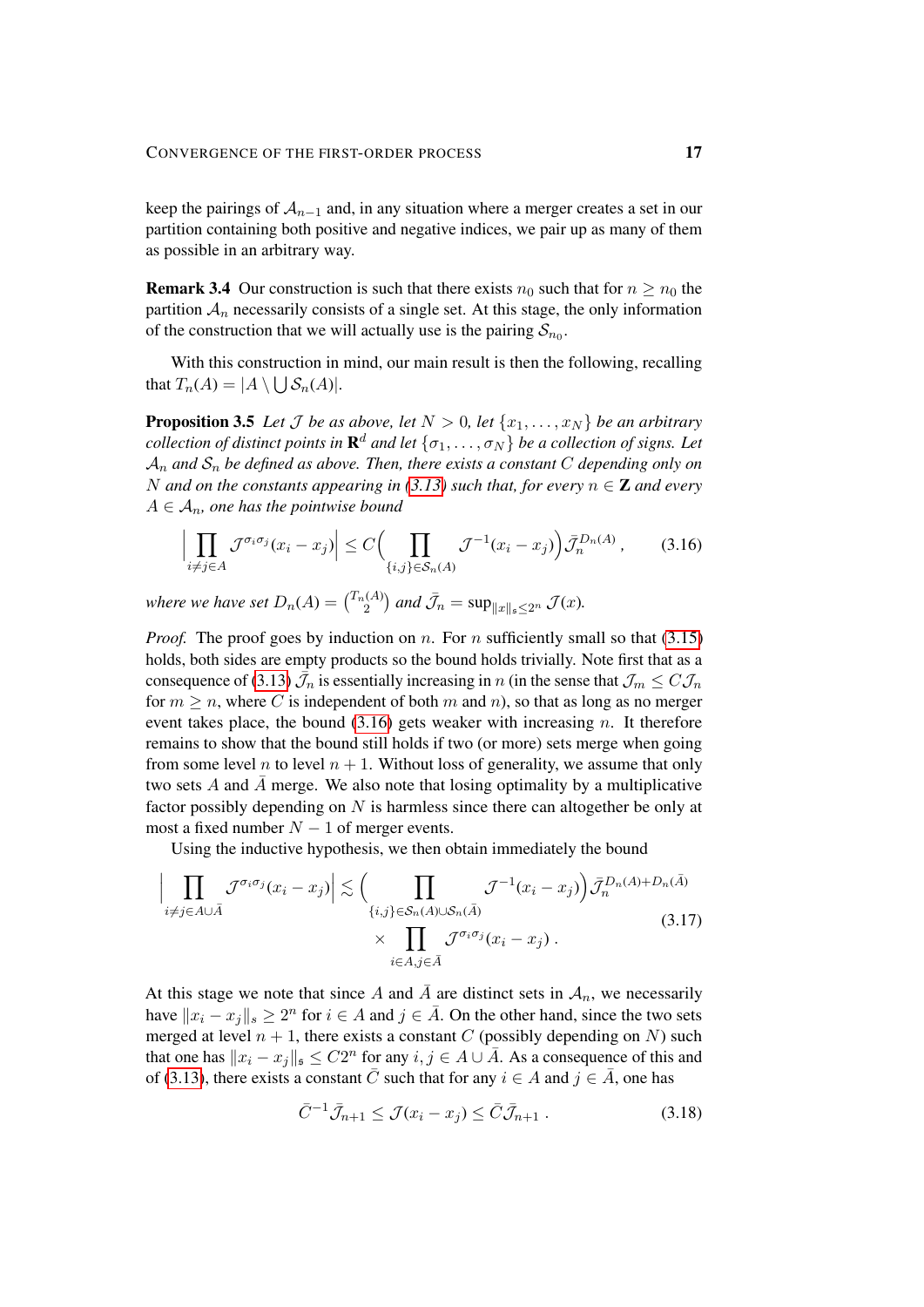keep the pairings of $\mathcal{A}_{n-1}$ and, in any situation where a merger creates a set in our partition containing both positive and negative indices, we pair up as many of them as possible in an arbitrary way.

**Remark 3.4** Our construction is such that there exists $n_0$ such that for $n \geq n_0$ the partition $\mathcal{A}_n$ necessarily consists of a single set. At this stage, the only information of the construction that we will actually use is the pairing $\mathcal{S}_{n_0}$.

With this construction in mind, our main result is then the following, recalling that $T_n(A) = |A \setminus \bigcup \mathcal{S}_n(A)|$.

**Proposition 3.5** *Let $\mathcal{J}$ be as above, let $N > 0$, let $\{x_1, \ldots, x_N\}$ be an arbitrary collection of distinct points in $\mathbf{R}^d$ and let $\{\sigma_1, \ldots, \sigma_N\}$ be a collection of signs. Let $\mathcal{A}_n$ and $\mathcal{S}_n$ be defined as above. Then, there exists a constant $C$ depending only on $N$ and on the constants appearing in (3.13) such that, for every $n \in \mathbf{Z}$ and every $A \in \mathcal{A}_n$, one has the pointwise bound*

$$\Big| \prod_{i \neq j \in A} \mathcal{J}^{\sigma_i \sigma_j}(x_i - x_j) \Big| \leq C \Big( \prod_{\{i,j\} \in \mathcal{S}_n(A)} \mathcal{J}^{-1}(x_i - x_j) \Big) \bar{\mathcal{J}}_n^{D_n(A)}, \tag{3.16}$$

*where we have set $D_n(A) = \binom{T_n(A)}{2}$ and $\bar{\mathcal{J}}_n = \sup_{\|x\|_\mathfrak{s} \leq 2^n} \mathcal{J}(x)$.*

*Proof.* The proof goes by induction on $n$. For $n$ sufficiently small so that (3.15) holds, both sides are empty products so the bound holds trivially. Note first that as a consequence of (3.13) $\bar{\mathcal{J}}_n$ is essentially increasing in $n$ (in the sense that $\mathcal{J}_m \leq C \mathcal{J}_n$ for $m \geq n$, where $C$ is independent of both $m$ and $n$), so that as long as no merger event takes place, the bound (3.16) gets weaker with increasing $n$. It therefore remains to show that the bound still holds if two (or more) sets merge when going from some level $n$ to level $n+1$. Without loss of generality, we assume that only two sets $A$ and $\bar{A}$ merge. We also note that losing optimality by a multiplicative factor possibly depending on $N$ is harmless since there can altogether be only at most a fixed number $N-1$ of merger events.

Using the inductive hypothesis, we then obtain immediately the bound

$$\begin{aligned}\Big| \prod_{i \neq j \in A \cup \bar{A}} \mathcal{J}^{\sigma_i \sigma_j}(x_i - x_j) \Big| \lesssim \Big( \prod_{\{i,j\} \in \mathcal{S}_n(A) \cup \mathcal{S}_n(\bar{A})} &\mathcal{J}^{-1}(x_i - x_j) \Big) \bar{\mathcal{J}}_n^{D_n(A) + D_n(\bar{A})} \\ &\times \prod_{i \in A, j \in \bar{A}} \mathcal{J}^{\sigma_i \sigma_j}(x_i - x_j) \,.\end{aligned} \tag{3.17}$$

At this stage we note that since $A$ and $\bar{A}$ are distinct sets in $\mathcal{A}_n$, we necessarily have $\|x_i - x_j\|_s \geq 2^n$ for $i \in A$ and $j \in \bar{A}$. On the other hand, since the two sets merged at level $n+1$, there exists a constant $C$ (possibly depending on $N$) such that one has $\|x_i - x_j\|_\mathfrak{s} \leq C 2^n$ for any $i, j \in A \cup \bar{A}$. As a consequence of this and of (3.13), there exists a constant $\bar{C}$ such that for any $i \in A$ and $j \in \bar{A}$, one has

$$\bar{C}^{-1} \bar{\mathcal{J}}_{n+1} \leq \mathcal{J}(x_i - x_j) \leq \bar{C} \bar{\mathcal{J}}_{n+1} \,. \tag{3.18}$$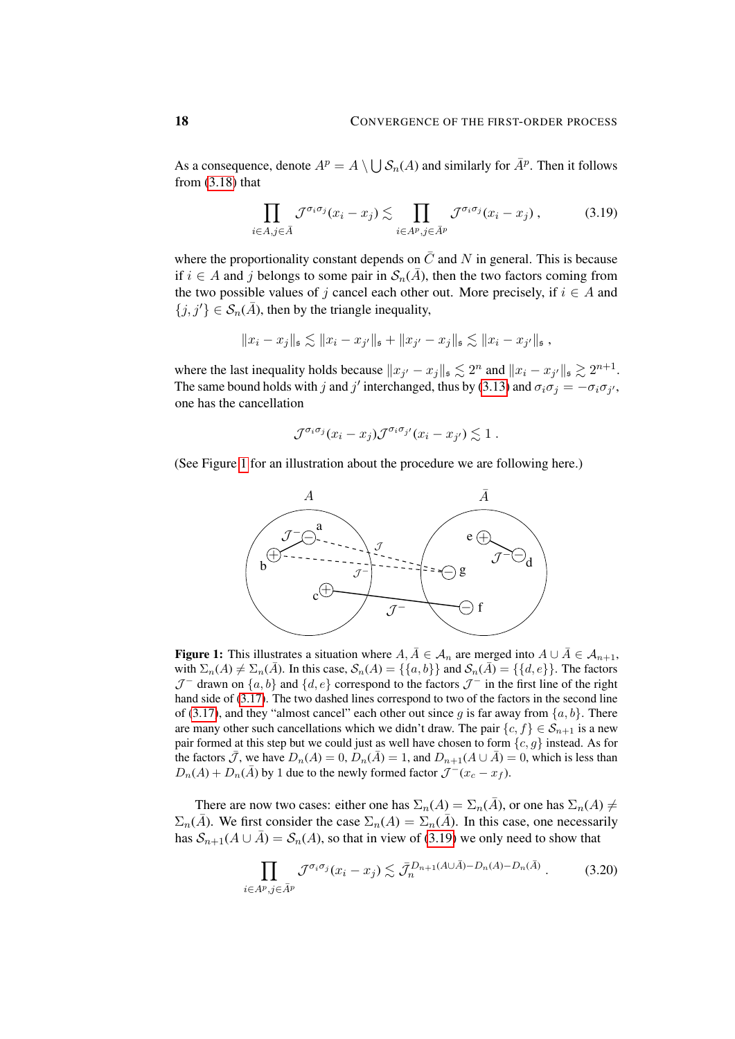As a consequence, denote $A^p = A \setminus \bigcup \mathcal{S}_n(A)$ and similarly for $\bar{A}^p$. Then it follows from (3.18) that

$$\prod_{i\in A, j\in \bar{A}} \mathcal{J}^{\sigma_i\sigma_j}(x_i - x_j) \lesssim \prod_{i\in A^p, j\in \bar{A}^p} \mathcal{J}^{\sigma_i\sigma_j}(x_i - x_j)\,, \tag{3.19}$$

where the proportionality constant depends on $\bar{C}$ and $N$ in general. This is because if $i \in A$ and $j$ belongs to some pair in $\mathcal{S}_n(\bar{A})$, then the two factors coming from the two possible values of $j$ cancel each other out. More precisely, if $i \in A$ and $\{j, j'\} \in \mathcal{S}_n(\bar{A})$, then by the triangle inequality,

$$\|x_i - x_j\|_\mathfrak{s} \lesssim \|x_i - x_{j'}\|_\mathfrak{s} + \|x_{j'} - x_j\|_\mathfrak{s} \lesssim \|x_i - x_{j'}\|_\mathfrak{s}\,,$$

where the last inequality holds because $\|x_{j'} - x_j\|_\mathfrak{s} \lesssim 2^n$ and $\|x_i - x_{j'}\|_\mathfrak{s} \gtrsim 2^{n+1}$. The same bound holds with $j$ and $j'$ interchanged, thus by (3.13) and $\sigma_i\sigma_j = -\sigma_i\sigma_{j'}$, one has the cancellation

$$\mathcal{J}^{\sigma_i\sigma_j}(x_i - x_j)\mathcal{J}^{\sigma_i\sigma_{j'}}(x_i - x_{j'}) \lesssim 1\,.$$

(See Figure 1 for an illustration about the procedure we are following here.)

**Figure 1:** This illustrates a situation where $A, \bar{A} \in \mathcal{A}_n$ are merged into $A \cup \bar{A} \in \mathcal{A}_{n+1}$, with $\Sigma_n(A) \neq \Sigma_n(\bar{A})$. In this case, $\mathcal{S}_n(A) = \{\{a, b\}\}$ and $\mathcal{S}_n(\bar{A}) = \{\{d, e\}\}$. The factors $\mathcal{J}^-$ drawn on $\{a, b\}$ and $\{d, e\}$ correspond to the factors $\mathcal{J}^-$ in the first line of the right hand side of (3.17). The two dashed lines correspond to two of the factors in the second line of (3.17), and they "almost cancel" each other out since $g$ is far away from $\{a, b\}$. There are many other such cancellations which we didn't draw. The pair $\{c, f\} \in \mathcal{S}_{n+1}$ is a new pair formed at this step but we could just as well have chosen to form $\{c, g\}$ instead. As for the factors $\bar{\mathcal{J}}$, we have $D_n(A) = 0$, $D_n(\bar{A}) = 1$, and $D_{n+1}(A \cup \bar{A}) = 0$, which is less than $D_n(A) + D_n(\bar{A})$ by 1 due to the newly formed factor $\mathcal{J}^-(x_c - x_f)$.

There are now two cases: either one has $\Sigma_n(A) = \Sigma_n(\bar{A})$, or one has $\Sigma_n(A) \neq \Sigma_n(\bar{A})$. We first consider the case $\Sigma_n(A) = \Sigma_n(\bar{A})$. In this case, one necessarily has $\mathcal{S}_{n+1}(A \cup \bar{A}) = \mathcal{S}_n(A)$, so that in view of (3.19) we only need to show that

$$\prod_{i\in A^p, j\in \bar{A}^p} \mathcal{J}^{\sigma_i\sigma_j}(x_i - x_j) \lesssim \bar{\mathcal{J}}_n^{D_{n+1}(A\cup\bar{A}) - D_n(A) - D_n(\bar{A})}\,. \tag{3.20}$$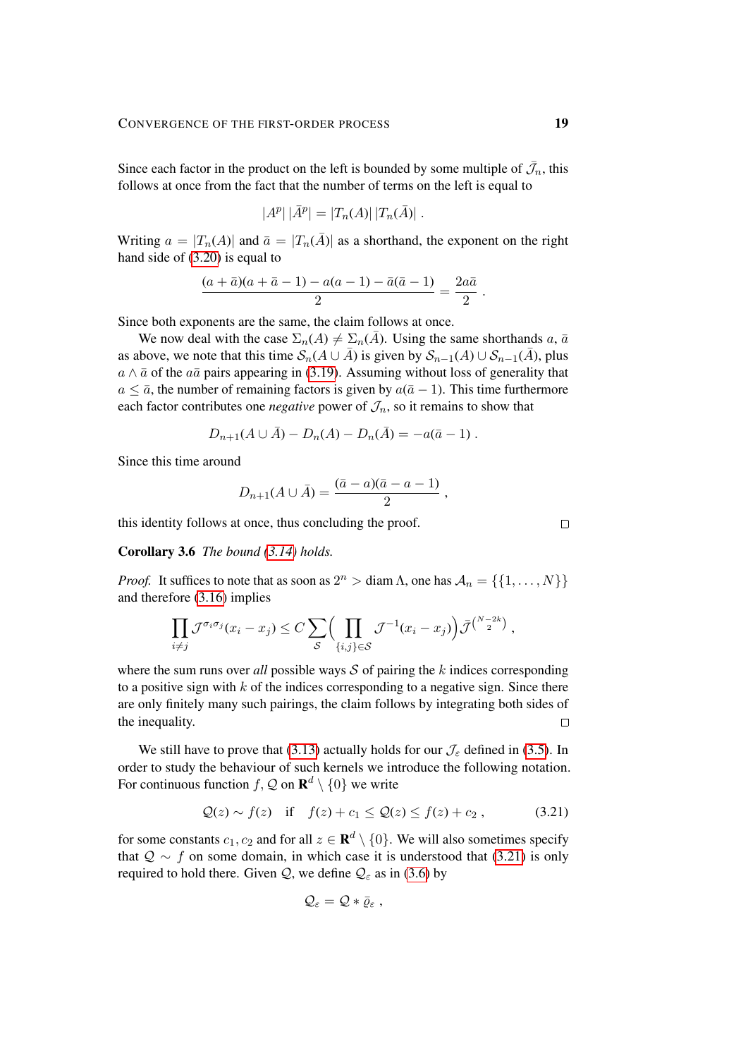Since each factor in the product on the left is bounded by some multiple of $\bar{\mathcal{J}}_n$, this follows at once from the fact that the number of terms on the left is equal to

$$|A^p|\,|\bar{A}^p| = |T_n(A)|\,|T_n(\bar{A})| \;.$$

Writing $a = |T_n(A)|$ and $\bar{a} = |T_n(\bar{A})|$ as a shorthand, the exponent on the right hand side of (3.20) is equal to

$$\frac{(a+\bar{a})(a+\bar{a}-1) - a(a-1) - \bar{a}(\bar{a}-1)}{2} = \frac{2a\bar{a}}{2} \;.$$

Since both exponents are the same, the claim follows at once.

We now deal with the case $\Sigma_n(A) \neq \Sigma_n(\bar{A})$. Using the same shorthands $a$, $\bar{a}$ as above, we note that this time $\mathcal{S}_n(A \cup \bar{A})$ is given by $\mathcal{S}_{n-1}(A) \cup \mathcal{S}_{n-1}(\bar{A})$, plus $a \wedge \bar{a}$ of the $a\bar{a}$ pairs appearing in (3.19). Assuming without loss of generality that $a \leq \bar{a}$, the number of remaining factors is given by $a(\bar{a}-1)$. This time furthermore each factor contributes one *negative* power of $\mathcal{J}_n$, so it remains to show that

$$D_{n+1}(A \cup \bar{A}) - D_n(A) - D_n(\bar{A}) = -a(\bar{a}-1) \;.$$

Since this time around

$$D_{n+1}(A \cup \bar{A}) = \frac{(\bar{a}-a)(\bar{a}-a-1)}{2} \;,$$

this identity follows at once, thus concluding the proof. $\square$

**Corollary 3.6** *The bound (3.14) holds.*

*Proof.* It suffices to note that as soon as $2^n > \operatorname{diam}\Lambda$, one has $\mathcal{A}_n = \{\{1,\ldots,N\}\}$ and therefore (3.16) implies

$$\prod_{i\neq j} \mathcal{J}^{\sigma_i\sigma_j}(x_i - x_j) \leq C \sum_{\mathcal{S}} \Big( \prod_{\{i,j\}\in\mathcal{S}} \mathcal{J}^{-1}(x_i - x_j) \Big) \bar{\mathcal{J}}^{\binom{N-2k}{2}} \;,$$

where the sum runs over *all* possible ways $\mathcal{S}$ of pairing the $k$ indices corresponding to a positive sign with $k$ of the indices corresponding to a negative sign. Since there are only finitely many such pairings, the claim follows by integrating both sides of the inequality. $\square$

We still have to prove that (3.13) actually holds for our $\mathcal{J}_\varepsilon$ defined in (3.5). In order to study the behaviour of such kernels we introduce the following notation. For continuous function $f, \mathcal{Q}$ on $\mathbf{R}^d \setminus \{0\}$ we write

$$\mathcal{Q}(z) \sim f(z) \quad \text{if} \quad f(z) + c_1 \leq \mathcal{Q}(z) \leq f(z) + c_2 \;, \tag{3.21}$$

for some constants $c_1, c_2$ and for all $z \in \mathbf{R}^d \setminus \{0\}$. We will also sometimes specify that $\mathcal{Q} \sim f$ on some domain, in which case it is understood that (3.21) is only required to hold there. Given $\mathcal{Q}$, we define $\mathcal{Q}_\varepsilon$ as in (3.6) by

$$\mathcal{Q}_\varepsilon = \mathcal{Q} * \bar{\varrho}_\varepsilon \;,$$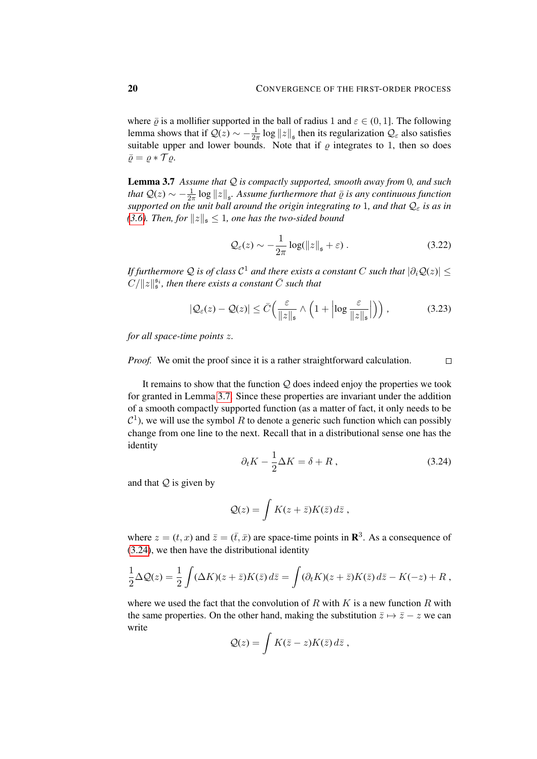where $\bar{\varrho}$ is a mollifier supported in the ball of radius 1 and $\varepsilon \in (0,1]$. The following lemma shows that if $\mathcal{Q}(z) \sim -\frac{1}{2\pi}\log\|z\|_\mathfrak{s}$ then its regularization $\mathcal{Q}_\varepsilon$ also satisfies suitable upper and lower bounds. Note that if $\varrho$ integrates to 1, then so does $\bar{\varrho} = \varrho * \mathcal{T}\varrho$.

**Lemma 3.7** *Assume that $\mathcal{Q}$ is compactly supported, smooth away from 0, and such that $\mathcal{Q}(z) \sim -\frac{1}{2\pi}\log\|z\|_\mathfrak{s}$. Assume furthermore that $\bar{\varrho}$ is any continuous function supported on the unit ball around the origin integrating to 1, and that $\mathcal{Q}_\varepsilon$ is as in (3.6). Then, for $\|z\|_\mathfrak{s} \le 1$, one has the two-sided bound*

$$\mathcal{Q}_\varepsilon(z) \sim -\frac{1}{2\pi}\log(\|z\|_\mathfrak{s} + \varepsilon)\;. \tag{3.22}$$

*If furthermore $\mathcal{Q}$ is of class $\mathcal{C}^1$ and there exists a constant $C$ such that $|\partial_i \mathcal{Q}(z)| \le C/\|z\|_\mathfrak{s}^{\mathfrak{s}_i}$, then there exists a constant $\bar{C}$ such that*

$$|\mathcal{Q}_\varepsilon(z) - \mathcal{Q}(z)| \le \bar{C}\Big(\frac{\varepsilon}{\|z\|_\mathfrak{s}} \wedge \Big(1 + \Big|\log\frac{\varepsilon}{\|z\|_\mathfrak{s}}\Big|\Big)\Big)\;, \tag{3.23}$$

*for all space-time points $z$.*

*Proof.* We omit the proof since it is a rather straightforward calculation. $\square$

It remains to show that the function $\mathcal{Q}$ does indeed enjoy the properties we took for granted in Lemma 3.7. Since these properties are invariant under the addition of a smooth compactly supported function (as a matter of fact, it only needs to be $\mathcal{C}^1$), we will use the symbol $R$ to denote a generic such function which can possibly change from one line to the next. Recall that in a distributional sense one has the identity

$$\partial_t K - \frac{1}{2}\Delta K = \delta + R\;, \tag{3.24}$$

and that $\mathcal{Q}$ is given by

$$\mathcal{Q}(z) = \int K(z+\bar{z})K(\bar{z})\,d\bar{z}\;,$$

where $z = (t,x)$ and $\bar{z} = (\bar{t},\bar{x})$ are space-time points in $\mathbf{R}^3$. As a consequence of (3.24), we then have the distributional identity

$$\frac{1}{2}\Delta\mathcal{Q}(z) = \frac{1}{2}\int(\Delta K)(z+\bar{z})K(\bar{z})\,d\bar{z} = \int(\partial_t K)(z+\bar{z})K(\bar{z})\,d\bar{z} - K(-z) + R\;,$$

where we used the fact that the convolution of $R$ with $K$ is a new function $R$ with the same properties. On the other hand, making the substitution $\bar{z} \mapsto \bar{z} - z$ we can write

$$\mathcal{Q}(z) = \int K(\bar{z}-z)K(\bar{z})\,d\bar{z}\;,$$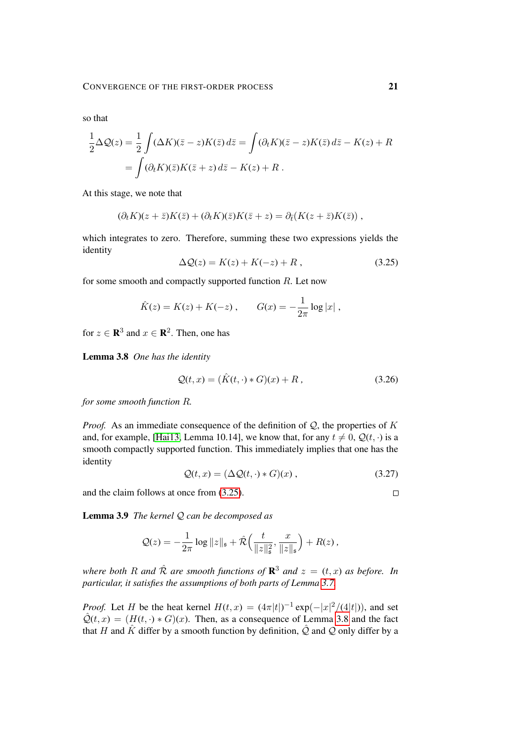so that

$$
\begin{aligned}
\frac{1}{2}\Delta \mathcal{Q}(z) &= \frac{1}{2}\int (\Delta K)(\bar z - z) K(\bar z)\, d\bar z = \int (\partial_t K)(\bar z - z) K(\bar z)\, d\bar z - K(z) + R \\
&= \int (\partial_t K)(\bar z) K(\bar z + z)\, d\bar z - K(z) + R\;.
\end{aligned}
$$

At this stage, we note that

$$
(\partial_t K)(z + \bar z) K(\bar z) + (\partial_t K)(\bar z) K(\bar z + z) = \partial_{\bar t}\big(K(z+\bar z)K(\bar z)\big)\;,
$$

which integrates to zero. Therefore, summing these two expressions yields the identity

$$
\Delta \mathcal{Q}(z) = K(z) + K(-z) + R\;, \tag{3.25}
$$

for some smooth and compactly supported function $R$. Let now

$$
\hat K(z) = K(z) + K(-z)\;, \qquad G(x) = -\frac{1}{2\pi}\log|x|\;,
$$

for $z \in \mathbf{R}^3$ and $x \in \mathbf{R}^2$. Then, one has

**Lemma 3.8** *One has the identity*

$$
\mathcal{Q}(t,x) = (\hat K(t,\cdot) * G)(x) + R\;, \tag{3.26}
$$

*for some smooth function $R$.*

*Proof.* As an immediate consequence of the definition of $\mathcal{Q}$, the properties of $K$ and, for example, [Hai13, Lemma 10.14], we know that, for any $t \neq 0$, $\mathcal{Q}(t,\cdot)$ is a smooth compactly supported function. This immediately implies that one has the identity

$$
\mathcal{Q}(t,x) = (\Delta \mathcal{Q}(t,\cdot) * G)(x)\;, \tag{3.27}
$$

and the claim follows at once from (3.25). $\square$

**Lemma 3.9** *The kernel $\mathcal{Q}$ can be decomposed as*

$$
\mathcal{Q}(z) = -\frac{1}{2\pi}\log\|z\|_\mathfrak{s} + \hat{\mathcal{R}}\Big(\frac{t}{\|z\|_\mathfrak{s}^2}, \frac{x}{\|z\|_\mathfrak{s}}\Big) + R(z)\;,
$$

*where both $R$ and $\hat{\mathcal{R}}$ are smooth functions of $\mathbf{R}^3$ and $z = (t,x)$ as before. In particular, it satisfies the assumptions of both parts of Lemma 3.7.*

*Proof.* Let $H$ be the heat kernel $H(t,x) = (4\pi|t|)^{-1}\exp(-|x|^2/(4|t|))$, and set $\hat{\mathcal{Q}}(t,x) = (H(t,\cdot) * G)(x)$. Then, as a consequence of Lemma 3.8 and the fact that $H$ and $\hat K$ differ by a smooth function by definition, $\hat{\mathcal{Q}}$ and $\mathcal{Q}$ only differ by a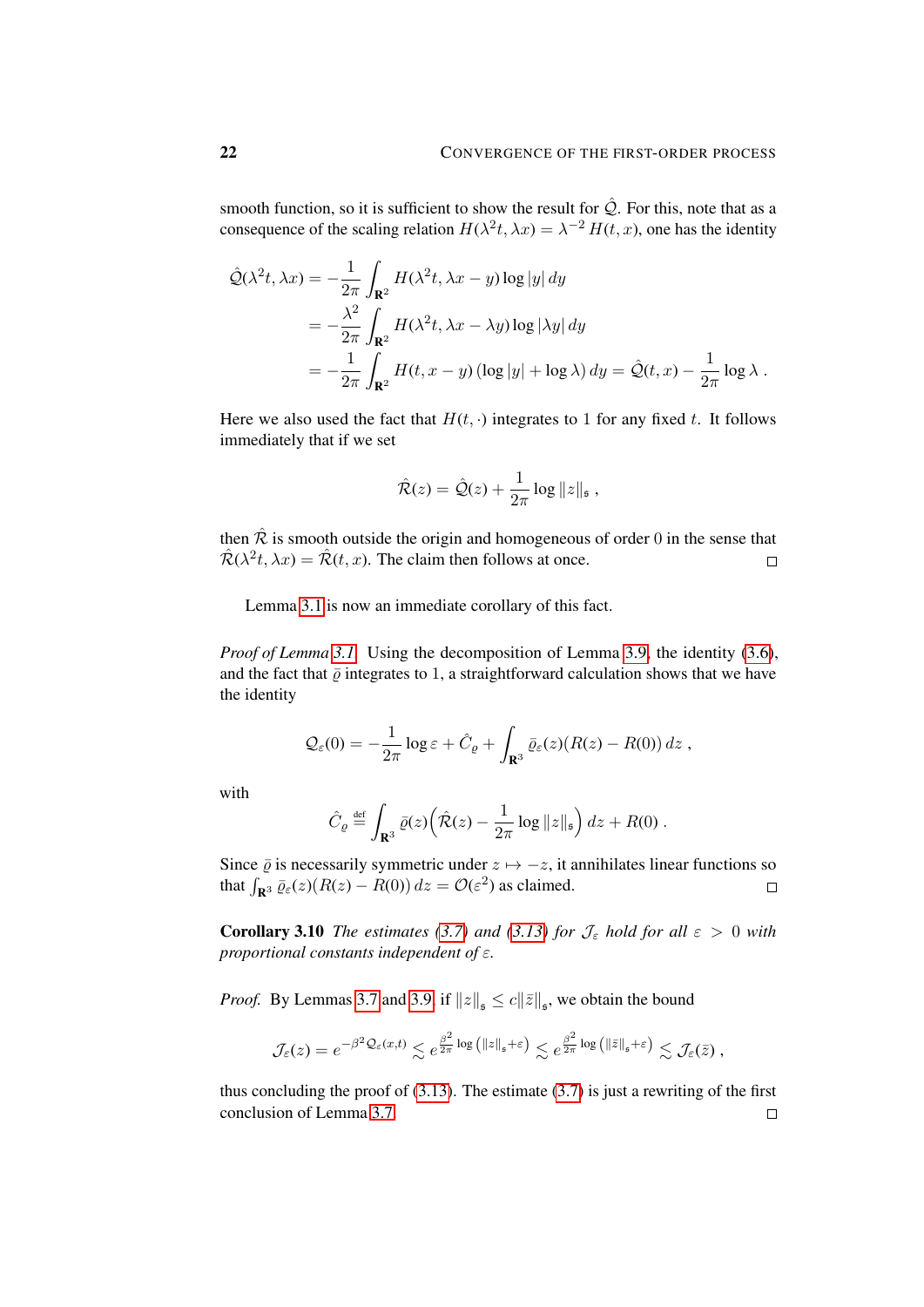smooth function, so it is sufficient to show the result for $\hat{\mathcal{Q}}$. For this, note that as a consequence of the scaling relation $H(\lambda^2 t, \lambda x) = \lambda^{-2} H(t,x)$, one has the identity

$$
\begin{aligned}
\hat{\mathcal{Q}}(\lambda^2 t, \lambda x) &= -\frac{1}{2\pi} \int_{\mathbf{R}^2} H(\lambda^2 t, \lambda x - y) \log |y| \, dy \\
&= -\frac{\lambda^2}{2\pi} \int_{\mathbf{R}^2} H(\lambda^2 t, \lambda x - \lambda y) \log |\lambda y| \, dy \\
&= -\frac{1}{2\pi} \int_{\mathbf{R}^2} H(t, x-y) \left(\log |y| + \log \lambda\right) dy = \hat{\mathcal{Q}}(t,x) - \frac{1}{2\pi} \log \lambda \, .
\end{aligned}
$$

Here we also used the fact that $H(t,\cdot)$ integrates to $1$ for any fixed $t$. It follows immediately that if we set

$$
\hat{\mathcal{R}}(z) = \hat{\mathcal{Q}}(z) + \frac{1}{2\pi} \log \|z\|_{\mathfrak{s}} \, ,
$$

then $\hat{\mathcal{R}}$ is smooth outside the origin and homogeneous of order $0$ in the sense that $\hat{\mathcal{R}}(\lambda^2 t, \lambda x) = \hat{\mathcal{R}}(t,x)$. The claim then follows at once. $\square$

Lemma 3.1 is now an immediate corollary of this fact.

*Proof of Lemma 3.1.* Using the decomposition of Lemma 3.9, the identity (3.6), and the fact that $\bar{\varrho}$ integrates to $1$, a straightforward calculation shows that we have the identity

$$
\mathcal{Q}_\varepsilon(0) = -\frac{1}{2\pi} \log \varepsilon + \hat{C}_\varrho + \int_{\mathbf{R}^3} \bar{\varrho}_\varepsilon(z)(R(z) - R(0)) \, dz \, ,
$$

with

$$
\hat{C}_\varrho \stackrel{\text{def}}{=} \int_{\mathbf{R}^3} \bar{\varrho}(z)\Big(\hat{\mathcal{R}}(z) - \frac{1}{2\pi} \log \|z\|_{\mathfrak{s}}\Big) \, dz + R(0) \, .
$$

Since $\bar{\varrho}$ is necessarily symmetric under $z \mapsto -z$, it annihilates linear functions so that $\int_{\mathbf{R}^3} \bar{\varrho}_\varepsilon(z)(R(z) - R(0)) \, dz = \mathcal{O}(\varepsilon^2)$ as claimed. $\square$

**Corollary 3.10** *The estimates (3.7) and (3.13) for $\mathcal{J}_\varepsilon$ hold for all $\varepsilon > 0$ with proportional constants independent of $\varepsilon$.*

*Proof.* By Lemmas 3.7 and 3.9, if $\|z\|_{\mathfrak{s}} \le c \|\bar{z}\|_{\mathfrak{s}}$, we obtain the bound

$$
\mathcal{J}_\varepsilon(z) = e^{-\beta^2 \mathcal{Q}_\varepsilon(x,t)} \lesssim e^{\frac{\beta^2}{2\pi} \log\left(\|z\|_{\mathfrak{s}} + \varepsilon\right)} \lesssim e^{\frac{\beta^2}{2\pi} \log\left(\|\bar{z}\|_{\mathfrak{s}} + \varepsilon\right)} \lesssim \mathcal{J}_\varepsilon(\bar{z}) \, ,
$$

thus concluding the proof of (3.13). The estimate (3.7) is just a rewriting of the first conclusion of Lemma 3.7. $\square$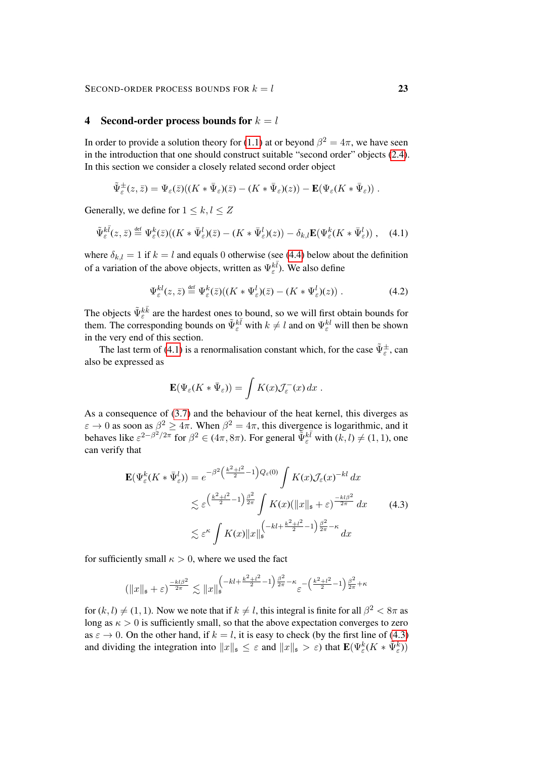## 4 Second-order process bounds for $k = l$

In order to provide a solution theory for (1.1) at or beyond $\beta^2 = 4\pi$, we have seen in the introduction that one should construct suitable "second order" objects (2.4). In this section we consider a closely related second order object

$$\tilde{\Psi}_\varepsilon^\pm(z,\bar{z}) = \Psi_\varepsilon(\bar{z})((K * \bar{\Psi}_\varepsilon)(\bar{z}) - (K * \bar{\Psi}_\varepsilon)(z)) - \mathbf{E}(\Psi_\varepsilon(K * \bar{\Psi}_\varepsilon)) .$$

Generally, we define for $1 \le k, l \le Z$

$$\tilde{\Psi}_\varepsilon^{k\bar{l}}(z,\bar{z}) \stackrel{\text{def}}{=} \Psi_\varepsilon^k(\bar{z})((K * \bar{\Psi}_\varepsilon^l)(\bar{z}) - (K * \bar{\Psi}_\varepsilon^l)(z)) - \delta_{k,l}\mathbf{E}(\Psi_\varepsilon^k(K * \bar{\Psi}_\varepsilon^l)) , \quad (4.1)$$

where $\delta_{k,l} = 1$ if $k = l$ and equals $0$ otherwise (see (4.4) below about the definition of a variation of the above objects, written as $\Psi_\varepsilon^{k\bar{l}}$). We also define

$$\Psi_\varepsilon^{kl}(z,\bar{z}) \stackrel{\text{def}}{=} \Psi_\varepsilon^k(\bar{z})((K * \Psi_\varepsilon^l)(\bar{z}) - (K * \Psi_\varepsilon^l)(z)) . \quad (4.2)$$

The objects $\tilde{\Psi}_\varepsilon^{k\bar{k}}$ are the hardest ones to bound, so we will first obtain bounds for them. The corresponding bounds on $\tilde{\Psi}_\varepsilon^{k\bar{l}}$ with $k \ne l$ and on $\Psi_\varepsilon^{kl}$ will then be shown in the very end of this section.

The last term of (4.1) is a renormalisation constant which, for the case $\tilde{\Psi}_\varepsilon^\pm$, can also be expressed as

$$\mathbf{E}(\Psi_\varepsilon(K * \bar{\Psi}_\varepsilon)) = \int K(x)\mathcal{J}_\varepsilon^-(x)\, dx .$$

As a consequence of (3.7) and the behaviour of the heat kernel, this diverges as $\varepsilon \to 0$ as soon as $\beta^2 \ge 4\pi$. When $\beta^2 = 4\pi$, this divergence is logarithmic, and it behaves like $\varepsilon^{2-\beta^2/2\pi}$ for $\beta^2 \in (4\pi, 8\pi)$. For general $\tilde{\Psi}_\varepsilon^{k\bar{l}}$ with $(k,l) \ne (1,1)$, one can verify that

$$\begin{aligned}
\mathbf{E}(\Psi_\varepsilon^k(K * \bar{\Psi}_\varepsilon^l)) &= e^{-\beta^2\left(\frac{k^2+l^2}{2}-1\right)Q_\varepsilon(0)} \int K(x)\mathcal{J}_\varepsilon(x)^{-kl}\, dx \\
&\lesssim \varepsilon^{\left(\frac{k^2+l^2}{2}-1\right)\frac{\beta^2}{2\pi}} \int K(x)(\|x\|_\mathfrak{s} + \varepsilon)^{\frac{-kl\beta^2}{2\pi}}\, dx \\
&\lesssim \varepsilon^\kappa \int K(x)\|x\|_\mathfrak{s}^{\left(-kl+\frac{k^2+l^2}{2}-1\right)\frac{\beta^2}{2\pi}-\kappa}\, dx
\end{aligned} \quad (4.3)$$

for sufficiently small $\kappa > 0$, where we used the fact

$$(\|x\|_\mathfrak{s} + \varepsilon)^{\frac{-kl\beta^2}{2\pi}} \lesssim \|x\|_\mathfrak{s}^{\left(-kl+\frac{k^2+l^2}{2}-1\right)\frac{\beta^2}{2\pi}-\kappa}\varepsilon^{-\left(\frac{k^2+l^2}{2}-1\right)\frac{\beta^2}{2\pi}+\kappa}$$

for $(k,l) \ne (1,1)$. Now we note that if $k \ne l$, this integral is finite for all $\beta^2 < 8\pi$ as long as $\kappa > 0$ is sufficiently small, so that the above expectation converges to zero as $\varepsilon \to 0$. On the other hand, if $k = l$, it is easy to check (by the first line of (4.3) and dividing the integration into $\|x\|_\mathfrak{s} \le \varepsilon$ and $\|x\|_\mathfrak{s} > \varepsilon$) that $\mathbf{E}(\Psi_\varepsilon^k(K * \bar{\Psi}_\varepsilon^k))$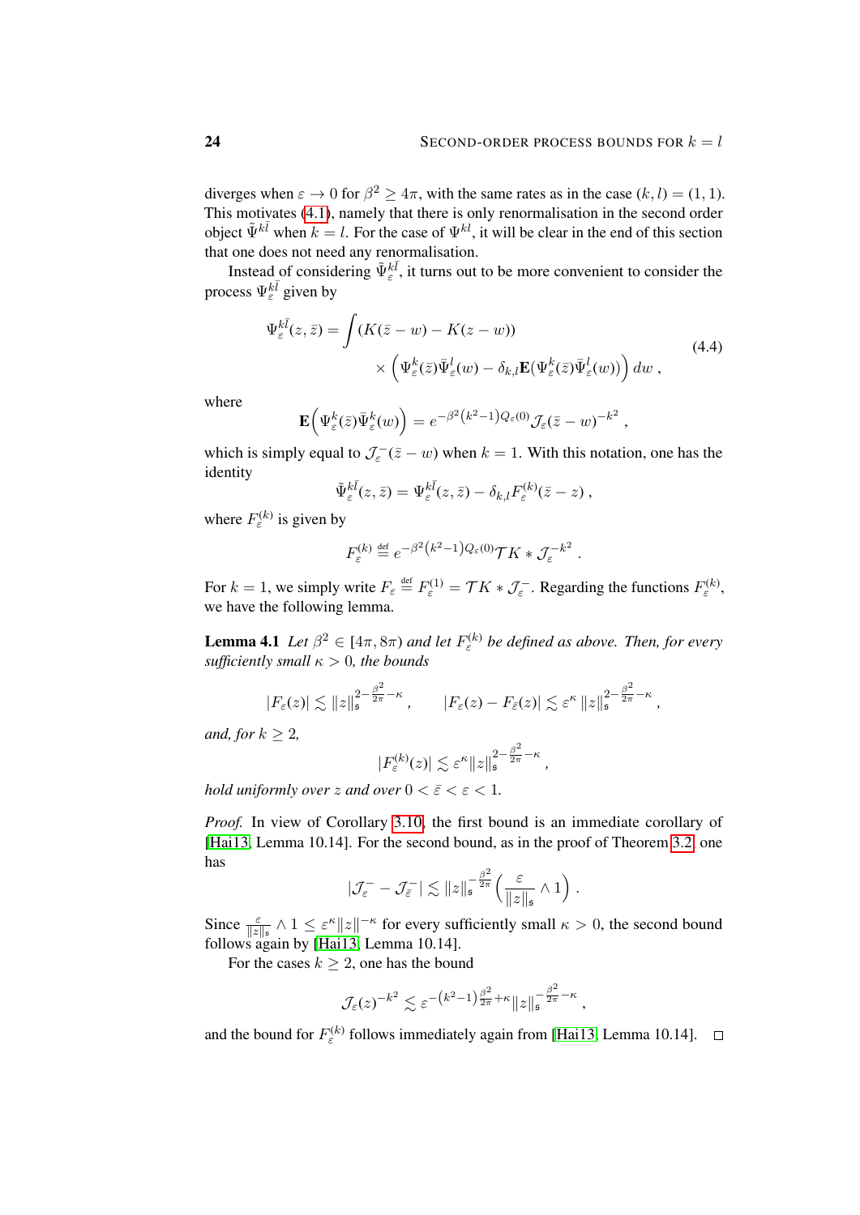diverges when $\varepsilon \to 0$ for $\beta^2 \geq 4\pi$, with the same rates as in the case $(k,l) = (1,1)$. This motivates (4.1), namely that there is only renormalisation in the second order object $\tilde{\Psi}^{k\bar{l}}$ when $k = l$. For the case of $\Psi^{kl}$, it will be clear in the end of this section that one does not need any renormalisation.

Instead of considering $\tilde{\Psi}^{k\bar{l}}_\varepsilon$, it turns out to be more convenient to consider the process $\Psi^{k\bar{l}}_\varepsilon$ given by

$$
\begin{aligned}
\Psi^{k\bar{l}}_\varepsilon(z,\bar{z}) = \int & (K(\bar{z}-w) - K(z-w)) \\
& \times \Big(\Psi^k_\varepsilon(\bar{z})\bar{\Psi}^l_\varepsilon(w) - \delta_{k,l}\mathbf{E}(\Psi^k_\varepsilon(\bar{z})\bar{\Psi}^l_\varepsilon(w))\Big)\, dw \;,
\end{aligned}
\tag{4.4}
$$

where

$$
\mathbf{E}\Big(\Psi^k_\varepsilon(\bar{z})\bar{\Psi}^k_\varepsilon(w)\Big) = e^{-\beta^2(k^2-1)Q_\varepsilon(0)}\mathcal{J}_\varepsilon(\bar{z}-w)^{-k^2} \;,
$$

which is simply equal to $\mathcal{J}^-_\varepsilon(\bar{z}-w)$ when $k=1$. With this notation, one has the identity

$$
\tilde{\Psi}^{k\bar{l}}_\varepsilon(z,\bar{z}) = \Psi^{k\bar{l}}_\varepsilon(z,\bar{z}) - \delta_{k,l}F^{(k)}_\varepsilon(\bar{z}-z) \;,
$$

where $F^{(k)}_\varepsilon$ is given by

$$
F^{(k)}_\varepsilon \stackrel{\text{def}}{=} e^{-\beta^2(k^2-1)Q_\varepsilon(0)}\mathcal{T}K * \mathcal{J}^{-k^2}_\varepsilon \;.
$$

For $k=1$, we simply write $F_\varepsilon \stackrel{\text{def}}{=} F^{(1)}_\varepsilon = \mathcal{T}K * \mathcal{J}^-_\varepsilon$. Regarding the functions $F^{(k)}_\varepsilon$, we have the following lemma.

**Lemma 4.1** *Let $\beta^2 \in [4\pi, 8\pi)$ and let $F^{(k)}_\varepsilon$ be defined as above. Then, for every sufficiently small $\kappa > 0$, the bounds*

$$
|F_\varepsilon(z)| \lesssim \|z\|_\mathfrak{s}^{2-\frac{\beta^2}{2\pi}-\kappa} \;, \qquad |F_\varepsilon(z) - F_{\bar{\varepsilon}}(z)| \lesssim \varepsilon^\kappa\, \|z\|_\mathfrak{s}^{2-\frac{\beta^2}{2\pi}-\kappa} \;,
$$

*and, for $k \geq 2$,*

$$
|F^{(k)}_\varepsilon(z)| \lesssim \varepsilon^\kappa \|z\|_\mathfrak{s}^{2-\frac{\beta^2}{2\pi}-\kappa} \;,
$$

*hold uniformly over $z$ and over $0 < \bar{\varepsilon} < \varepsilon < 1$.*

*Proof.* In view of Corollary 3.10, the first bound is an immediate corollary of [Hai13, Lemma 10.14]. For the second bound, as in the proof of Theorem 3.2, one has

$$
|\mathcal{J}^-_\varepsilon - \mathcal{J}^-_{\bar{\varepsilon}}| \lesssim \|z\|_\mathfrak{s}^{-\frac{\beta^2}{2\pi}} \Big(\frac{\varepsilon}{\|z\|_\mathfrak{s}} \wedge 1\Big) \;.
$$

Since $\frac{\varepsilon}{\|z\|_\mathfrak{s}} \wedge 1 \leq \varepsilon^\kappa \|z\|^{-\kappa}$ for every sufficiently small $\kappa > 0$, the second bound follows again by [Hai13, Lemma 10.14].

For the cases $k \geq 2$, one has the bound

$$
\mathcal{J}_\varepsilon(z)^{-k^2} \lesssim \varepsilon^{-(k^2-1)\frac{\beta^2}{2\pi}+\kappa} \|z\|_\mathfrak{s}^{-\frac{\beta^2}{2\pi}-\kappa} \;,
$$

and the bound for $F^{(k)}_\varepsilon$ follows immediately again from [Hai13, Lemma 10.14]. $\square$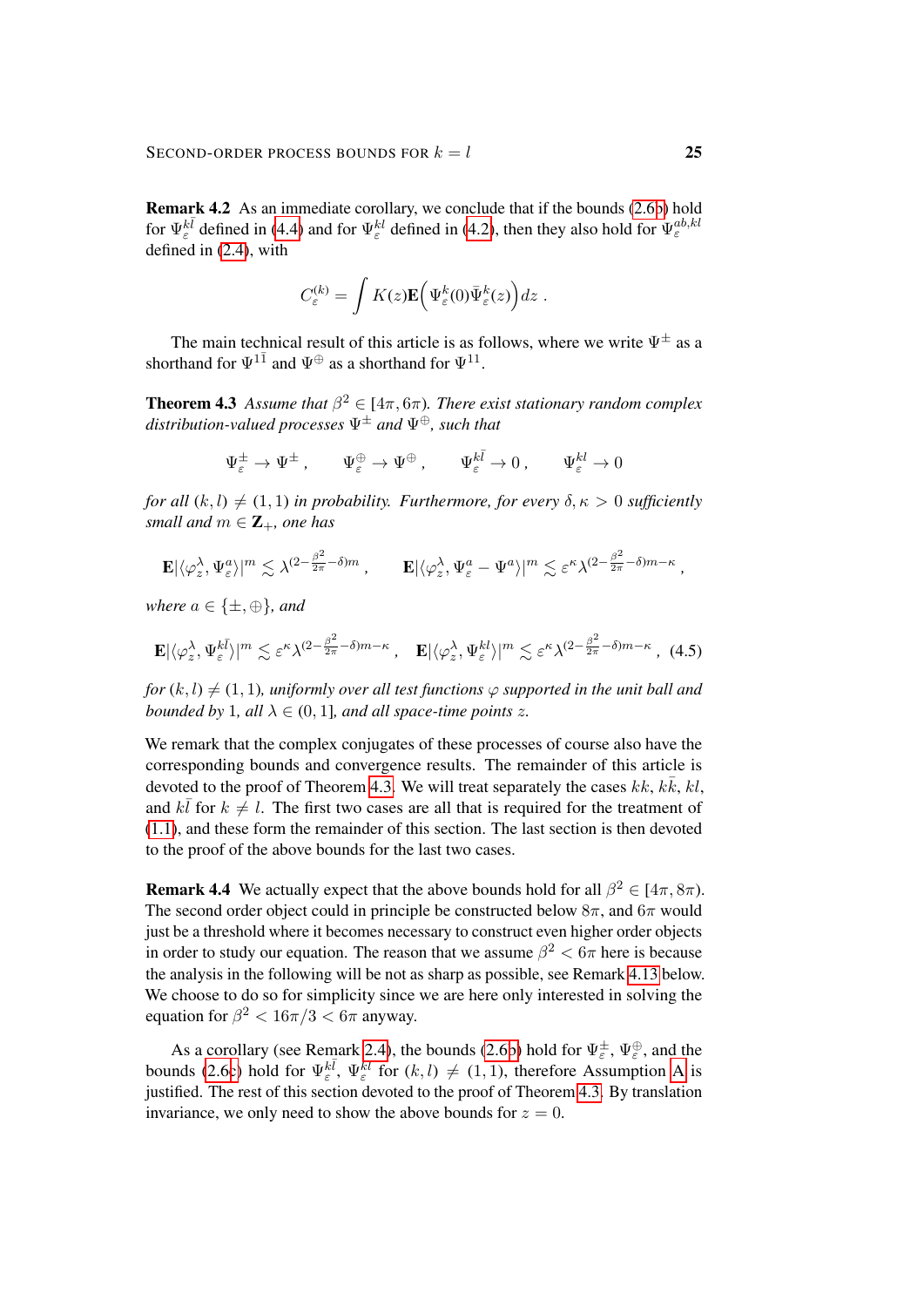**Remark 4.2** As an immediate corollary, we conclude that if the bounds (2.6b) hold for $\Psi_\varepsilon^{k\bar{l}}$ defined in (4.4) and for $\Psi_\varepsilon^{kl}$ defined in (4.2), then they also hold for $\Psi_\varepsilon^{ab,kl}$ defined in (2.4), with

$$C_\varepsilon^{(k)} = \int K(z)\mathbf{E}\Big(\Psi_\varepsilon^k(0)\bar{\Psi}_\varepsilon^k(z)\Big)\,dz\;.$$

The main technical result of this article is as follows, where we write $\Psi^\pm$ as a shorthand for $\Psi^{1\bar{1}}$ and $\Psi^\oplus$ as a shorthand for $\Psi^{11}$.

**Theorem 4.3** *Assume that $\beta^2 \in [4\pi, 6\pi)$. There exist stationary random complex distribution-valued processes $\Psi^\pm$ and $\Psi^\oplus$, such that*

$$\Psi_\varepsilon^\pm \to \Psi^\pm\;, \qquad \Psi_\varepsilon^\oplus \to \Psi^\oplus\;, \qquad \Psi_\varepsilon^{k\bar{l}} \to 0\;, \qquad \Psi_\varepsilon^{kl} \to 0$$

*for all $(k,l) \neq (1,1)$ in probability. Furthermore, for every $\delta, \kappa > 0$ sufficiently small and $m \in \mathbf{Z}_+$, one has*

$$\mathbf{E}|\langle \varphi_z^\lambda, \Psi_\varepsilon^a\rangle|^m \lesssim \lambda^{(2-\frac{\beta^2}{2\pi}-\delta)m}\;, \qquad \mathbf{E}|\langle \varphi_z^\lambda, \Psi_\varepsilon^a - \Psi^a\rangle|^m \lesssim \varepsilon^\kappa \lambda^{(2-\frac{\beta^2}{2\pi}-\delta)m-\kappa}\;,$$

*where $a \in \{\pm, \oplus\}$, and*

$$\mathbf{E}|\langle \varphi_z^\lambda, \Psi_\varepsilon^{k\bar{l}}\rangle|^m \lesssim \varepsilon^\kappa \lambda^{(2-\frac{\beta^2}{2\pi}-\delta)m-\kappa}\;, \quad \mathbf{E}|\langle \varphi_z^\lambda, \Psi_\varepsilon^{kl}\rangle|^m \lesssim \varepsilon^\kappa \lambda^{(2-\frac{\beta^2}{2\pi}-\delta)m-\kappa}\;, \quad (4.5)$$

*for $(k,l) \neq (1,1)$, uniformly over all test functions $\varphi$ supported in the unit ball and bounded by 1, all $\lambda \in (0,1]$, and all space-time points $z$.*

We remark that the complex conjugates of these processes of course also have the corresponding bounds and convergence results. The remainder of this article is devoted to the proof of Theorem 4.3. We will treat separately the cases $kk$, $k\bar{k}$, $kl$, and $k\bar{l}$ for $k \neq l$. The first two cases are all that is required for the treatment of (1.1), and these form the remainder of this section. The last section is then devoted to the proof of the above bounds for the last two cases.

**Remark 4.4** We actually expect that the above bounds hold for all $\beta^2 \in [4\pi, 8\pi)$. The second order object could in principle be constructed below $8\pi$, and $6\pi$ would just be a threshold where it becomes necessary to construct even higher order objects in order to study our equation. The reason that we assume $\beta^2 < 6\pi$ here is because the analysis in the following will be not as sharp as possible, see Remark 4.13 below. We choose to do so for simplicity since we are here only interested in solving the equation for $\beta^2 < 16\pi/3 < 6\pi$ anyway.

As a corollary (see Remark 2.4), the bounds (2.6b) hold for $\Psi_\varepsilon^\pm$, $\Psi_\varepsilon^\oplus$, and the bounds (2.6c) hold for $\Psi_\varepsilon^{k\bar{l}}$, $\Psi_\varepsilon^{kl}$ for $(k,l) \neq (1,1)$, therefore Assumption A is justified. The rest of this section devoted to the proof of Theorem 4.3. By translation invariance, we only need to show the above bounds for $z = 0$.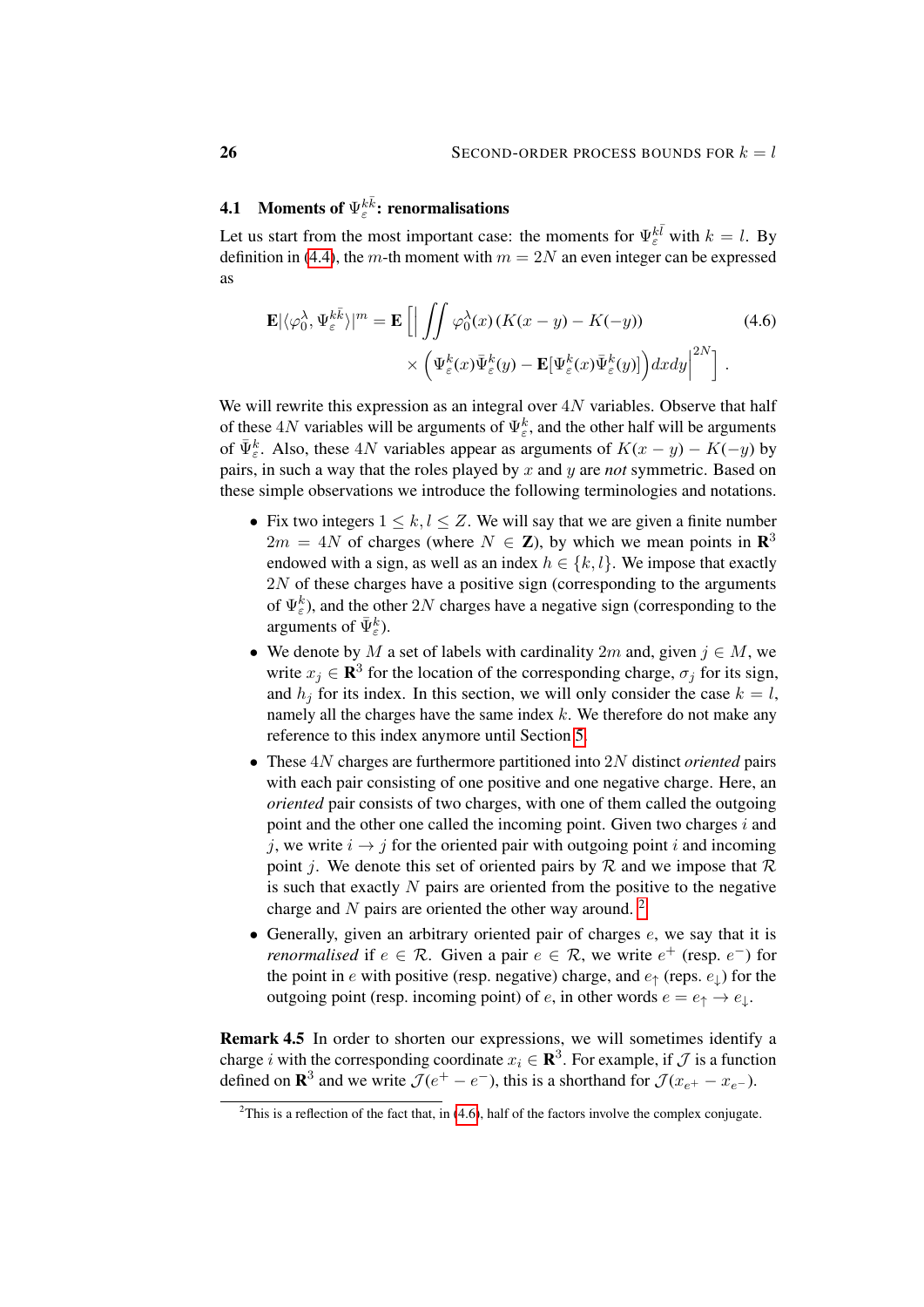### 4.1 Moments of $\Psi_\varepsilon^{k\bar{k}}$: renormalisations

Let us start from the most important case: the moments for $\Psi_\varepsilon^{k\bar{l}}$ with $k = l$. By definition in (4.4), the $m$-th moment with $m = 2N$ an even integer can be expressed as

$$\mathbf{E}|\langle\varphi_0^\lambda, \Psi_\varepsilon^{k\bar{k}}\rangle|^m = \mathbf{E}\Big[\Big|\iint \varphi_0^\lambda(x)\,(K(x-y) - K(-y)) \\ \times \Big(\Psi_\varepsilon^k(x)\bar{\Psi}_\varepsilon^k(y) - \mathbf{E}[\Psi_\varepsilon^k(x)\bar{\Psi}_\varepsilon^k(y)]\Big)dxdy\Big|^{2N}\Big]\;. \tag{4.6}$$

We will rewrite this expression as an integral over $4N$ variables. Observe that half of these $4N$ variables will be arguments of $\Psi_\varepsilon^k$, and the other half will be arguments of $\bar{\Psi}_\varepsilon^k$. Also, these $4N$ variables appear as arguments of $K(x-y) - K(-y)$ by pairs, in such a way that the roles played by $x$ and $y$ are *not* symmetric. Based on these simple observations we introduce the following terminologies and notations.

- Fix two integers $1 \le k, l \le Z$. We will say that we are given a finite number $2m = 4N$ of charges (where $N \in \mathbf{Z}$), by which we mean points in $\mathbf{R}^3$ endowed with a sign, as well as an index $h \in \{k, l\}$. We impose that exactly $2N$ of these charges have a positive sign (corresponding to the arguments of $\Psi_\varepsilon^k$), and the other $2N$ charges have a negative sign (corresponding to the arguments of $\bar{\Psi}_\varepsilon^k$).
- We denote by $M$ a set of labels with cardinality $2m$ and, given $j \in M$, we write $x_j \in \mathbf{R}^3$ for the location of the corresponding charge, $\sigma_j$ for its sign, and $h_j$ for its index. In this section, we will only consider the case $k = l$, namely all the charges have the same index $k$. We therefore do not make any reference to this index anymore until Section 5.
- These $4N$ charges are furthermore partitioned into $2N$ distinct *oriented* pairs with each pair consisting of one positive and one negative charge. Here, an *oriented* pair consists of two charges, with one of them called the outgoing point and the other one called the incoming point. Given two charges $i$ and $j$, we write $i \to j$ for the oriented pair with outgoing point $i$ and incoming point $j$. We denote this set of oriented pairs by $\mathcal{R}$ and we impose that $\mathcal{R}$ is such that exactly $N$ pairs are oriented from the positive to the negative charge and $N$ pairs are oriented the other way around. [2]
- Generally, given an arbitrary oriented pair of charges $e$, we say that it is *renormalised* if $e \in \mathcal{R}$. Given a pair $e \in \mathcal{R}$, we write $e^+$ (resp. $e^-$) for the point in $e$ with positive (resp. negative) charge, and $e_\uparrow$ (reps. $e_\downarrow$) for the outgoing point (resp. incoming point) of $e$, in other words $e = e_\uparrow \to e_\downarrow$.

**Remark 4.5** In order to shorten our expressions, we will sometimes identify a charge $i$ with the corresponding coordinate $x_i \in \mathbf{R}^3$. For example, if $\mathcal{J}$ is a function defined on $\mathbf{R}^3$ and we write $\mathcal{J}(e^+ - e^-)$, this is a shorthand for $\mathcal{J}(x_{e^+} - x_{e^-})$.

---

[2] This is a reflection of the fact that, in (4.6), half of the factors involve the complex conjugate.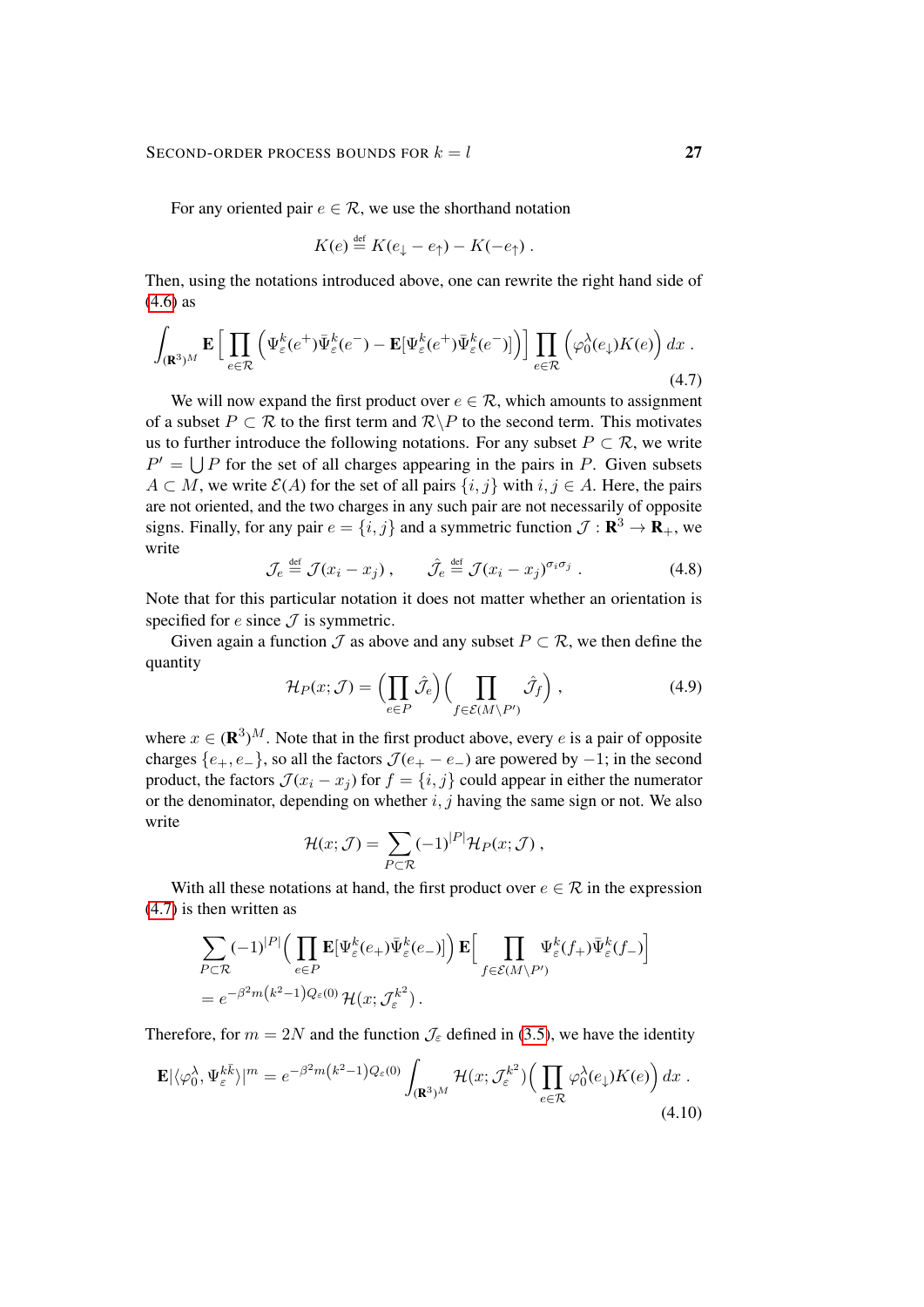For any oriented pair $e \in \mathcal{R}$, we use the shorthand notation

$$K(e) \stackrel{\text{def}}{=} K(e_\downarrow - e_\uparrow) - K(-e_\uparrow)\;.$$

Then, using the notations introduced above, one can rewrite the right hand side of (4.6) as

$$\int_{(\mathbf{R}^3)^M} \mathbf{E}\Big[\prod_{e\in\mathcal{R}}\Big(\Psi_\varepsilon^k(e^+)\bar\Psi_\varepsilon^k(e^-) - \mathbf{E}[\Psi_\varepsilon^k(e^+)\bar\Psi_\varepsilon^k(e^-)]\Big)\Big]\prod_{e\in\mathcal{R}}\Big(\varphi_0^\lambda(e_\downarrow)K(e)\Big)\,dx\;. \tag{4.7}$$

We will now expand the first product over $e \in \mathcal{R}$, which amounts to assignment of a subset $P \subset \mathcal{R}$ to the first term and $\mathcal{R}\backslash P$ to the second term. This motivates us to further introduce the following notations. For any subset $P \subset \mathcal{R}$, we write $P' = \bigcup P$ for the set of all charges appearing in the pairs in $P$. Given subsets $A \subset M$, we write $\mathcal{E}(A)$ for the set of all pairs $\{i,j\}$ with $i,j \in A$. Here, the pairs are not oriented, and the two charges in any such pair are not necessarily of opposite signs. Finally, for any pair $e = \{i,j\}$ and a symmetric function $\mathcal{J} : \mathbf{R}^3 \to \mathbf{R}_+$, we write

$$\mathcal{J}_e \stackrel{\text{def}}{=} \mathcal{J}(x_i - x_j)\;, \qquad \hat{\mathcal{J}}_e \stackrel{\text{def}}{=} \mathcal{J}(x_i - x_j)^{\sigma_i\sigma_j}\;. \tag{4.8}$$

Note that for this particular notation it does not matter whether an orientation is specified for $e$ since $\mathcal{J}$ is symmetric.

Given again a function $\mathcal{J}$ as above and any subset $P \subset \mathcal{R}$, we then define the quantity

$$\mathcal{H}_P(x;\mathcal{J}) = \Big(\prod_{e\in P}\hat{\mathcal{J}}_e\Big)\Big(\prod_{f\in\mathcal{E}(M\backslash P')}\hat{\mathcal{J}}_f\Big)\;, \tag{4.9}$$

where $x \in (\mathbf{R}^3)^M$. Note that in the first product above, every $e$ is a pair of opposite charges $\{e_+, e_-\}$, so all the factors $\mathcal{J}(e_+ - e_-)$ are powered by $-1$; in the second product, the factors $\mathcal{J}(x_i - x_j)$ for $f = \{i,j\}$ could appear in either the numerator or the denominator, depending on whether $i,j$ having the same sign or not. We also write

$$\mathcal{H}(x;\mathcal{J}) = \sum_{P\subset\mathcal{R}}(-1)^{|P|}\mathcal{H}_P(x;\mathcal{J})\;,$$

With all these notations at hand, the first product over $e \in \mathcal{R}$ in the expression (4.7) is then written as

$$\begin{aligned}
&\sum_{P\subset\mathcal{R}}(-1)^{|P|}\Big(\prod_{e\in P}\mathbf{E}[\Psi_\varepsilon^k(e_+)\bar\Psi_\varepsilon^k(e_-)]\Big)\,\mathbf{E}\Big[\prod_{f\in\mathcal{E}(M\backslash P')}\Psi_\varepsilon^k(f_+)\bar\Psi_\varepsilon^k(f_-)\Big]\\
&= e^{-\beta^2 m(k^2-1)Q_\varepsilon(0)}\,\mathcal{H}(x;\mathcal{J}_\varepsilon^{k^2})\,.
\end{aligned}$$

Therefore, for $m = 2N$ and the function $\mathcal{J}_\varepsilon$ defined in (3.5), we have the identity

$$\mathbf{E}|\langle\varphi_0^\lambda,\Psi_\varepsilon^{k\bar k}\rangle|^m = e^{-\beta^2 m(k^2-1)Q_\varepsilon(0)}\int_{(\mathbf{R}^3)^M}\mathcal{H}(x;\mathcal{J}_\varepsilon^{k^2})\Big(\prod_{e\in\mathcal{R}}\varphi_0^\lambda(e_\downarrow)K(e)\Big)\,dx\;. \tag{4.10}$$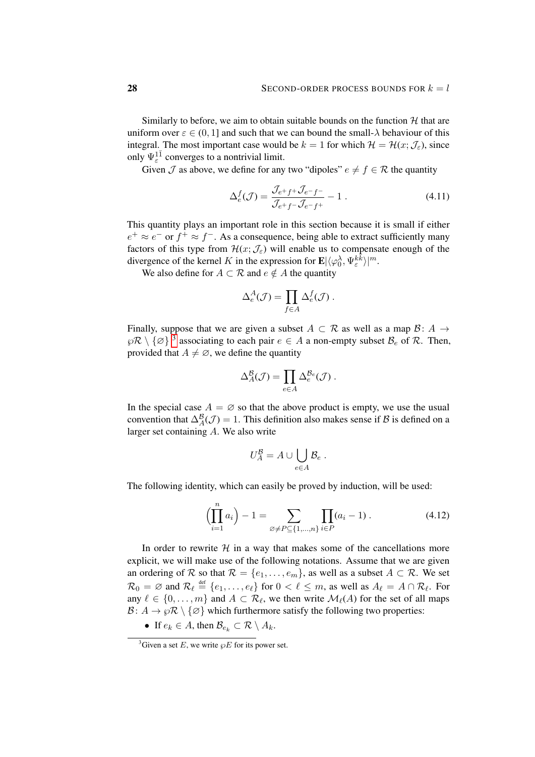Similarly to before, we aim to obtain suitable bounds on the function $\mathcal{H}$ that are uniform over $\varepsilon \in (0,1]$ and such that we can bound the small-$\lambda$ behaviour of this integral. The most important case would be $k=1$ for which $\mathcal{H} = \mathcal{H}(x;\mathcal{J}_\varepsilon)$, since only $\Psi_\varepsilon^{1\bar 1}$ converges to a nontrivial limit.

Given $\mathcal{J}$ as above, we define for any two "dipoles" $e \neq f \in \mathcal{R}$ the quantity

$$\Delta_e^f(\mathcal{J}) = \frac{\mathcal{J}_{e^+ f^+}\mathcal{J}_{e^- f^-}}{\mathcal{J}_{e^+ f^-}\mathcal{J}_{e^- f^+}} - 1\;. \tag{4.11}$$

This quantity plays an important role in this section because it is small if either $e^+ \approx e^-$ or $f^+ \approx f^-$. As a consequence, being able to extract sufficiently many factors of this type from $\mathcal{H}(x;\mathcal{J}_\varepsilon)$ will enable us to compensate enough of the divergence of the kernel $K$ in the expression for $\mathbf{E}|\langle \varphi_0^\lambda, \Psi_\varepsilon^{k\bar k}\rangle|^m$.

We also define for $A \subset \mathcal{R}$ and $e \notin A$ the quantity

$$\Delta_e^A(\mathcal{J}) = \prod_{f \in A} \Delta_e^f(\mathcal{J})\;.$$

Finally, suppose that we are given a subset $A \subset \mathcal{R}$ as well as a map $\mathcal{B}\colon A \to \wp\mathcal{R} \setminus \{\varnothing\}$ [3] associating to each pair $e \in A$ a non-empty subset $\mathcal{B}_e$ of $\mathcal{R}$. Then, provided that $A \neq \varnothing$, we define the quantity

$$\Delta_A^{\mathcal{B}}(\mathcal{J}) = \prod_{e\in A} \Delta_e^{\mathcal{B}_e}(\mathcal{J})\;.$$

In the special case $A = \varnothing$ so that the above product is empty, we use the usual convention that $\Delta_A^{\mathcal{B}}(\mathcal{J}) = 1$. This definition also makes sense if $\mathcal{B}$ is defined on a larger set containing $A$. We also write

$$U_A^{\mathcal{B}} = A \cup \bigcup_{e\in A} \mathcal{B}_e\;.$$

The following identity, which can easily be proved by induction, will be used:

$$\Bigl(\prod_{i=1}^n a_i\Bigr) - 1 = \sum_{\varnothing \neq P \subseteq \{1,\ldots,n\}} \prod_{i\in P} (a_i - 1)\;. \tag{4.12}$$

In order to rewrite $\mathcal{H}$ in a way that makes some of the cancellations more explicit, we will make use of the following notations. Assume that we are given an ordering of $\mathcal{R}$ so that $\mathcal{R} = \{e_1,\ldots,e_m\}$, as well as a subset $A \subset \mathcal{R}$. We set $\mathcal{R}_0 = \varnothing$ and $\mathcal{R}_\ell \stackrel{\text{def}}{=} \{e_1,\ldots,e_\ell\}$ for $0 < \ell \leq m$, as well as $A_\ell = A \cap \mathcal{R}_\ell$. For any $\ell \in \{0,\ldots,m\}$ and $A \subset \mathcal{R}_\ell$, we then write $\mathcal{M}_\ell(A)$ for the set of all maps $\mathcal{B}\colon A \to \wp\mathcal{R}\setminus\{\varnothing\}$ which furthermore satisfy the following two properties:

- If $e_k \in A$, then $\mathcal{B}_{e_k} \subset \mathcal{R} \setminus A_k$.

[3] Given a set $E$, we write $\wp E$ for its power set.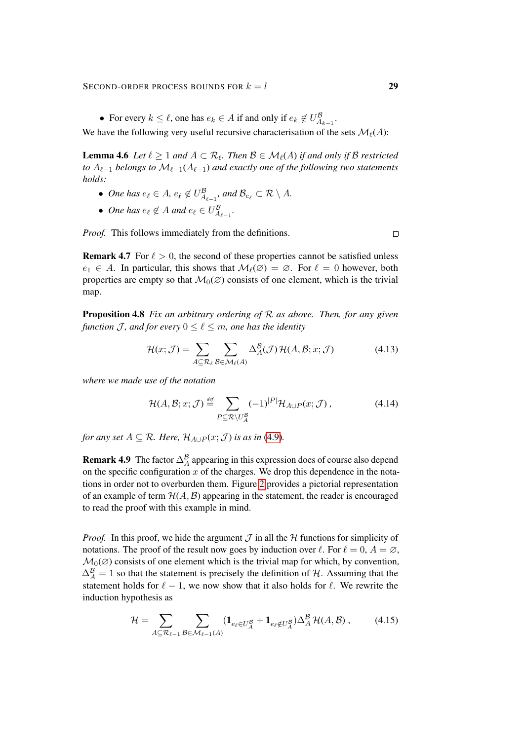- For every $k \leq \ell$, one has $e_k \in A$ if and only if $e_k \notin U^{\mathcal{B}}_{A_{k-1}}$.

We have the following very useful recursive characterisation of the sets $\mathcal{M}_\ell(A)$:

**Lemma 4.6** *Let $\ell \geq 1$ and $A \subset \mathcal{R}_\ell$. Then $\mathcal{B} \in \mathcal{M}_\ell(A)$ if and only if $\mathcal{B}$ restricted to $A_{\ell-1}$ belongs to $\mathcal{M}_{\ell-1}(A_{\ell-1})$ and exactly one of the following two statements holds:*

- *One has $e_\ell \in A$, $e_\ell \notin U^{\mathcal{B}}_{A_{\ell-1}}$, and $\mathcal{B}_{e_\ell} \subset \mathcal{R} \setminus A$.*
- *One has $e_\ell \notin A$ and $e_\ell \in U^{\mathcal{B}}_{A_{\ell-1}}$.*

*Proof.* This follows immediately from the definitions. □

**Remark 4.7** For $\ell > 0$, the second of these properties cannot be satisfied unless $e_1 \in A$. In particular, this shows that $\mathcal{M}_\ell(\varnothing) = \varnothing$. For $\ell = 0$ however, both properties are empty so that $\mathcal{M}_0(\varnothing)$ consists of one element, which is the trivial map.

**Proposition 4.8** *Fix an arbitrary ordering of $\mathcal{R}$ as above. Then, for any given function $\mathcal{J}$, and for every $0 \leq \ell \leq m$, one has the identity*

$$\mathcal{H}(x; \mathcal{J}) = \sum_{A \subseteq \mathcal{R}_\ell} \sum_{\mathcal{B} \in \mathcal{M}_\ell(A)} \Delta^{\mathcal{B}}_A(\mathcal{J})\, \mathcal{H}(A, \mathcal{B}; x; \mathcal{J}) \tag{4.13}$$

*where we made use of the notation*

$$\mathcal{H}(A, \mathcal{B}; x; \mathcal{J}) \stackrel{\text{def}}{=} \sum_{P \subseteq \mathcal{R} \setminus U^{\mathcal{B}}_A} (-1)^{|P|} \mathcal{H}_{A \cup P}(x; \mathcal{J}) , \tag{4.14}$$

*for any set $A \subseteq \mathcal{R}$. Here, $\mathcal{H}_{A \cup P}(x; \mathcal{J})$ is as in (4.9).*

**Remark 4.9** The factor $\Delta^{\mathcal{B}}_A$ appearing in this expression does of course also depend on the specific configuration $x$ of the charges. We drop this dependence in the notations in order not to overburden them. Figure 2 provides a pictorial representation of an example of term $\mathcal{H}(A, \mathcal{B})$ appearing in the statement, the reader is encouraged to read the proof with this example in mind.

*Proof.* In this proof, we hide the argument $\mathcal{J}$ in all the $\mathcal{H}$ functions for simplicity of notations. The proof of the result now goes by induction over $\ell$. For $\ell = 0$, $A = \varnothing$, $\mathcal{M}_0(\varnothing)$ consists of one element which is the trivial map for which, by convention, $\Delta^{\mathcal{B}}_A = 1$ so that the statement is precisely the definition of $\mathcal{H}$. Assuming that the statement holds for $\ell - 1$, we now show that it also holds for $\ell$. We rewrite the induction hypothesis as

$$\mathcal{H} = \sum_{A \subseteq \mathcal{R}_{\ell-1}} \sum_{\mathcal{B} \in \mathcal{M}_{\ell-1}(A)} (\mathbf{1}_{e_\ell \in U^{\mathcal{B}}_A} + \mathbf{1}_{e_\ell \notin U^{\mathcal{B}}_A}) \Delta^{\mathcal{B}}_A\, \mathcal{H}(A, \mathcal{B}) , \tag{4.15}$$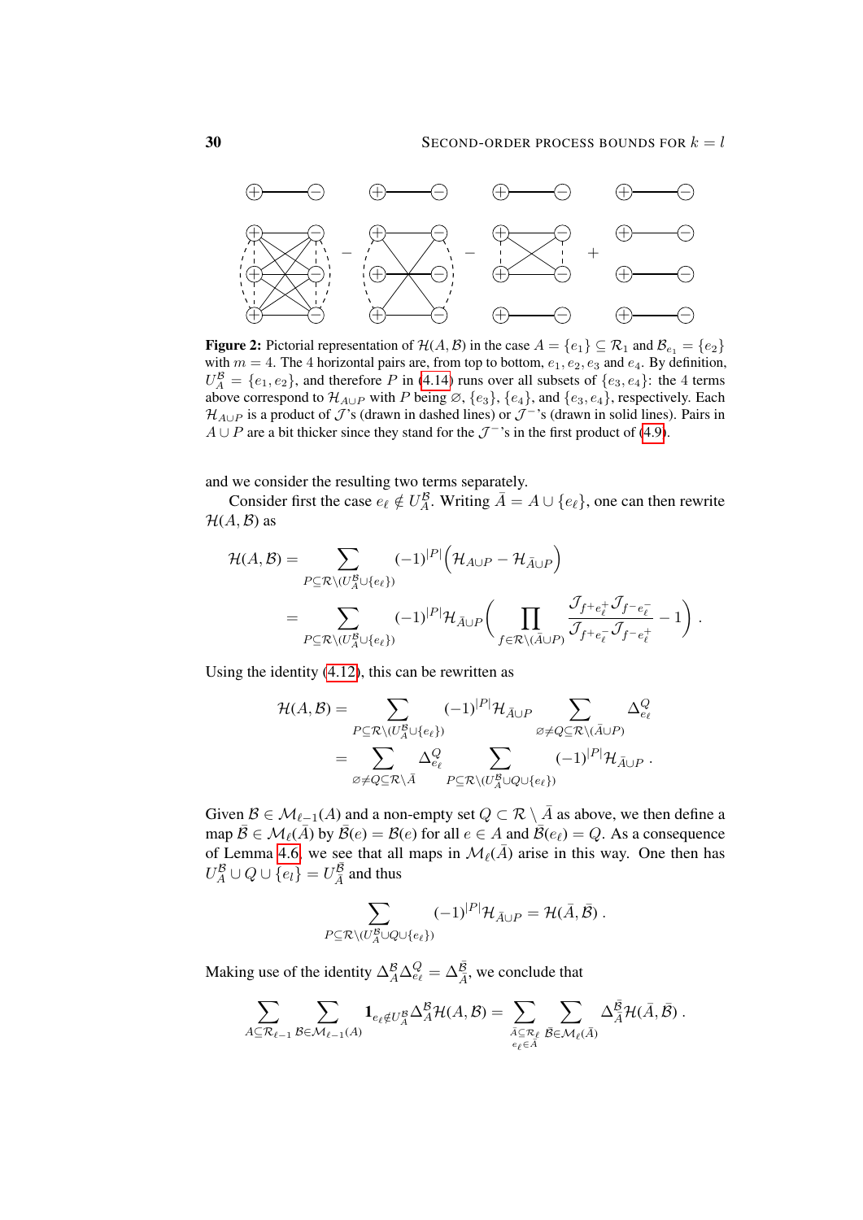**Figure 2:** Pictorial representation of $\mathcal{H}(A,\mathcal{B})$ in the case $A = \{e_1\} \subseteq \mathcal{R}_1$ and $\mathcal{B}_{e_1} = \{e_2\}$ with $m = 4$. The 4 horizontal pairs are, from top to bottom, $e_1, e_2, e_3$ and $e_4$. By definition, $U_A^{\mathcal{B}} = \{e_1, e_2\}$, and therefore $P$ in (4.14) runs over all subsets of $\{e_3, e_4\}$: the 4 terms above correspond to $\mathcal{H}_{A\cup P}$ with $P$ being $\varnothing$, $\{e_3\}$, $\{e_4\}$, and $\{e_3, e_4\}$, respectively. Each $\mathcal{H}_{A\cup P}$ is a product of $\mathcal{J}$'s (drawn in dashed lines) or $\mathcal{J}^-$'s (drawn in solid lines). Pairs in $A \cup P$ are a bit thicker since they stand for the $\mathcal{J}^-$'s in the first product of (4.9).

and we consider the resulting two terms separately.

Consider first the case $e_\ell \notin U_A^{\mathcal{B}}$. Writing $\bar{A} = A \cup \{e_\ell\}$, one can then rewrite $\mathcal{H}(A,\mathcal{B})$ as

$$
\begin{aligned}
\mathcal{H}(A,\mathcal{B}) &= \sum_{P \subseteq \mathcal{R}\setminus(U_A^{\mathcal{B}}\cup\{e_\ell\})} (-1)^{|P|} \Big(\mathcal{H}_{A\cup P} - \mathcal{H}_{\bar{A}\cup P}\Big) \\
&= \sum_{P \subseteq \mathcal{R}\setminus(U_A^{\mathcal{B}}\cup\{e_\ell\})} (-1)^{|P|} \mathcal{H}_{\bar{A}\cup P} \bigg( \prod_{f \in \mathcal{R}\setminus(\bar{A}\cup P)} \frac{\mathcal{J}_{f^+ e_\ell^+} \mathcal{J}_{f^- e_\ell^-}}{\mathcal{J}_{f^+ e_\ell^-} \mathcal{J}_{f^- e_\ell^+}} - 1 \bigg) .
\end{aligned}
$$

Using the identity (4.12), this can be rewritten as

$$
\begin{aligned}
\mathcal{H}(A,\mathcal{B}) &= \sum_{P \subseteq \mathcal{R}\setminus(U_A^{\mathcal{B}}\cup\{e_\ell\})} (-1)^{|P|} \mathcal{H}_{\bar{A}\cup P} \sum_{\varnothing \neq Q \subseteq \mathcal{R}\setminus(\bar{A}\cup P)} \Delta_{e_\ell}^Q \\
&= \sum_{\varnothing \neq Q \subseteq \mathcal{R}\setminus\bar{A}} \Delta_{e_\ell}^Q \sum_{P \subseteq \mathcal{R}\setminus(U_A^{\mathcal{B}}\cup Q\cup\{e_\ell\})} (-1)^{|P|} \mathcal{H}_{\bar{A}\cup P} .
\end{aligned}
$$

Given $\mathcal{B} \in \mathcal{M}_{\ell-1}(A)$ and a non-empty set $Q \subset \mathcal{R}\setminus\bar{A}$ as above, we then define a map $\bar{\mathcal{B}} \in \mathcal{M}_\ell(\bar{A})$ by $\bar{\mathcal{B}}(e) = \mathcal{B}(e)$ for all $e \in A$ and $\bar{\mathcal{B}}(e_\ell) = Q$. As a consequence of Lemma 4.6, we see that all maps in $\mathcal{M}_\ell(\bar{A})$ arise in this way. One then has $U_A^{\mathcal{B}} \cup Q \cup \{e_l\} = U_{\bar{A}}^{\bar{\mathcal{B}}}$ and thus

$$
\sum_{P \subseteq \mathcal{R}\setminus(U_A^{\mathcal{B}}\cup Q\cup\{e_\ell\})} (-1)^{|P|} \mathcal{H}_{\bar{A}\cup P} = \mathcal{H}(\bar{A},\bar{\mathcal{B}}) .
$$

Making use of the identity $\Delta_A^{\mathcal{B}} \Delta_{e_\ell}^Q = \Delta_{\bar{A}}^{\bar{\mathcal{B}}}$, we conclude that

$$
\sum_{A \subseteq \mathcal{R}_{\ell-1}} \sum_{\mathcal{B} \in \mathcal{M}_{\ell-1}(A)} \mathbf{1}_{e_\ell \notin U_A^{\mathcal{B}}} \Delta_A^{\mathcal{B}} \mathcal{H}(A,\mathcal{B}) = \sum_{\substack{\bar{A} \subseteq \mathcal{R}_\ell \\ e_\ell \in \bar{A}}} \sum_{\bar{\mathcal{B}} \in \mathcal{M}_\ell(\bar{A})} \Delta_{\bar{A}}^{\bar{\mathcal{B}}} \mathcal{H}(\bar{A},\bar{\mathcal{B}}) .
$$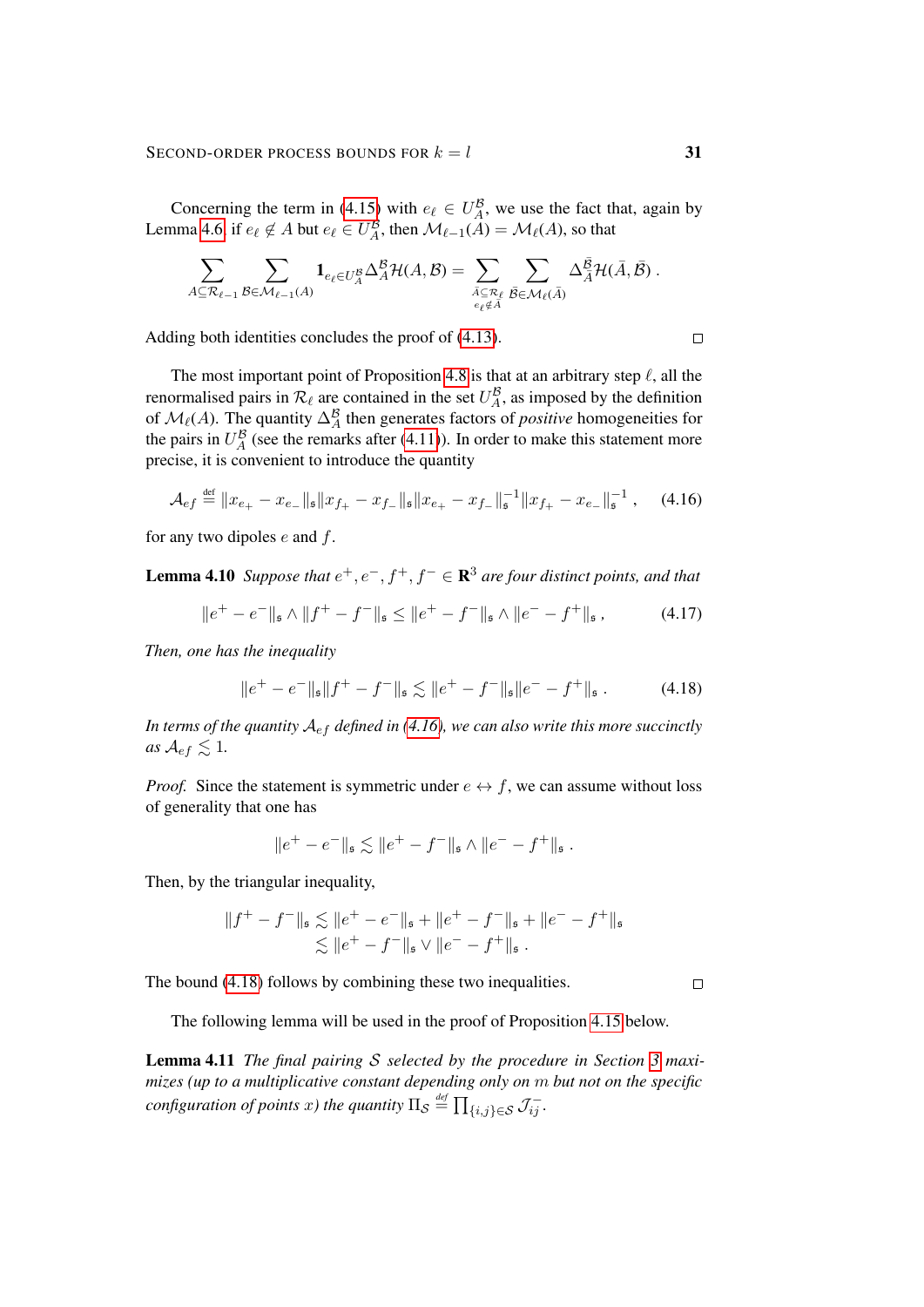Concerning the term in (4.15) with $e_\ell \in U_A^{\mathcal{B}}$, we use the fact that, again by Lemma 4.6, if $e_\ell \notin A$ but $e_\ell \in U_A^{\mathcal{B}}$, then $\mathcal{M}_{\ell-1}(A) = \mathcal{M}_\ell(A)$, so that

$$\sum_{A \subseteq \mathcal{R}_{\ell-1}} \sum_{\mathcal{B} \in \mathcal{M}_{\ell-1}(A)} \mathbf{1}_{e_\ell \in U_A^{\mathcal{B}}} \Delta_A^{\mathcal{B}} \mathcal{H}(A, \mathcal{B}) = \sum_{\substack{\bar{A} \subseteq \mathcal{R}_\ell \\ e_\ell \notin \bar{A}}} \sum_{\bar{\mathcal{B}} \in \mathcal{M}_\ell(\bar{A})} \Delta_{\bar{A}}^{\bar{\mathcal{B}}} \mathcal{H}(\bar{A}, \bar{\mathcal{B}}) .$$

Adding both identities concludes the proof of (4.13). $\square$

The most important point of Proposition 4.8 is that at an arbitrary step $\ell$, all the renormalised pairs in $\mathcal{R}_\ell$ are contained in the set $U_A^{\mathcal{B}}$, as imposed by the definition of $\mathcal{M}_\ell(A)$. The quantity $\Delta_A^{\mathcal{B}}$ then generates factors of *positive* homogeneities for the pairs in $U_A^{\mathcal{B}}$ (see the remarks after (4.11)). In order to make this statement more precise, it is convenient to introduce the quantity

$$\mathcal{A}_{ef} \stackrel{\text{def}}{=} \|x_{e_+} - x_{e_-}\|_\mathfrak{s} \|x_{f_+} - x_{f_-}\|_\mathfrak{s} \|x_{e_+} - x_{f_-}\|_\mathfrak{s}^{-1} \|x_{f_+} - x_{e_-}\|_\mathfrak{s}^{-1} , \qquad (4.16)$$

for any two dipoles $e$ and $f$.

**Lemma 4.10** *Suppose that $e^+, e^-, f^+, f^- \in \mathbf{R}^3$ are four distinct points, and that*

$$\|e^+ - e^-\|_\mathfrak{s} \wedge \|f^+ - f^-\|_\mathfrak{s} \leq \|e^+ - f^-\|_\mathfrak{s} \wedge \|e^- - f^+\|_\mathfrak{s} , \qquad (4.17)$$

*Then, one has the inequality*

$$\|e^+ - e^-\|_\mathfrak{s} \|f^+ - f^-\|_\mathfrak{s} \lesssim \|e^+ - f^-\|_\mathfrak{s} \|e^- - f^+\|_\mathfrak{s} . \qquad (4.18)$$

*In terms of the quantity $\mathcal{A}_{ef}$ defined in (4.16), we can also write this more succinctly as $\mathcal{A}_{ef} \lesssim 1$.*

*Proof.* Since the statement is symmetric under $e \leftrightarrow f$, we can assume without loss of generality that one has

$$\|e^+ - e^-\|_\mathfrak{s} \lesssim \|e^+ - f^-\|_\mathfrak{s} \wedge \|e^- - f^+\|_\mathfrak{s} .$$

Then, by the triangular inequality,

$$\begin{aligned} \|f^+ - f^-\|_\mathfrak{s} &\lesssim \|e^+ - e^-\|_\mathfrak{s} + \|e^+ - f^-\|_\mathfrak{s} + \|e^- - f^+\|_\mathfrak{s} \\ &\lesssim \|e^+ - f^-\|_\mathfrak{s} \vee \|e^- - f^+\|_\mathfrak{s} . \end{aligned}$$

The bound (4.18) follows by combining these two inequalities. $\square$

The following lemma will be used in the proof of Proposition 4.15 below.

**Lemma 4.11** *The final pairing $\mathcal{S}$ selected by the procedure in Section 3 maximizes (up to a multiplicative constant depending only on $m$ but not on the specific configuration of points $x$) the quantity $\Pi_\mathcal{S} \stackrel{\text{def}}{=} \prod_{\{i,j\} \in \mathcal{S}} \mathcal{J}_{ij}^-$.*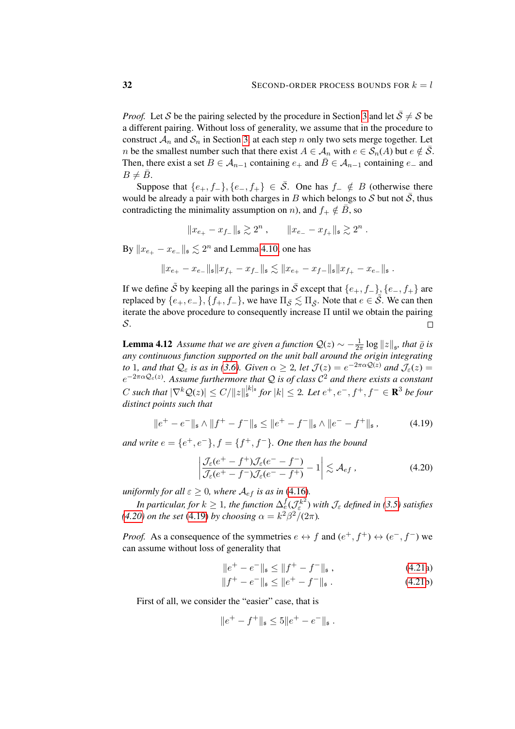*Proof.* Let $\mathcal{S}$ be the pairing selected by the procedure in Section 3 and let $\bar{\mathcal{S}} \neq \mathcal{S}$ be a different pairing. Without loss of generality, we assume that in the procedure to construct $\mathcal{A}_n$ and $\mathcal{S}_n$ in Section 3, at each step $n$ only two sets merge together. Let $n$ be the smallest number such that there exist $A \in \mathcal{A}_n$ with $e \in \mathcal{S}_n(A)$ but $e \notin \bar{\mathcal{S}}$. Then, there exist a set $B \in \mathcal{A}_{n-1}$ containing $e_+$ and $\bar{B} \in \mathcal{A}_{n-1}$ containing $e_-$ and $B \neq \bar{B}$.

Suppose that $\{e_+, f_-\}, \{e_-, f_+\} \in \bar{\mathcal{S}}$. One has $f_- \notin B$ (otherwise there would be already a pair with both charges in $B$ which belongs to $\mathcal{S}$ but not $\bar{\mathcal{S}}$, thus contradicting the minimality assumption on $n$), and $f_+ \notin \bar{B}$, so

$$
\|x_{e_+} - x_{f_-}\|_\mathfrak{s} \gtrsim 2^n\,, \qquad \|x_{e_-} - x_{f_+}\|_\mathfrak{s} \gtrsim 2^n\,.
$$

By $\|x_{e_+} - x_{e_-}\|_\mathfrak{s} \lesssim 2^n$ and Lemma 4.10, one has

$$
\|x_{e_+} - x_{e_-}\|_\mathfrak{s} \|x_{f_+} - x_{f_-}\|_\mathfrak{s} \lesssim \|x_{e_+} - x_{f_-}\|_\mathfrak{s} \|x_{f_+} - x_{e_-}\|_\mathfrak{s}\,.
$$

If we define $\tilde{\mathcal{S}}$ by keeping all the parings in $\bar{\mathcal{S}}$ except that $\{e_+, f_-\}, \{e_-, f_+\}$ are replaced by $\{e_+, e_-\}, \{f_+, f_-\}$, we have $\Pi_{\bar{\mathcal{S}}} \lesssim \Pi_{\tilde{\mathcal{S}}}$. Note that $e \in \tilde{\mathcal{S}}$. We can then iterate the above procedure to consequently increase $\Pi$ until we obtain the pairing $\mathcal{S}$. $\square$

**Lemma 4.12** *Assume that we are given a function $\mathcal{Q}(z) \sim -\frac{1}{2\pi} \log \|z\|_\mathfrak{s}$, that $\bar{\varrho}$ is any continuous function supported on the unit ball around the origin integrating to 1, and that $\mathcal{Q}_\varepsilon$ is as in (3.6). Given $\alpha \geq 2$, let $\mathcal{J}(z) = e^{-2\pi\alpha \mathcal{Q}(z)}$ and $\mathcal{J}_\varepsilon(z) = e^{-2\pi\alpha \mathcal{Q}_\varepsilon(z)}$. Assume furthermore that $\mathcal{Q}$ is of class $\mathcal{C}^2$ and there exists a constant $C$ such that $|\nabla^k \mathcal{Q}(z)| \leq C/\|z\|_\mathfrak{s}^{|k|_\mathfrak{s}}$ for $|k| \leq 2$. Let $e^+, e^-, f^+, f^- \in \mathbf{R}^3$ be four distinct points such that*

$$
\|e^+ - e^-\|_\mathfrak{s} \wedge \|f^+ - f^-\|_\mathfrak{s} \leq \|e^+ - f^-\|_\mathfrak{s} \wedge \|e^- - f^+\|_\mathfrak{s}\,, \tag{4.19}
$$

*and write $e = \{e^+, e^-\}, f = \{f^+, f^-\}$. One then has the bound*

$$
\left| \frac{\mathcal{J}_\varepsilon(e^+ - f^+)\mathcal{J}_\varepsilon(e^- - f^-)}{\mathcal{J}_\varepsilon(e^+ - f^-)\mathcal{J}_\varepsilon(e^- - f^+)} - 1 \right| \lesssim \mathcal{A}_{ef}\,, \tag{4.20}
$$

*uniformly for all $\varepsilon \geq 0$, where $\mathcal{A}_{ef}$ is as in (4.16).*

*In particular, for $k \geq 1$, the function $\Delta_e^f(\mathcal{J}_\varepsilon^{k^2})$ with $\mathcal{J}_\varepsilon$ defined in (3.5) satisfies (4.20) on the set (4.19) by choosing $\alpha = k^2\beta^2/(2\pi)$.*

*Proof.* As a consequence of the symmetries $e \leftrightarrow f$ and $(e^+, f^+) \leftrightarrow (e^-, f^-)$ we can assume without loss of generality that

$$
\|e^+ - e^-\|_\mathfrak{s} \leq \|f^+ - f^-\|_\mathfrak{s}\,, \tag{4.21a}
$$

$$
\|f^+ - e^-\|_\mathfrak{s} \leq \|e^+ - f^-\|_\mathfrak{s}\,. \tag{4.21b}
$$

First of all, we consider the "easier" case, that is

$$
\|e^+ - f^+\|_\mathfrak{s} \leq 5\|e^+ - e^-\|_\mathfrak{s}\,.
$$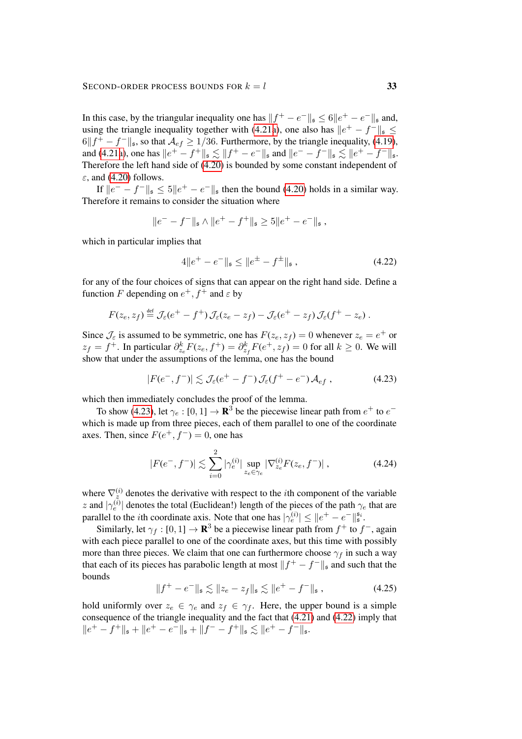In this case, by the triangular inequality one has $\|f^+ - e^-\|_\mathfrak{s} \le 6\|e^+ - e^-\|_\mathfrak{s}$ and, using the triangle inequality together with (4.21a), one also has $\|e^+ - f^-\|_\mathfrak{s} \le 6\|f^+ - f^-\|_\mathfrak{s}$, so that $\mathcal{A}_{ef} \ge 1/36$. Furthermore, by the triangle inequality, (4.19), and (4.21a), one has $\|e^+ - f^+\|_\mathfrak{s} \lesssim \|f^+ - e^-\|_\mathfrak{s}$ and $\|e^- - f^-\|_\mathfrak{s} \lesssim \|e^+ - f^-\|_\mathfrak{s}$. Therefore the left hand side of (4.20) is bounded by some constant independent of $\varepsilon$, and (4.20) follows.

If $\|e^- - f^-\|_\mathfrak{s} \le 5\|e^+ - e^-\|_\mathfrak{s}$ then the bound (4.20) holds in a similar way. Therefore it remains to consider the situation where

$$\|e^- - f^-\|_\mathfrak{s} \wedge \|e^+ - f^+\|_\mathfrak{s} \ge 5\|e^+ - e^-\|_\mathfrak{s} \;,$$

which in particular implies that

$$4\|e^+ - e^-\|_\mathfrak{s} \le \|e^\pm - f^\pm\|_\mathfrak{s} \;, \tag{4.22}$$

for any of the four choices of signs that can appear on the right hand side. Define a function $F$ depending on $e^+, f^+$ and $\varepsilon$ by

$$F(z_e, z_f) \stackrel{\text{def}}{=} \mathcal{J}_\varepsilon(e^+ - f^+)\,\mathcal{J}_\varepsilon(z_e - z_f) - \mathcal{J}_\varepsilon(e^+ - z_f)\,\mathcal{J}_\varepsilon(f^+ - z_e) \;.$$

Since $\mathcal{J}_\varepsilon$ is assumed to be symmetric, one has $F(z_e, z_f) = 0$ whenever $z_e = e^+$ or $z_f = f^+$. In particular $\partial_{z_e}^k F(z_e, f^+) = \partial_{z_f}^k F(e^+, z_f) = 0$ for all $k \ge 0$. We will show that under the assumptions of the lemma, one has the bound

$$|F(e^-, f^-)| \lesssim \mathcal{J}_\varepsilon(e^+ - f^-)\,\mathcal{J}_\varepsilon(f^+ - e^-)\,\mathcal{A}_{ef} \;, \tag{4.23}$$

which then immediately concludes the proof of the lemma.

To show (4.23), let $\gamma_e : [0,1] \to \mathbf{R}^3$ be the piecewise linear path from $e^+$ to $e^-$ which is made up from three pieces, each of them parallel to one of the coordinate axes. Then, since $F(e^+, f^-) = 0$, one has

$$|F(e^-, f^-)| \lesssim \sum_{i=0}^{2} |\gamma_e^{(i)}| \sup_{z_e \in \gamma_e} |\nabla_{z_e}^{(i)} F(z_e, f^-)| \;, \tag{4.24}$$

where $\nabla_z^{(i)}$ denotes the derivative with respect to the $i$th component of the variable $z$ and $|\gamma_e^{(i)}|$ denotes the total (Euclidean!) length of the pieces of the path $\gamma_e$ that are parallel to the $i$th coordinate axis. Note that one has $|\gamma_e^{(i)}| \le \|e^+ - e^-\|_\mathfrak{s}^{\mathfrak{s}_i}$.

Similarly, let $\gamma_f : [0,1] \to \mathbf{R}^3$ be a piecewise linear path from $f^+$ to $f^-$, again with each piece parallel to one of the coordinate axes, but this time with possibly more than three pieces. We claim that one can furthermore choose $\gamma_f$ in such a way that each of its pieces has parabolic length at most $\|f^+ - f^-\|_\mathfrak{s}$ and such that the bounds

$$\|f^+ - e^-\|_\mathfrak{s} \lesssim \|z_e - z_f\|_\mathfrak{s} \lesssim \|e^+ - f^-\|_\mathfrak{s} \;, \tag{4.25}$$

hold uniformly over $z_e \in \gamma_e$ and $z_f \in \gamma_f$. Here, the upper bound is a simple consequence of the triangle inequality and the fact that (4.21) and (4.22) imply that $\|e^+ - f^+\|_\mathfrak{s} + \|e^+ - e^-\|_\mathfrak{s} + \|f^- - f^+\|_\mathfrak{s} \lesssim \|e^+ - f^-\|_\mathfrak{s}$.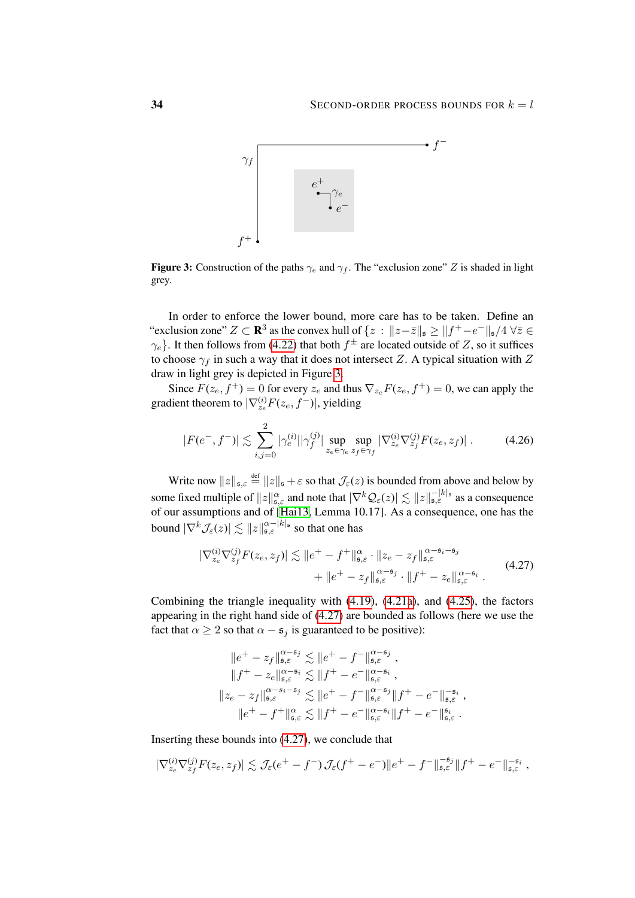**Figure 3:** Construction of the paths $\gamma_e$ and $\gamma_f$. The "exclusion zone" $Z$ is shaded in light grey.

In order to enforce the lower bound, more care has to be taken. Define an "exclusion zone" $Z \subset \mathbf{R}^3$ as the convex hull of $\{z : \|z-\bar z\|_\mathfrak{s} \geq \|f^+ - e^-\|_\mathfrak{s}/4 \;\forall \bar z \in \gamma_e\}$. It then follows from (4.22) that both $f^\pm$ are located outside of $Z$, so it suffices to choose $\gamma_f$ in such a way that it does not intersect $Z$. A typical situation with $Z$ draw in light grey is depicted in Figure 3.

Since $F(z_e, f^+) = 0$ for every $z_e$ and thus $\nabla_{z_e} F(z_e, f^+) = 0$, we can apply the gradient theorem to $|\nabla_{z_e}^{(i)} F(z_e, f^-)|$, yielding

$$
|F(e^-, f^-)| \lesssim \sum_{i,j=0}^{2} |\gamma_e^{(i)}||\gamma_f^{(j)}| \sup_{z_e \in \gamma_e} \sup_{z_f \in \gamma_f} |\nabla_{z_e}^{(i)} \nabla_{z_f}^{(j)} F(z_e, z_f)| \;. \tag{4.26}
$$

Write now $\|z\|_{\mathfrak{s},\varepsilon} \stackrel{\text{def}}{=} \|z\|_\mathfrak{s} + \varepsilon$ so that $\mathcal{J}_\varepsilon(z)$ is bounded from above and below by some fixed multiple of $\|z\|_{\mathfrak{s},\varepsilon}^\alpha$ and note that $|\nabla^k \mathcal{Q}_\varepsilon(z)| \lesssim \|z\|_{\mathfrak{s},\varepsilon}^{-|k|_\mathfrak{s}}$ as a consequence of our assumptions and of [Hai13, Lemma 10.17]. As a consequence, one has the bound $|\nabla^k \mathcal{J}_\varepsilon(z)| \lesssim \|z\|_{\mathfrak{s},\varepsilon}^{\alpha-|k|_\mathfrak{s}}$ so that one has

$$
\begin{aligned}
|\nabla_{z_e}^{(i)} \nabla_{z_f}^{(j)} F(z_e, z_f)| &\lesssim \|e^+ - f^+\|_{\mathfrak{s},\varepsilon}^\alpha \cdot \|z_e - z_f\|_{\mathfrak{s},\varepsilon}^{\alpha - \mathfrak{s}_i - \mathfrak{s}_j} \\
&\quad + \|e^+ - z_f\|_{\mathfrak{s},\varepsilon}^{\alpha-\mathfrak{s}_j} \cdot \|f^+ - z_e\|_{\mathfrak{s},\varepsilon}^{\alpha-\mathfrak{s}_i} \;.
\end{aligned} \tag{4.27}
$$

Combining the triangle inequality with (4.19), (4.21a), and (4.25), the factors appearing in the right hand side of (4.27) are bounded as follows (here we use the fact that $\alpha \geq 2$ so that $\alpha - \mathfrak{s}_j$ is guaranteed to be positive):

$$
\begin{aligned}
\|e^+ - z_f\|_{\mathfrak{s},\varepsilon}^{\alpha-\mathfrak{s}_j} &\lesssim \|e^+ - f^-\|_{\mathfrak{s},\varepsilon}^{\alpha-\mathfrak{s}_j} \;, \\
\|f^+ - z_e\|_{\mathfrak{s},\varepsilon}^{\alpha-\mathfrak{s}_i} &\lesssim \|f^+ - e^-\|_{\mathfrak{s},\varepsilon}^{\alpha-\mathfrak{s}_i} \;, \\
\|z_e - z_f\|_{\mathfrak{s},\varepsilon}^{\alpha-\mathfrak{s}_i-\mathfrak{s}_j} &\lesssim \|e^+ - f^-\|_{\mathfrak{s},\varepsilon}^{\alpha-\mathfrak{s}_j} \|f^+ - e^-\|_{\mathfrak{s},\varepsilon}^{-\mathfrak{s}_i} \;, \\
\|e^+ - f^+\|_{\mathfrak{s},\varepsilon}^{\alpha} &\lesssim \|f^+ - e^-\|_{\mathfrak{s},\varepsilon}^{\alpha-\mathfrak{s}_i} \|f^+ - e^-\|_{\mathfrak{s},\varepsilon}^{\mathfrak{s}_i} \;.
\end{aligned}
$$

Inserting these bounds into (4.27), we conclude that

$$
|\nabla_{z_e}^{(i)} \nabla_{z_f}^{(j)} F(z_e, z_f)| \lesssim \mathcal{J}_\varepsilon(e^+ - f^-)\, \mathcal{J}_\varepsilon(f^+ - e^-) \|e^+ - f^-\|_{\mathfrak{s},\varepsilon}^{-\mathfrak{s}_j} \|f^+ - e^-\|_{\mathfrak{s},\varepsilon}^{-\mathfrak{s}_i} \;,
$$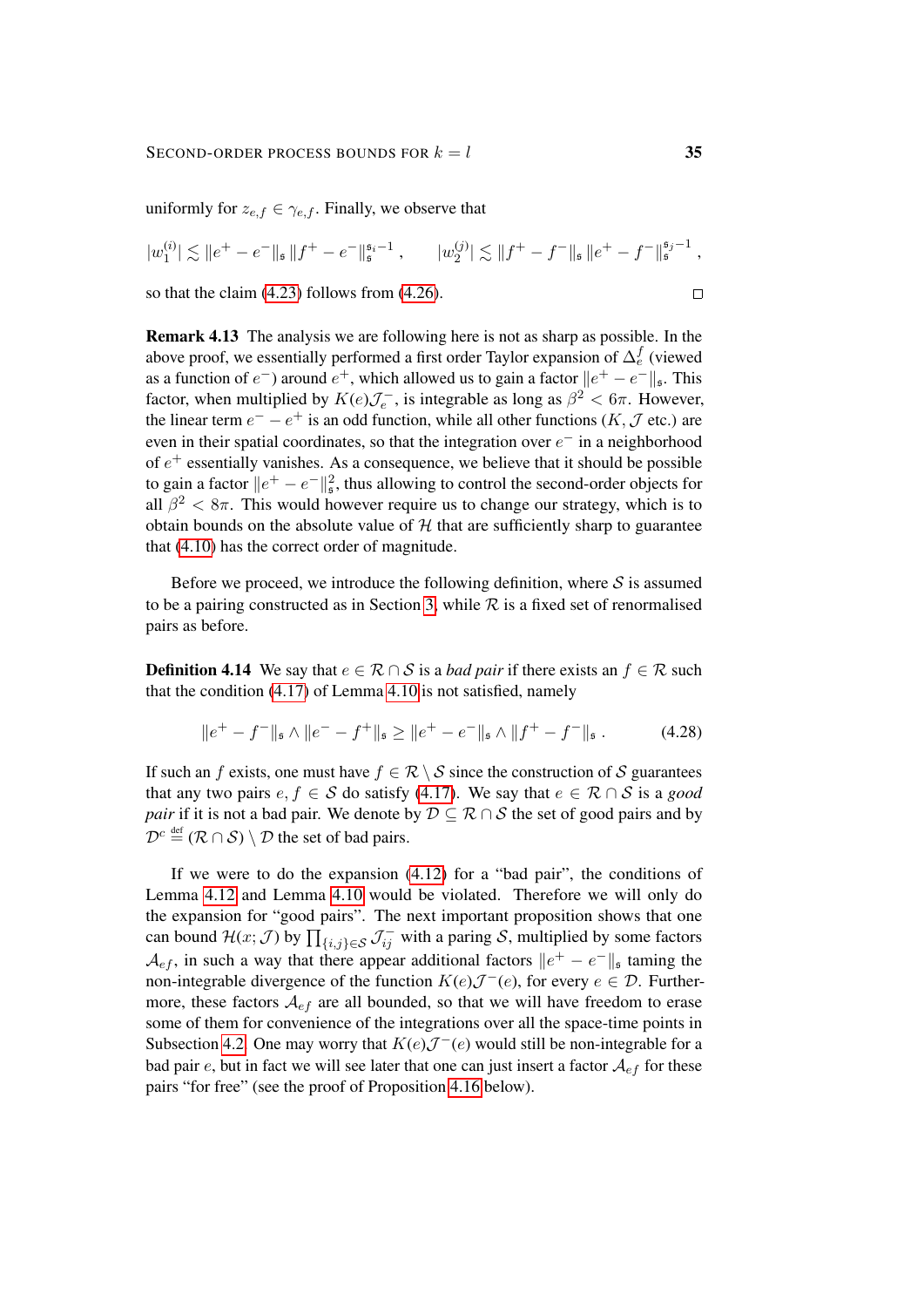uniformly for $z_{e,f} \in \gamma_{e,f}$. Finally, we observe that

$$|w_1^{(i)}| \lesssim \|e^+ - e^-\|_{\mathfrak{s}} \, \|f^+ - e^-\|_{\mathfrak{s}}^{\mathfrak{s}_i - 1} \,, \qquad |w_2^{(j)}| \lesssim \|f^+ - f^-\|_{\mathfrak{s}} \, \|e^+ - f^-\|_{\mathfrak{s}}^{\mathfrak{s}_j - 1} \,,$$

so that the claim (4.23) follows from (4.26). ◻

**Remark 4.13** The analysis we are following here is not as sharp as possible. In the above proof, we essentially performed a first order Taylor expansion of $\Delta_e^f$ (viewed as a function of $e^-$) around $e^+$, which allowed us to gain a factor $\|e^+ - e^-\|_{\mathfrak{s}}$. This factor, when multiplied by $K(e)\mathcal{J}_e^-$, is integrable as long as $\beta^2 < 6\pi$. However, the linear term $e^- - e^+$ is an odd function, while all other functions ($K$, $\mathcal{J}$ etc.) are even in their spatial coordinates, so that the integration over $e^-$ in a neighborhood of $e^+$ essentially vanishes. As a consequence, we believe that it should be possible to gain a factor $\|e^+ - e^-\|_{\mathfrak{s}}^2$, thus allowing to control the second-order objects for all $\beta^2 < 8\pi$. This would however require us to change our strategy, which is to obtain bounds on the absolute value of $\mathcal{H}$ that are sufficiently sharp to guarantee that (4.10) has the correct order of magnitude.

Before we proceed, we introduce the following definition, where $\mathcal{S}$ is assumed to be a pairing constructed as in Section 3, while $\mathcal{R}$ is a fixed set of renormalised pairs as before.

**Definition 4.14** We say that $e \in \mathcal{R} \cap \mathcal{S}$ is a *bad pair* if there exists an $f \in \mathcal{R}$ such that the condition (4.17) of Lemma 4.10 is not satisfied, namely

$$\|e^+ - f^-\|_{\mathfrak{s}} \wedge \|e^- - f^+\|_{\mathfrak{s}} \geq \|e^+ - e^-\|_{\mathfrak{s}} \wedge \|f^+ - f^-\|_{\mathfrak{s}} \,. \tag{4.28}$$

If such an $f$ exists, one must have $f \in \mathcal{R} \setminus \mathcal{S}$ since the construction of $\mathcal{S}$ guarantees that any two pairs $e, f \in \mathcal{S}$ do satisfy (4.17). We say that $e \in \mathcal{R} \cap \mathcal{S}$ is a *good pair* if it is not a bad pair. We denote by $\mathcal{D} \subseteq \mathcal{R} \cap \mathcal{S}$ the set of good pairs and by $\mathcal{D}^c \stackrel{\text{def}}{=} (\mathcal{R} \cap \mathcal{S}) \setminus \mathcal{D}$ the set of bad pairs.

If we were to do the expansion (4.12) for a "bad pair", the conditions of Lemma 4.12 and Lemma 4.10 would be violated. Therefore we will only do the expansion for "good pairs". The next important proposition shows that one can bound $\mathcal{H}(x; \mathcal{J})$ by $\prod_{\{i,j\} \in \mathcal{S}} \mathcal{J}_{ij}^-$ with a paring $\mathcal{S}$, multiplied by some factors $\mathcal{A}_{ef}$, in such a way that there appear additional factors $\|e^+ - e^-\|_{\mathfrak{s}}$ taming the non-integrable divergence of the function $K(e)\mathcal{J}^-(e)$, for every $e \in \mathcal{D}$. Furthermore, these factors $\mathcal{A}_{ef}$ are all bounded, so that we will have freedom to erase some of them for convenience of the integrations over all the space-time points in Subsection 4.2. One may worry that $K(e)\mathcal{J}^-(e)$ would still be non-integrable for a bad pair $e$, but in fact we will see later that one can just insert a factor $\mathcal{A}_{ef}$ for these pairs "for free" (see the proof of Proposition 4.16 below).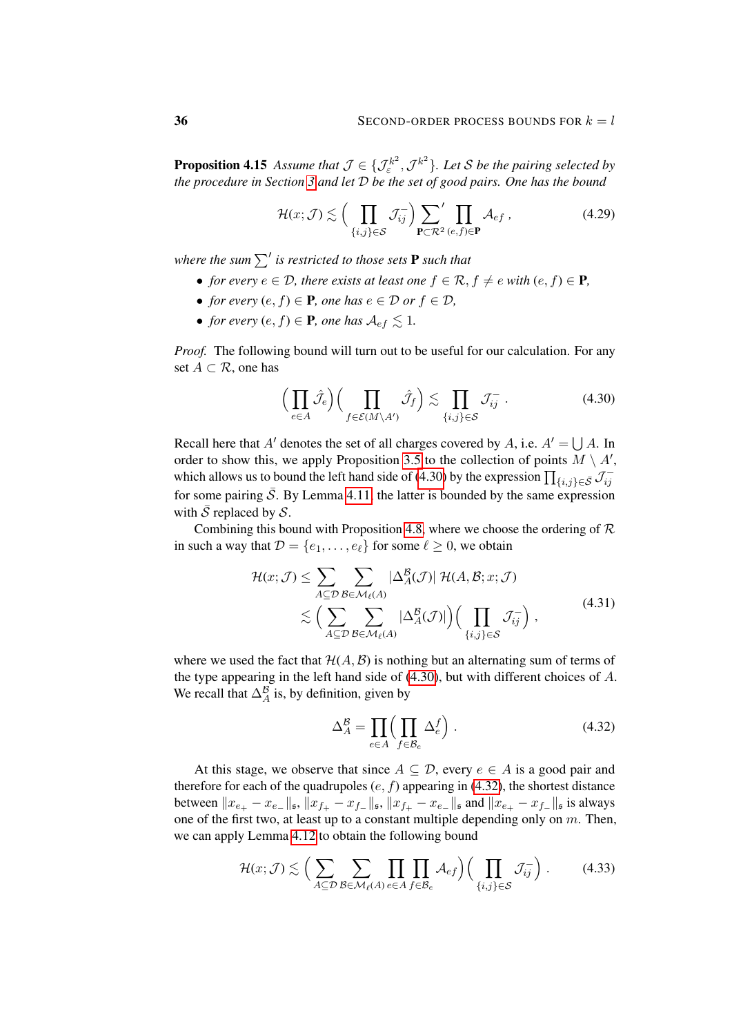**Proposition 4.15** *Assume that $\mathcal{J} \in \{\mathcal{J}_\varepsilon^{k^2}, \mathcal{J}^{k^2}\}$. Let $\mathcal{S}$ be the pairing selected by the procedure in Section 3 and let $\mathcal{D}$ be the set of good pairs. One has the bound*

$$\mathcal{H}(x;\mathcal{J}) \lesssim \Big(\prod_{\{i,j\}\in\mathcal{S}} \mathcal{J}_{ij}^-\Big) \sum_{\mathbf{P}\subset\mathcal{R}^2}{}' \prod_{(e,f)\in\mathbf{P}} \mathcal{A}_{ef}\;, \tag{4.29}$$

*where the sum $\sum'$ is restricted to those sets $\mathbf{P}$ such that*

- *for every $e \in \mathcal{D}$, there exists at least one $f \in \mathcal{R}$, $f \neq e$ with $(e,f) \in \mathbf{P}$,*
- *for every $(e,f) \in \mathbf{P}$, one has $e \in \mathcal{D}$ or $f \in \mathcal{D}$,*
- *for every $(e,f) \in \mathbf{P}$, one has $\mathcal{A}_{ef} \lesssim 1$.*

*Proof.* The following bound will turn out to be useful for our calculation. For any set $A \subset \mathcal{R}$, one has

$$\Big(\prod_{e\in A} \hat{\mathcal{J}}_e\Big)\Big(\prod_{f\in\mathcal{E}(M\setminus A')} \hat{\mathcal{J}}_f\Big) \lesssim \prod_{\{i,j\}\in\mathcal{S}} \mathcal{J}_{ij}^-\;. \tag{4.30}$$

Recall here that $A'$ denotes the set of all charges covered by $A$, i.e. $A' = \bigcup A$. In order to show this, we apply Proposition 3.5 to the collection of points $M \setminus A'$, which allows us to bound the left hand side of (4.30) by the expression $\prod_{\{i,j\}\in\bar{\mathcal{S}}} \mathcal{J}_{ij}^-$ for some pairing $\bar{\mathcal{S}}$. By Lemma 4.11, the latter is bounded by the same expression with $\bar{\mathcal{S}}$ replaced by $\mathcal{S}$.

Combining this bound with Proposition 4.8, where we choose the ordering of $\mathcal{R}$ in such a way that $\mathcal{D} = \{e_1,\ldots,e_\ell\}$ for some $\ell \geq 0$, we obtain

$$\begin{aligned}
\mathcal{H}(x;\mathcal{J}) &\leq \sum_{A\subseteq\mathcal{D}}\sum_{\mathcal{B}\in\mathcal{M}_\ell(A)} |\Delta_A^{\mathcal{B}}(\mathcal{J})|\,\mathcal{H}(A,\mathcal{B};x;\mathcal{J}) \\
&\lesssim \Big(\sum_{A\subseteq\mathcal{D}}\sum_{\mathcal{B}\in\mathcal{M}_\ell(A)} |\Delta_A^{\mathcal{B}}(\mathcal{J})|\Big)\Big(\prod_{\{i,j\}\in\mathcal{S}} \mathcal{J}_{ij}^-\Big)\;,
\end{aligned} \tag{4.31}$$

where we used the fact that $\mathcal{H}(A,\mathcal{B})$ is nothing but an alternating sum of terms of the type appearing in the left hand side of (4.30), but with different choices of $A$. We recall that $\Delta_A^{\mathcal{B}}$ is, by definition, given by

$$\Delta_A^{\mathcal{B}} = \prod_{e\in A}\Big(\prod_{f\in\mathcal{B}_e} \Delta_e^f\Big)\;. \tag{4.32}$$

At this stage, we observe that since $A \subseteq \mathcal{D}$, every $e \in A$ is a good pair and therefore for each of the quadrupoles $(e,f)$ appearing in (4.32), the shortest distance between $\|x_{e_+} - x_{e_-}\|_\mathfrak{s}$, $\|x_{f_+} - x_{f_-}\|_\mathfrak{s}$, $\|x_{f_+} - x_{e_-}\|_\mathfrak{s}$ and $\|x_{e_+} - x_{f_-}\|_\mathfrak{s}$ is always one of the first two, at least up to a constant multiple depending only on $m$. Then, we can apply Lemma 4.12 to obtain the following bound

$$\mathcal{H}(x;\mathcal{J}) \lesssim \Big(\sum_{A\subseteq\mathcal{D}}\sum_{\mathcal{B}\in\mathcal{M}_\ell(A)}\prod_{e\in A}\prod_{f\in\mathcal{B}_e} \mathcal{A}_{ef}\Big)\Big(\prod_{\{i,j\}\in\mathcal{S}} \mathcal{J}_{ij}^-\Big)\;. \tag{4.33}$$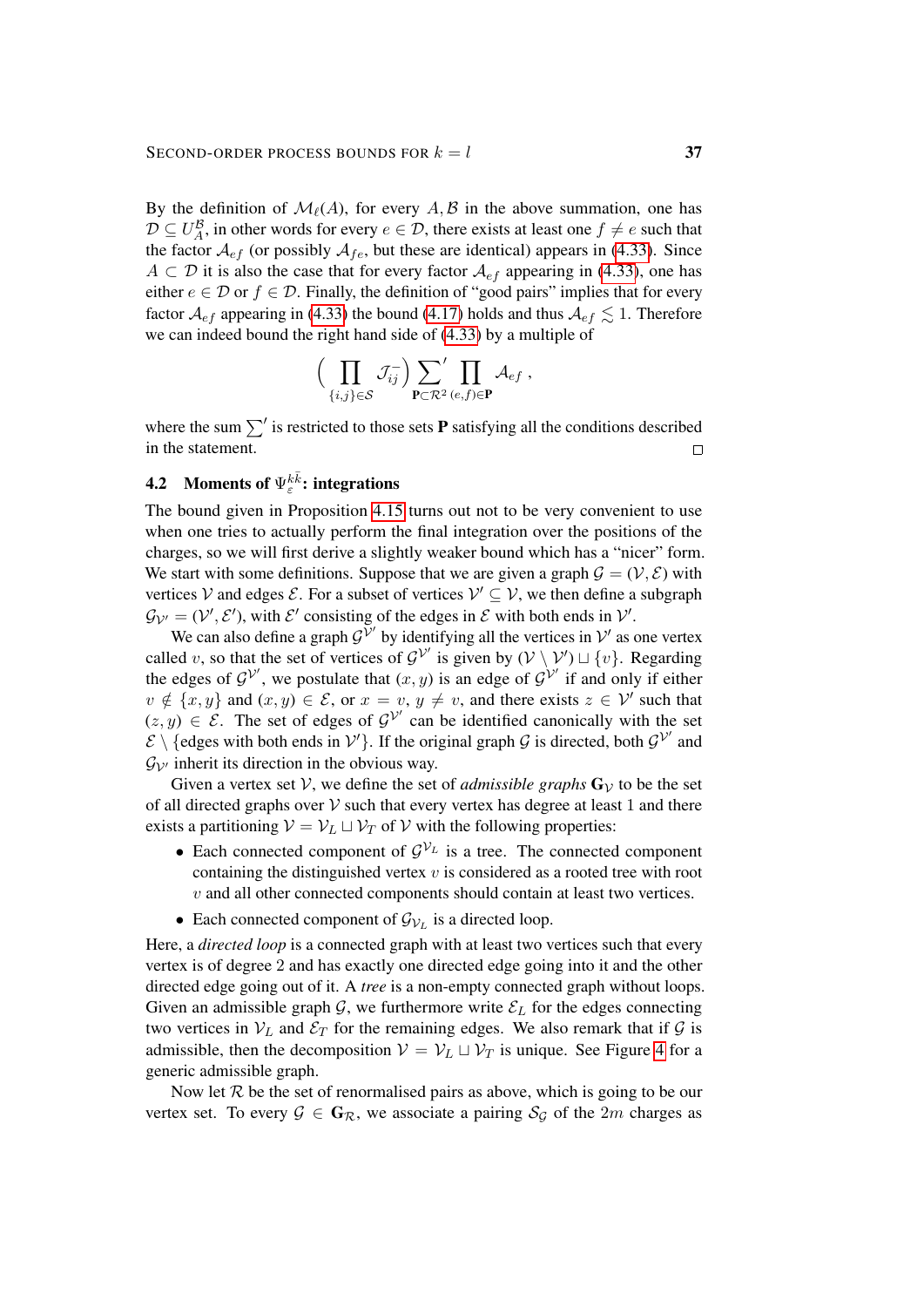By the definition of $\mathcal{M}_\ell(A)$, for every $A, \mathcal{B}$ in the above summation, one has $\mathcal{D} \subseteq U_A^{\mathcal{B}}$, in other words for every $e \in \mathcal{D}$, there exists at least one $f \neq e$ such that the factor $\mathcal{A}_{ef}$ (or possibly $\mathcal{A}_{fe}$, but these are identical) appears in (4.33). Since $A \subset \mathcal{D}$ it is also the case that for every factor $\mathcal{A}_{ef}$ appearing in (4.33), one has either $e \in \mathcal{D}$ or $f \in \mathcal{D}$. Finally, the definition of "good pairs" implies that for every factor $\mathcal{A}_{ef}$ appearing in (4.33) the bound (4.17) holds and thus $\mathcal{A}_{ef} \lesssim 1$. Therefore we can indeed bound the right hand side of (4.33) by a multiple of

$$\Big( \prod_{\{i,j\} \in \mathcal{S}} \mathcal{J}_{ij}^- \Big) \sum_{\mathbf{P} \subset \mathcal{R}^2}{}' \prod_{(e,f) \in \mathbf{P}} \mathcal{A}_{ef} \;,$$

where the sum $\sum'$ is restricted to those sets $\mathbf{P}$ satisfying all the conditions described in the statement. $\square$

### 4.2 Moments of $\Psi_\varepsilon^{k\bar{k}}$: integrations

The bound given in Proposition 4.15 turns out not to be very convenient to use when one tries to actually perform the final integration over the positions of the charges, so we will first derive a slightly weaker bound which has a "nicer" form. We start with some definitions. Suppose that we are given a graph $\mathcal{G} = (\mathcal{V}, \mathcal{E})$ with vertices $\mathcal{V}$ and edges $\mathcal{E}$. For a subset of vertices $\mathcal{V}' \subseteq \mathcal{V}$, we then define a subgraph $\mathcal{G}_{\mathcal{V}'} = (\mathcal{V}', \mathcal{E}')$, with $\mathcal{E}'$ consisting of the edges in $\mathcal{E}$ with both ends in $\mathcal{V}'$.

We can also define a graph $\mathcal{G}^{\mathcal{V}'}$ by identifying all the vertices in $\mathcal{V}'$ as one vertex called $v$, so that the set of vertices of $\mathcal{G}^{\mathcal{V}'}$ is given by $(\mathcal{V} \setminus \mathcal{V}') \sqcup \{v\}$. Regarding the edges of $\mathcal{G}^{\mathcal{V}'}$, we postulate that $(x,y)$ is an edge of $\mathcal{G}^{\mathcal{V}'}$ if and only if either $v \notin \{x,y\}$ and $(x,y) \in \mathcal{E}$, or $x = v$, $y \neq v$, and there exists $z \in \mathcal{V}'$ such that $(z,y) \in \mathcal{E}$. The set of edges of $\mathcal{G}^{\mathcal{V}'}$ can be identified canonically with the set $\mathcal{E} \setminus \{\text{edges with both ends in } \mathcal{V}'\}$. If the original graph $\mathcal{G}$ is directed, both $\mathcal{G}^{\mathcal{V}'}$ and $\mathcal{G}_{\mathcal{V}'}$ inherit its direction in the obvious way.

Given a vertex set $\mathcal{V}$, we define the set of *admissible graphs* $\mathbf{G}_\mathcal{V}$ to be the set of all directed graphs over $\mathcal{V}$ such that every vertex has degree at least $1$ and there exists a partitioning $\mathcal{V} = \mathcal{V}_L \sqcup \mathcal{V}_T$ of $\mathcal{V}$ with the following properties:

- Each connected component of $\mathcal{G}^{\mathcal{V}_L}$ is a tree. The connected component containing the distinguished vertex $v$ is considered as a rooted tree with root $v$ and all other connected components should contain at least two vertices.
- Each connected component of $\mathcal{G}_{\mathcal{V}_L}$ is a directed loop.

Here, a *directed loop* is a connected graph with at least two vertices such that every vertex is of degree 2 and has exactly one directed edge going into it and the other directed edge going out of it. A *tree* is a non-empty connected graph without loops. Given an admissible graph $\mathcal{G}$, we furthermore write $\mathcal{E}_L$ for the edges connecting two vertices in $\mathcal{V}_L$ and $\mathcal{E}_T$ for the remaining edges. We also remark that if $\mathcal{G}$ is admissible, then the decomposition $\mathcal{V} = \mathcal{V}_L \sqcup \mathcal{V}_T$ is unique. See Figure 4 for a generic admissible graph.

Now let $\mathcal{R}$ be the set of renormalised pairs as above, which is going to be our vertex set. To every $\mathcal{G} \in \mathbf{G}_\mathcal{R}$, we associate a pairing $\mathcal{S}_\mathcal{G}$ of the $2m$ charges as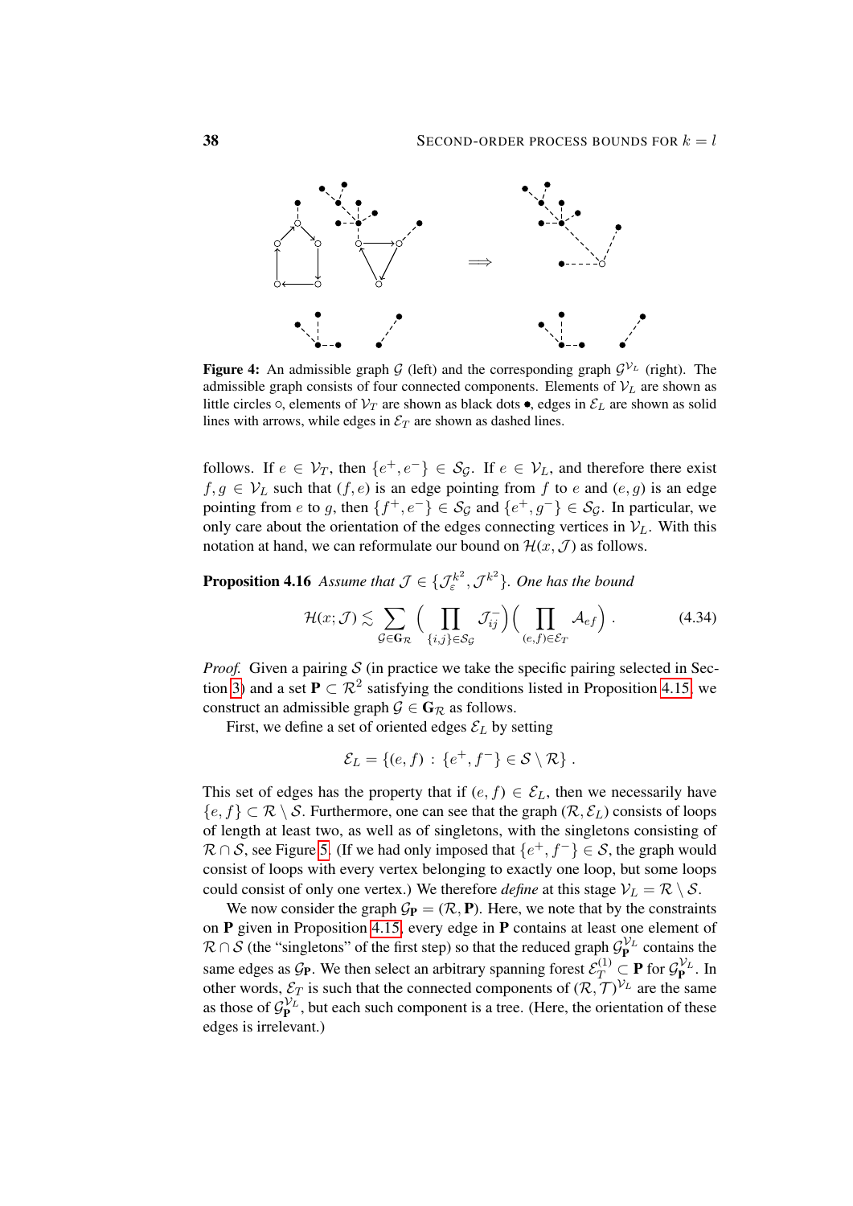**Figure 4:** An admissible graph $\mathcal{G}$ (left) and the corresponding graph $\mathcal{G}^{\mathcal{V}_L}$ (right). The admissible graph consists of four connected components. Elements of $\mathcal{V}_L$ are shown as little circles $\circ$, elements of $\mathcal{V}_T$ are shown as black dots $\bullet$, edges in $\mathcal{E}_L$ are shown as solid lines with arrows, while edges in $\mathcal{E}_T$ are shown as dashed lines.

follows. If $e \in \mathcal{V}_T$, then $\{e^+, e^-\} \in \mathcal{S}_\mathcal{G}$. If $e \in \mathcal{V}_L$, and therefore there exist $f, g \in \mathcal{V}_L$ such that $(f, e)$ is an edge pointing from $f$ to $e$ and $(e, g)$ is an edge pointing from $e$ to $g$, then $\{f^+, e^-\} \in \mathcal{S}_\mathcal{G}$ and $\{e^+, g^-\} \in \mathcal{S}_\mathcal{G}$. In particular, we only care about the orientation of the edges connecting vertices in $\mathcal{V}_L$. With this notation at hand, we can reformulate our bound on $\mathcal{H}(x, \mathcal{J})$ as follows.

**Proposition 4.16** *Assume that $\mathcal{J} \in \{\mathcal{J}_\varepsilon^{k^2}, \mathcal{J}^{k^2}\}$. One has the bound*

$$\mathcal{H}(x; \mathcal{J}) \lesssim \sum_{\mathcal{G} \in \mathbf{G}_\mathcal{R}} \Big( \prod_{\{i,j\} \in \mathcal{S}_\mathcal{G}} \mathcal{J}_{ij}^- \Big) \Big( \prod_{(e,f) \in \mathcal{E}_T} \mathcal{A}_{ef} \Big) . \tag{4.34}$$

*Proof.* Given a pairing $\mathcal{S}$ (in practice we take the specific pairing selected in Section 3) and a set $\mathbf{P} \subset \mathcal{R}^2$ satisfying the conditions listed in Proposition 4.15, we construct an admissible graph $\mathcal{G} \in \mathbf{G}_\mathcal{R}$ as follows.

First, we define a set of oriented edges $\mathcal{E}_L$ by setting

$$\mathcal{E}_L = \{(e, f) \,:\, \{e^+, f^-\} \in \mathcal{S} \setminus \mathcal{R}\} .$$

This set of edges has the property that if $(e, f) \in \mathcal{E}_L$, then we necessarily have $\{e, f\} \subset \mathcal{R} \setminus \mathcal{S}$. Furthermore, one can see that the graph $(\mathcal{R}, \mathcal{E}_L)$ consists of loops of length at least two, as well as of singletons, with the singletons consisting of $\mathcal{R} \cap \mathcal{S}$, see Figure 5. (If we had only imposed that $\{e^+, f^-\} \in \mathcal{S}$, the graph would consist of loops with every vertex belonging to exactly one loop, but some loops could consist of only one vertex.) We therefore *define* at this stage $\mathcal{V}_L = \mathcal{R} \setminus \mathcal{S}$.

We now consider the graph $\mathcal{G}_\mathbf{P} = (\mathcal{R}, \mathbf{P})$. Here, we note that by the constraints on $\mathbf{P}$ given in Proposition 4.15, every edge in $\mathbf{P}$ contains at least one element of $\mathcal{R} \cap \mathcal{S}$ (the "singletons" of the first step) so that the reduced graph $\mathcal{G}_\mathbf{P}^{\mathcal{V}_L}$ contains the same edges as $\mathcal{G}_\mathbf{P}$. We then select an arbitrary spanning forest $\mathcal{E}_T^{(1)} \subset \mathbf{P}$ for $\mathcal{G}_\mathbf{P}^{\mathcal{V}_L}$. In other words, $\mathcal{E}_T$ is such that the connected components of $(\mathcal{R}, \mathcal{T})^{\mathcal{V}_L}$ are the same as those of $\mathcal{G}_\mathbf{P}^{\mathcal{V}_L}$, but each such component is a tree. (Here, the orientation of these edges is irrelevant.)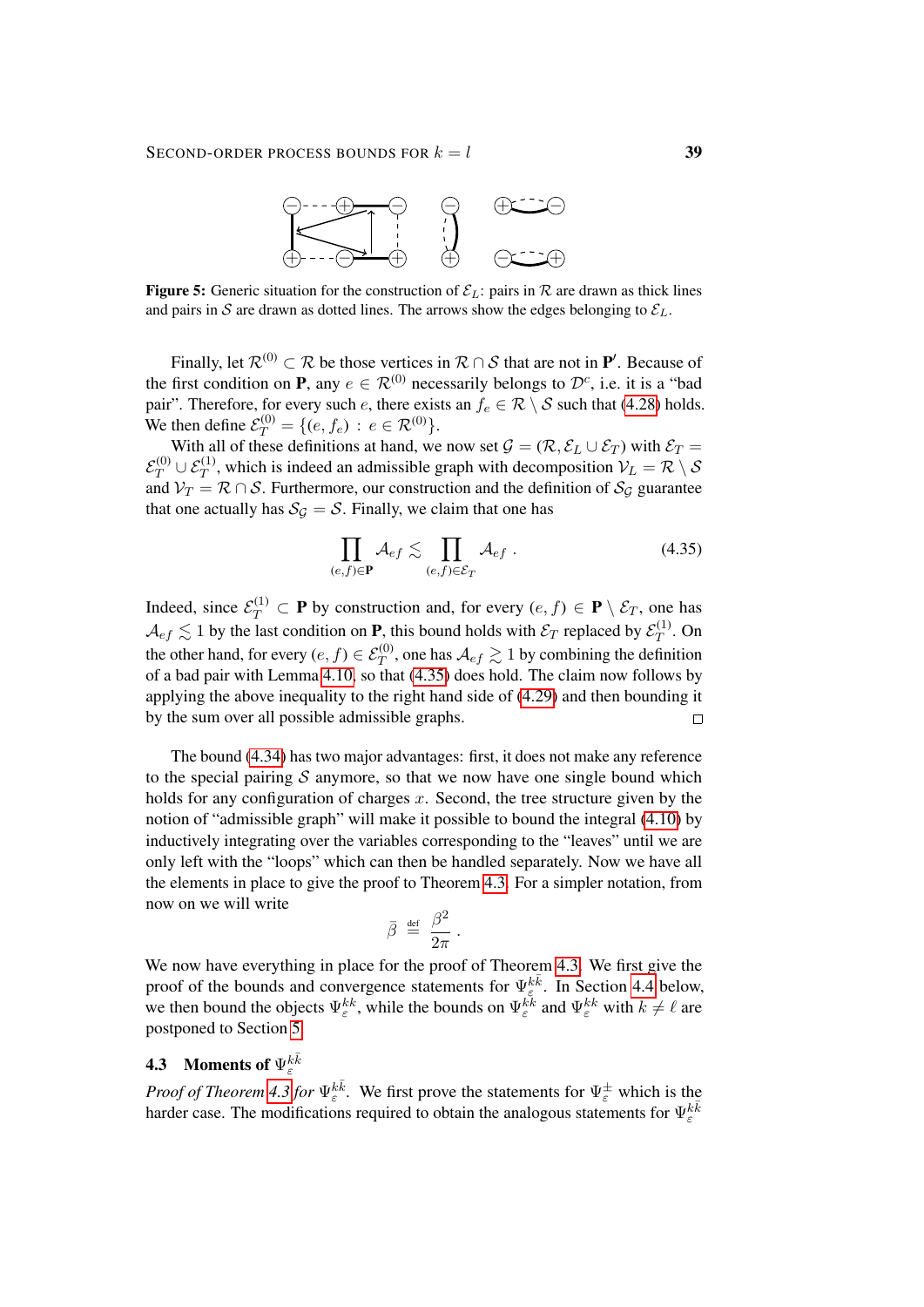**Figure 5:** Generic situation for the construction of $\mathcal{E}_L$: pairs in $\mathcal{R}$ are drawn as thick lines and pairs in $\mathcal{S}$ are drawn as dotted lines. The arrows show the edges belonging to $\mathcal{E}_L$.

Finally, let $\mathcal{R}^{(0)} \subset \mathcal{R}$ be those vertices in $\mathcal{R} \cap \mathcal{S}$ that are not in $\mathbf{P}'$. Because of the first condition on $\mathbf{P}$, any $e \in \mathcal{R}^{(0)}$ necessarily belongs to $\mathcal{D}^c$, i.e. it is a "bad pair". Therefore, for every such $e$, there exists an $f_e \in \mathcal{R} \setminus \mathcal{S}$ such that (4.28) holds. We then define $\mathcal{E}_T^{(0)} = \{(e, f_e) : e \in \mathcal{R}^{(0)}\}$.

With all of these definitions at hand, we now set $\mathcal{G} = (\mathcal{R}, \mathcal{E}_L \cup \mathcal{E}_T)$ with $\mathcal{E}_T = \mathcal{E}_T^{(0)} \cup \mathcal{E}_T^{(1)}$, which is indeed an admissible graph with decomposition $\mathcal{V}_L = \mathcal{R} \setminus \mathcal{S}$ and $\mathcal{V}_T = \mathcal{R} \cap \mathcal{S}$. Furthermore, our construction and the definition of $\mathcal{S}_\mathcal{G}$ guarantee that one actually has $\mathcal{S}_\mathcal{G} = \mathcal{S}$. Finally, we claim that one has

$$\prod_{(e,f)\in\mathbf{P}} \mathcal{A}_{ef} \lesssim \prod_{(e,f)\in\mathcal{E}_T} \mathcal{A}_{ef} \;. \tag{4.35}$$

Indeed, since $\mathcal{E}_T^{(1)} \subset \mathbf{P}$ by construction and, for every $(e, f) \in \mathbf{P} \setminus \mathcal{E}_T$, one has $\mathcal{A}_{ef} \lesssim 1$ by the last condition on $\mathbf{P}$, this bound holds with $\mathcal{E}_T$ replaced by $\mathcal{E}_T^{(1)}$. On the other hand, for every $(e, f) \in \mathcal{E}_T^{(0)}$, one has $\mathcal{A}_{ef} \gtrsim 1$ by combining the definition of a bad pair with Lemma 4.10, so that (4.35) does hold. The claim now follows by applying the above inequality to the right hand side of (4.29) and then bounding it by the sum over all possible admissible graphs. $\square$

The bound (4.34) has two major advantages: first, it does not make any reference to the special pairing $\mathcal{S}$ anymore, so that we now have one single bound which holds for any configuration of charges $x$. Second, the tree structure given by the notion of "admissible graph" will make it possible to bound the integral (4.10) by inductively integrating over the variables corresponding to the "leaves" until we are only left with the "loops" which can then be handled separately. Now we have all the elements in place to give the proof to Theorem 4.3. For a simpler notation, from now on we will write

$$\bar\beta \;\stackrel{\text{def}}{=}\; \frac{\beta^2}{2\pi} \;.$$

We now have everything in place for the proof of Theorem 4.3. We first give the proof of the bounds and convergence statements for $\Psi_\varepsilon^{k\bar k}$. In Section 4.4 below, we then bound the objects $\Psi_\varepsilon^{kk}$, while the bounds on $\Psi_\varepsilon^{\bar k\bar k}$ and $\Psi_\varepsilon^{kk}$ with $k \neq \ell$ are postponed to Section 5.

### 4.3 Moments of $\Psi_\varepsilon^{k\bar k}$

*Proof of Theorem 4.3 for $\Psi_\varepsilon^{k\bar k}$.* We first prove the statements for $\Psi_\varepsilon^{\pm}$ which is the harder case. The modifications required to obtain the analogous statements for $\Psi_\varepsilon^{k\bar k}$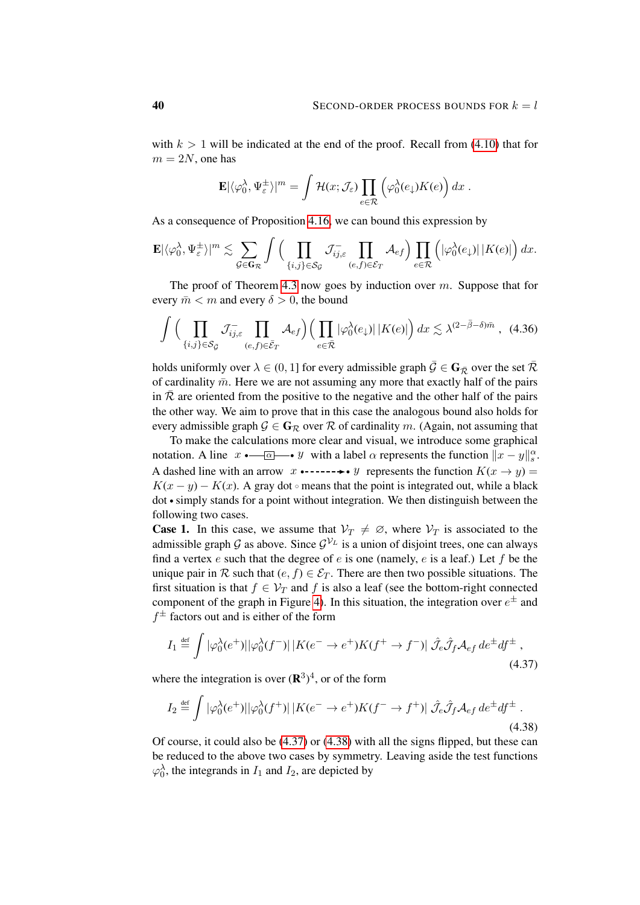with $k > 1$ will be indicated at the end of the proof. Recall from (4.10) that for $m = 2N$, one has

$$\mathbf{E}|\langle\varphi_0^\lambda, \Psi_\varepsilon^\pm\rangle|^m = \int \mathcal{H}(x; \mathcal{J}_\varepsilon) \prod_{e\in\mathcal{R}} \Big(\varphi_0^\lambda(e_\downarrow)K(e)\Big)\, dx\;.$$

As a consequence of Proposition 4.16, we can bound this expression by

$$\mathbf{E}|\langle\varphi_0^\lambda, \Psi_\varepsilon^\pm\rangle|^m \lesssim \sum_{\mathcal{G}\in\mathbf{G}_\mathcal{R}} \int \Big(\prod_{\{i,j\}\in\mathcal{S}_\mathcal{G}} \mathcal{J}_{ij,\varepsilon}^- \prod_{(e,f)\in\mathcal{E}_T} \mathcal{A}_{ef}\Big) \prod_{e\in\mathcal{R}} \Big(|\varphi_0^\lambda(e_\downarrow)|\,|K(e)|\Big)\, dx.$$

The proof of Theorem 4.3 now goes by induction over $m$. Suppose that for every $\bar m < m$ and every $\delta > 0$, the bound

$$\int \Big(\prod_{\{i,j\}\in\mathcal{S}_{\bar{\mathcal{G}}}} \mathcal{J}_{ij,\varepsilon}^- \prod_{(e,f)\in\bar{\mathcal{E}}_T} \mathcal{A}_{ef}\Big)\Big(\prod_{e\in\bar{\mathcal{R}}} |\varphi_0^\lambda(e_\downarrow)|\,|K(e)|\Big)\, dx \lesssim \lambda^{(2-\bar\beta-\delta)\bar m}\;, \tag{4.36}$$

holds uniformly over $\lambda\in(0,1]$ for every admissible graph $\bar{\mathcal{G}}\in\mathbf{G}_{\bar{\mathcal{R}}}$ over the set $\bar{\mathcal{R}}$ of cardinality $\bar m$. Here we are not assuming any more that exactly half of the pairs in $\bar{\mathcal{R}}$ are oriented from the positive to the negative and the other half of the pairs the other way. We aim to prove that in this case the analogous bound also holds for every admissible graph $\mathcal{G}\in\mathbf{G}_\mathcal{R}$ over $\mathcal{R}$ of cardinality $m$. (Again, not assuming that

To make the calculations more clear and visual, we introduce some graphical notation. A line $x$ •—$\boxed{\alpha}$—• $y$ with a label $\alpha$ represents the function $\|x-y\|_\mathfrak{s}^\alpha$. A dashed line with an arrow $x$ •- - - - - - -▸• $y$ represents the function $K(x\to y) = K(x-y) - K(x)$. A gray dot ◦ means that the point is integrated out, while a black dot • simply stands for a point without integration. We then distinguish between the following two cases.

**Case 1.** In this case, we assume that $\mathcal{V}_T \neq \varnothing$, where $\mathcal{V}_T$ is associated to the admissible graph $\mathcal{G}$ as above. Since $\mathcal{G}^{\mathcal{V}_L}$ is a union of disjoint trees, one can always find a vertex $e$ such that the degree of $e$ is one (namely, $e$ is a leaf.) Let $f$ be the unique pair in $\mathcal{R}$ such that $(e,f)\in\mathcal{E}_T$. There are then two possible situations. The first situation is that $f\in\mathcal{V}_T$ and $f$ is also a leaf (see the bottom-right connected component of the graph in Figure 4). In this situation, the integration over $e^\pm$ and $f^\pm$ factors out and is either of the form

$$I_1 \stackrel{\text{def}}{=} \int |\varphi_0^\lambda(e^+)||\varphi_0^\lambda(f^-)|\,|K(e^-\to e^+)K(f^+\to f^-)|\; \hat{\mathcal{J}}_e\hat{\mathcal{J}}_f\mathcal{A}_{ef}\, de^\pm df^\pm\;, \tag{4.37}$$

where the integration is over $(\mathbf{R}^3)^4$, or of the form

$$I_2 \stackrel{\text{def}}{=} \int |\varphi_0^\lambda(e^+)||\varphi_0^\lambda(f^+)|\,|K(e^-\to e^+)K(f^-\to f^+)|\; \hat{\mathcal{J}}_e\hat{\mathcal{J}}_f\mathcal{A}_{ef}\, de^\pm df^\pm\;. \tag{4.38}$$

Of course, it could also be (4.37) or (4.38) with all the signs flipped, but these can be reduced to the above two cases by symmetry. Leaving aside the test functions $\varphi_0^\lambda$, the integrands in $I_1$ and $I_2$, are depicted by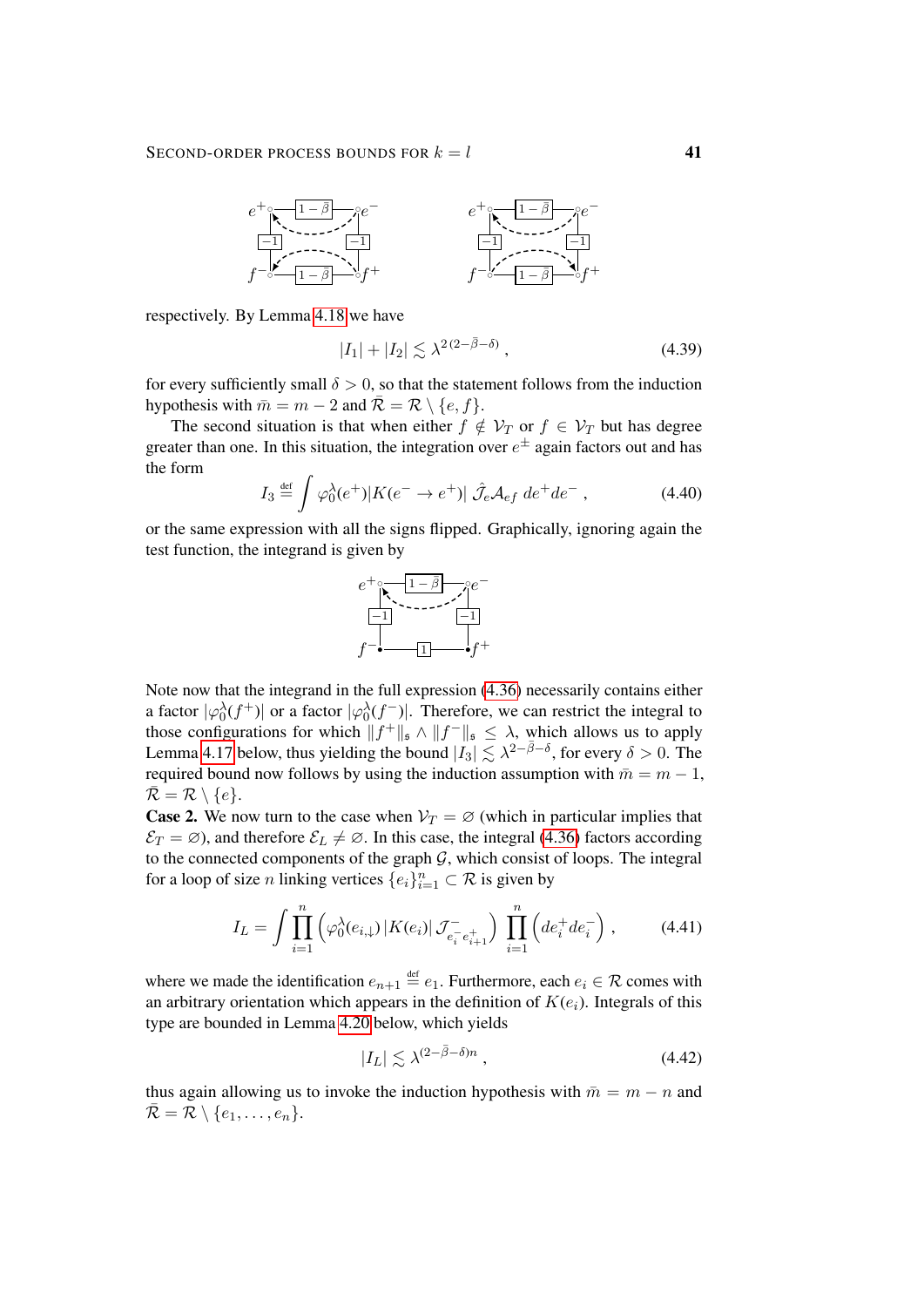respectively. By Lemma 4.18 we have

$$|I_1| + |I_2| \lesssim \lambda^{2(2-\bar\beta-\delta)}\;, \tag{4.39}$$

for every sufficiently small $\delta > 0$, so that the statement follows from the induction hypothesis with $\bar m = m-2$ and $\bar{\mathcal{R}} = \mathcal{R}\setminus\{e,f\}$.

The second situation is that when either $f \notin \mathcal{V}_T$ or $f \in \mathcal{V}_T$ but has degree greater than one. In this situation, the integration over $e^\pm$ again factors out and has the form

$$I_3 \stackrel{\text{def}}{=} \int \varphi_0^\lambda(e^+)|K(e^-\to e^+)|\,\hat{\mathcal{J}}_e\mathcal{A}_{ef}\;de^+de^-\;, \tag{4.40}$$

or the same expression with all the signs flipped. Graphically, ignoring again the test function, the integrand is given by

Note now that the integrand in the full expression (4.36) necessarily contains either a factor $|\varphi_0^\lambda(f^+)|$ or a factor $|\varphi_0^\lambda(f^-)|$. Therefore, we can restrict the integral to those configurations for which $\|f^+\|_\mathfrak{s} \wedge \|f^-\|_\mathfrak{s} \le \lambda$, which allows us to apply Lemma 4.17 below, thus yielding the bound $|I_3| \lesssim \lambda^{2-\bar\beta-\delta}$, for every $\delta > 0$. The required bound now follows by using the induction assumption with $\bar m = m-1$, $\bar{\mathcal{R}} = \mathcal{R}\setminus\{e\}$.

**Case 2.** We now turn to the case when $\mathcal{V}_T = \varnothing$ (which in particular implies that $\mathcal{E}_T = \varnothing$), and therefore $\mathcal{E}_L \neq \varnothing$. In this case, the integral (4.36) factors according to the connected components of the graph $\mathcal{G}$, which consist of loops. The integral for a loop of size $n$ linking vertices $\{e_i\}_{i=1}^n \subset \mathcal{R}$ is given by

$$I_L = \int \prod_{i=1}^n \Big(\varphi_0^\lambda(e_{i,\downarrow})\,|K(e_i)|\,\mathcal{J}^-_{e_i^- e_{i+1}^+}\Big)\prod_{i=1}^n \Big(de_i^+ de_i^-\Big)\;, \tag{4.41}$$

where we made the identification $e_{n+1} \stackrel{\text{def}}{=} e_1$. Furthermore, each $e_i \in \mathcal{R}$ comes with an arbitrary orientation which appears in the definition of $K(e_i)$. Integrals of this type are bounded in Lemma 4.20 below, which yields

$$|I_L| \lesssim \lambda^{(2-\bar\beta-\delta)n}\;, \tag{4.42}$$

thus again allowing us to invoke the induction hypothesis with $\bar m = m-n$ and $\bar{\mathcal{R}} = \mathcal{R}\setminus\{e_1,\ldots,e_n\}$.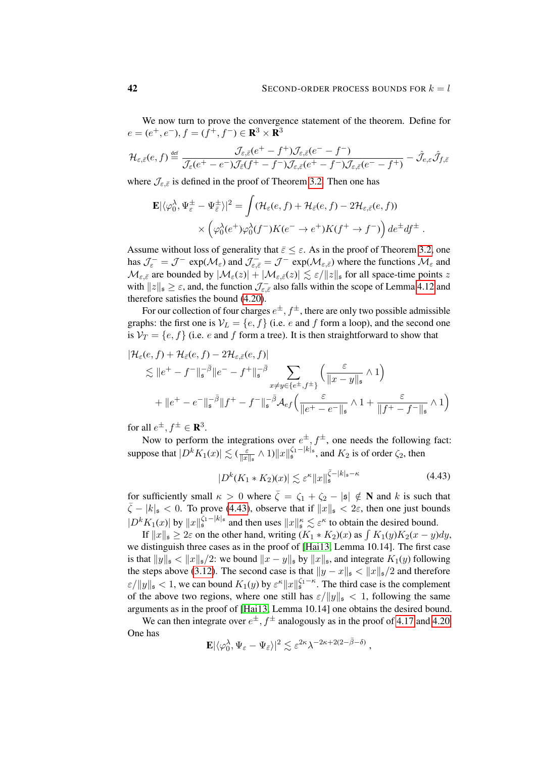We now turn to prove the convergence statement of the theorem. Define for $e = (e^+, e^-), f = (f^+, f^-) \in \mathbf{R}^3 \times \mathbf{R}^3$

$$\mathcal{H}_{\varepsilon,\bar\varepsilon}(e,f) \stackrel{\text{def}}{=} \frac{\mathcal{J}_{\varepsilon,\bar\varepsilon}(e^+ - f^+)\mathcal{J}_{\varepsilon,\bar\varepsilon}(e^- - f^-)}{\mathcal{J}_{\varepsilon}(e^+ - e^-)\mathcal{J}_{\bar\varepsilon}(f^+ - f^-)\mathcal{J}_{\varepsilon,\bar\varepsilon}(e^+ - f^-)\mathcal{J}_{\varepsilon,\bar\varepsilon}(e^- - f^+)} - \hat{\mathcal{J}}_{e,\varepsilon}\hat{\mathcal{J}}_{f,\bar\varepsilon}$$

where $\mathcal{J}_{\varepsilon,\bar\varepsilon}$ is defined in the proof of Theorem 3.2. Then one has

$$\begin{aligned}\mathbf{E}|\langle \varphi_0^\lambda, \Psi_\varepsilon^\pm - \Psi_{\bar\varepsilon}^\pm\rangle|^2 &= \int (\mathcal{H}_\varepsilon(e,f) + \mathcal{H}_{\bar\varepsilon}(e,f) - 2\mathcal{H}_{\varepsilon,\bar\varepsilon}(e,f)) \\ &\quad \times \Big(\varphi_0^\lambda(e^+)\varphi_0^\lambda(f^-)K(e^- \to e^+)K(f^+ \to f^-)\Big)\, de^\pm df^\pm\,.\end{aligned}$$

Assume without loss of generality that $\bar\varepsilon \le \varepsilon$. As in the proof of Theorem 3.2, one has $\mathcal{J}_\varepsilon^- = \mathcal{J}^- \exp(\mathcal{M}_\varepsilon)$ and $\mathcal{J}_{\varepsilon,\bar\varepsilon}^- = \mathcal{J}^- \exp(\mathcal{M}_{\varepsilon,\bar\varepsilon})$ where the functions $\mathcal{M}_\varepsilon$ and $\mathcal{M}_{\varepsilon,\bar\varepsilon}$ are bounded by $|\mathcal{M}_\varepsilon(z)| + |\mathcal{M}_{\varepsilon,\bar\varepsilon}(z)| \lesssim \varepsilon/\|z\|_\mathfrak{s}$ for all space-time points $z$ with $\|z\|_\mathfrak{s} \ge \varepsilon$, and, the function $\mathcal{J}_{\varepsilon,\bar\varepsilon}^-$ also falls within the scope of Lemma 4.12 and therefore satisfies the bound (4.20).

For our collection of four charges $e^\pm, f^\pm$, there are only two possible admissible graphs: the first one is $\mathcal{V}_L = \{e, f\}$ (i.e. $e$ and $f$ form a loop), and the second one is $\mathcal{V}_T = \{e, f\}$ (i.e. $e$ and $f$ form a tree). It is then straightforward to show that

$$\begin{aligned}&|\mathcal{H}_\varepsilon(e,f) + \mathcal{H}_{\bar\varepsilon}(e,f) - 2\mathcal{H}_{\varepsilon,\bar\varepsilon}(e,f)| \\ &\quad \lesssim \|e^+ - f^-\|_\mathfrak{s}^{-\bar\beta}\|e^- - f^+\|_\mathfrak{s}^{-\bar\beta} \sum_{x\neq y \in \{e^\pm, f^\pm\}} \Big(\frac{\varepsilon}{\|x-y\|_\mathfrak{s}} \wedge 1\Big) \\ &\qquad + \|e^+ - e^-\|_\mathfrak{s}^{-\bar\beta}\|f^+ - f^-\|_\mathfrak{s}^{-\bar\beta}\mathcal{A}_{ef}\Big(\frac{\varepsilon}{\|e^+ - e^-\|_\mathfrak{s}} \wedge 1 + \frac{\varepsilon}{\|f^+ - f^-\|_\mathfrak{s}} \wedge 1\Big)\end{aligned}$$

for all $e^\pm, f^\pm \in \mathbf{R}^3$.

Now to perform the integrations over $e^\pm, f^\pm$, one needs the following fact: suppose that $|D^k K_1(x)| \lesssim (\frac{\varepsilon}{\|x\|_\mathfrak{s}} \wedge 1)\|x\|_\mathfrak{s}^{\zeta_1 - |k|_\mathfrak{s}}$, and $K_2$ is of order $\zeta_2$, then

$$|D^k(K_1 * K_2)(x)| \lesssim \varepsilon^\kappa \|x\|_\mathfrak{s}^{\bar\zeta - |k|_\mathfrak{s} - \kappa} \tag{4.43}$$

for sufficiently small $\kappa > 0$ where $\bar\zeta = \zeta_1 + \zeta_2 - |\mathfrak{s}| \notin \mathbf{N}$ and $k$ is such that $\bar\zeta - |k|_\mathfrak{s} < 0$. To prove (4.43), observe that if $\|x\|_\mathfrak{s} < 2\varepsilon$, then one just bounds $|D^k K_1(x)|$ by $\|x\|_\mathfrak{s}^{\zeta_1 - |k|_\mathfrak{s}}$ and then uses $\|x\|_\mathfrak{s}^\kappa \lesssim \varepsilon^\kappa$ to obtain the desired bound.

If $\|x\|_\mathfrak{s} \ge 2\varepsilon$ on the other hand, writing $(K_1 * K_2)(x)$ as $\int K_1(y)K_2(x-y)dy$, we distinguish three cases as in the proof of [Hai13, Lemma 10.14]. The first case is that $\|y\|_\mathfrak{s} < \|x\|_\mathfrak{s}/2$: we bound $\|x - y\|_\mathfrak{s}$ by $\|x\|_\mathfrak{s}$, and integrate $K_1(y)$ following the steps above (3.12). The second case is that $\|y - x\|_\mathfrak{s} < \|x\|_\mathfrak{s}/2$ and therefore $\varepsilon/\|y\|_\mathfrak{s} < 1$, we can bound $K_1(y)$ by $\varepsilon^\kappa \|x\|_\mathfrak{s}^{\zeta_1 - \kappa}$. The third case is the complement of the above two regions, where one still has $\varepsilon/\|y\|_\mathfrak{s} < 1$, following the same arguments as in the proof of [Hai13, Lemma 10.14] one obtains the desired bound.

We can then integrate over $e^\pm, f^\pm$ analogously as in the proof of 4.17 and 4.20. One has

$$\mathbf{E}|\langle \varphi_0^\lambda, \Psi_\varepsilon - \Psi_{\bar\varepsilon}\rangle|^2 \lesssim \varepsilon^{2\kappa}\lambda^{-2\kappa + 2(2-\bar\beta-\delta)}\,,$$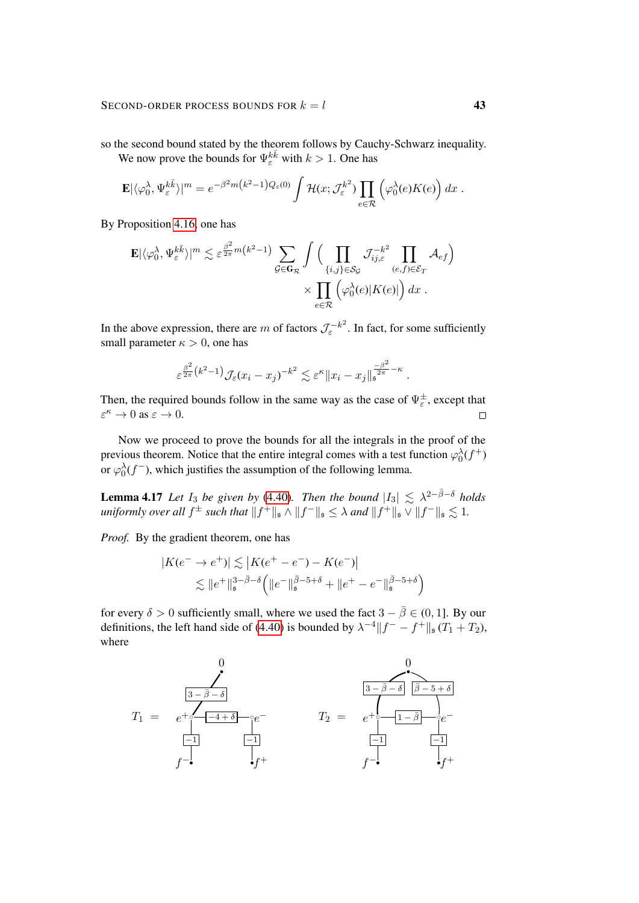so the second bound stated by the theorem follows by Cauchy-Schwarz inequality.

We now prove the bounds for $\Psi_\varepsilon^{k\bar{k}}$ with $k > 1$. One has

$$\mathbf{E}|\langle \varphi_0^\lambda, \Psi_\varepsilon^{k\bar{k}} \rangle|^m = e^{-\beta^2 m (k^2-1) Q_\varepsilon(0)} \int \mathcal{H}(x; \mathcal{J}_\varepsilon^{k^2}) \prod_{e \in \mathcal{R}} \Big( \varphi_0^\lambda(e) K(e) \Big)\, dx \;.$$

By Proposition 4.16, one has

$$\mathbf{E}|\langle \varphi_0^\lambda, \Psi_\varepsilon^{k\bar{k}} \rangle|^m \lesssim \varepsilon^{\frac{\beta^2}{2\pi} m (k^2-1)} \sum_{\mathcal{G} \in \mathbf{G}_\mathcal{R}} \int \Big( \prod_{\{i,j\} \in \mathcal{S}_\mathcal{G}} \mathcal{J}_{ij,\varepsilon}^{-k^2} \prod_{(e,f) \in \mathcal{E}_T} \mathcal{A}_{ef} \Big) \times \prod_{e \in \mathcal{R}} \Big( \varphi_0^\lambda(e) |K(e)| \Big)\, dx \;.$$

In the above expression, there are $m$ of factors $\mathcal{J}_\varepsilon^{-k^2}$. In fact, for some sufficiently small parameter $\kappa > 0$, one has

$$\varepsilon^{\frac{\beta^2}{2\pi}(k^2-1)} \mathcal{J}_\varepsilon(x_i - x_j)^{-k^2} \lesssim \varepsilon^\kappa \|x_i - x_j\|_\mathfrak{s}^{\frac{-\beta^2}{2\pi} - \kappa} \;.$$

Then, the required bounds follow in the same way as the case of $\Psi_\varepsilon^\pm$, except that $\varepsilon^\kappa \to 0$ as $\varepsilon \to 0$. $\square$

Now we proceed to prove the bounds for all the integrals in the proof of the previous theorem. Notice that the entire integral comes with a test function $\varphi_0^\lambda(f^+)$ or $\varphi_0^\lambda(f^-)$, which justifies the assumption of the following lemma.

**Lemma 4.17** *Let $I_3$ be given by (4.40). Then the bound $|I_3| \lesssim \lambda^{2-\bar{\beta}-\delta}$ holds uniformly over all $f^\pm$ such that $\|f^+\|_\mathfrak{s} \wedge \|f^-\|_\mathfrak{s} \leq \lambda$ and $\|f^+\|_\mathfrak{s} \vee \|f^-\|_\mathfrak{s} \lesssim 1$.*

*Proof.* By the gradient theorem, one has

$$\begin{aligned} |K(e^- \to e^+)| &\lesssim \big| K(e^+ - e^-) - K(e^-) \big| \\ &\lesssim \|e^+\|_\mathfrak{s}^{3-\bar{\beta}-\delta} \Big( \|e^-\|_\mathfrak{s}^{\bar{\beta}-5+\delta} + \|e^+ - e^-\|_\mathfrak{s}^{\bar{\beta}-5+\delta} \Big) \end{aligned}$$

for every $\delta > 0$ sufficiently small, where we used the fact $3 - \bar{\beta} \in (0, 1]$. By our definitions, the left hand side of (4.40) is bounded by $\lambda^{-4} \|f^- - f^+\|_\mathfrak{s} (T_1 + T_2)$, where

$T_1 =$ [graph: vertex $0$ connected to $e^+$ by edge $3-\bar{\beta}-\delta$; $e^+$ connected to $e^-$ by edge $-4+\delta$; $e^+$ connected to $f^-$ by edge $-1$; $e^-$ connected to $f^+$ by edge $-1$]

$T_2 =$ [graph: vertex $0$ connected to $e^+$ by edge $3-\bar{\beta}-\delta$ and to $e^-$ by edge $\bar{\beta}-5+\delta$; $e^+$ connected to $e^-$ by edge $1-\bar{\beta}$; $e^+$ connected to $f^-$ by edge $-1$; $e^-$ connected to $f^+$ by edge $-1$]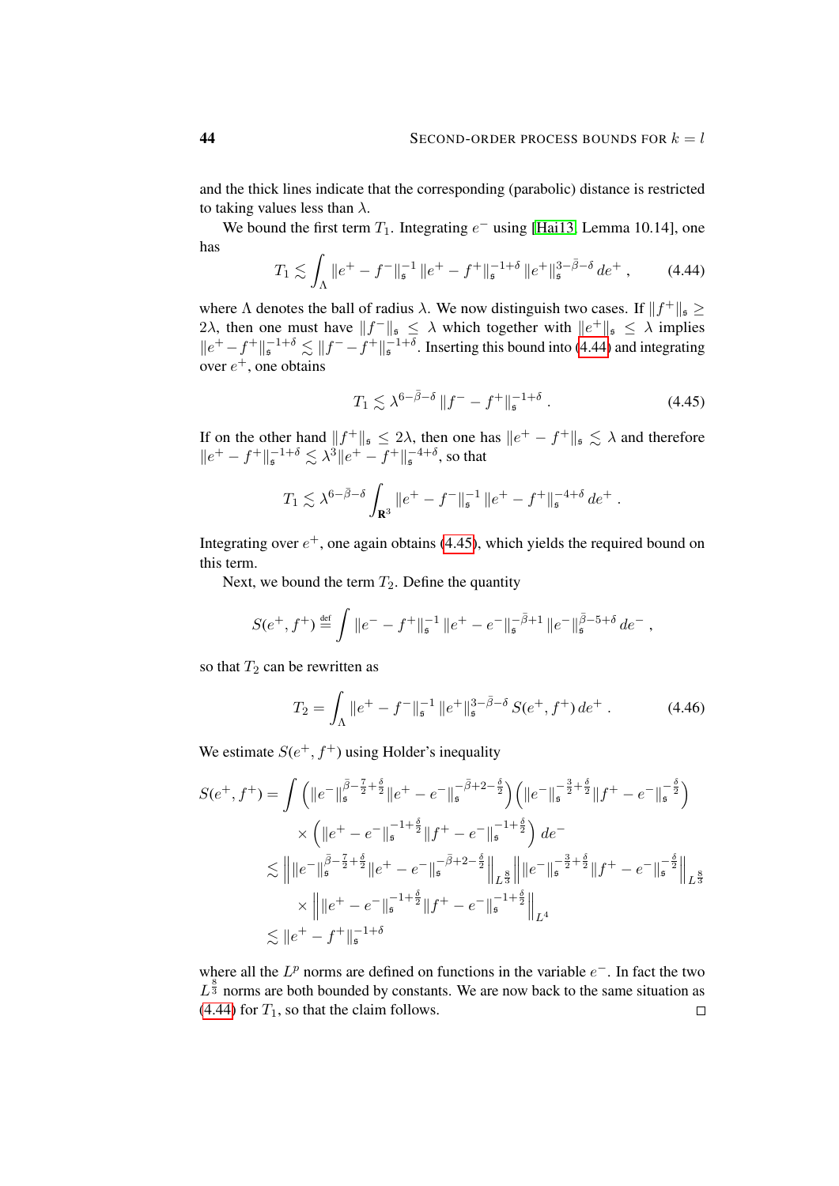and the thick lines indicate that the corresponding (parabolic) distance is restricted to taking values less than $\lambda$.

We bound the first term $T_1$. Integrating $e^-$ using [Hai13, Lemma 10.14], one has

$$T_1 \lesssim \int_\Lambda \|e^+ - f^-\|_\mathfrak{s}^{-1} \, \|e^+ - f^+\|_\mathfrak{s}^{-1+\delta} \, \|e^+\|_\mathfrak{s}^{3-\bar\beta-\delta} \, de^+ \,, \tag{4.44}$$

where $\Lambda$ denotes the ball of radius $\lambda$. We now distinguish two cases. If $\|f^+\|_\mathfrak{s} \geq 2\lambda$, then one must have $\|f^-\|_\mathfrak{s} \leq \lambda$ which together with $\|e^+\|_\mathfrak{s} \leq \lambda$ implies $\|e^+ - f^+\|_\mathfrak{s}^{-1+\delta} \lesssim \|f^- - f^+\|_\mathfrak{s}^{-1+\delta}$. Inserting this bound into (4.44) and integrating over $e^+$, one obtains

$$T_1 \lesssim \lambda^{6-\bar\beta-\delta} \, \|f^- - f^+\|_\mathfrak{s}^{-1+\delta} \,. \tag{4.45}$$

If on the other hand $\|f^+\|_\mathfrak{s} \leq 2\lambda$, then one has $\|e^+ - f^+\|_\mathfrak{s} \lesssim \lambda$ and therefore $\|e^+ - f^+\|_\mathfrak{s}^{-1+\delta} \lesssim \lambda^3 \|e^+ - f^+\|_\mathfrak{s}^{-4+\delta}$, so that

$$T_1 \lesssim \lambda^{6-\bar\beta-\delta} \int_{\mathbf{R}^3} \|e^+ - f^-\|_\mathfrak{s}^{-1} \, \|e^+ - f^+\|_\mathfrak{s}^{-4+\delta} \, de^+ \,.$$

Integrating over $e^+$, one again obtains (4.45), which yields the required bound on this term.

Next, we bound the term $T_2$. Define the quantity

$$S(e^+, f^+) \stackrel{\text{def}}{=} \int \|e^- - f^+\|_\mathfrak{s}^{-1} \, \|e^+ - e^-\|_\mathfrak{s}^{-\bar\beta+1} \, \|e^-\|_\mathfrak{s}^{\bar\beta-5+\delta} \, de^- \,,$$

so that $T_2$ can be rewritten as

$$T_2 = \int_\Lambda \|e^+ - f^-\|_\mathfrak{s}^{-1} \, \|e^+\|_\mathfrak{s}^{3-\bar\beta-\delta} \, S(e^+, f^+) \, de^+ \,. \tag{4.46}$$

We estimate $S(e^+, f^+)$ using Holder's inequality

$$\begin{aligned}
S(e^+, f^+) &= \int \Big( \|e^-\|_\mathfrak{s}^{\bar\beta - \frac{7}{2} + \frac{\delta}{2}} \|e^+ - e^-\|_\mathfrak{s}^{-\bar\beta + 2 - \frac{\delta}{2}} \Big) \Big( \|e^-\|_\mathfrak{s}^{-\frac{3}{2} + \frac{\delta}{2}} \|f^+ - e^-\|_\mathfrak{s}^{-\frac{\delta}{2}} \Big) \\
&\qquad \times \Big( \|e^+ - e^-\|_\mathfrak{s}^{-1 + \frac{\delta}{2}} \|f^+ - e^-\|_\mathfrak{s}^{-1 + \frac{\delta}{2}} \Big) \, de^- \\
&\lesssim \Big\| \|e^-\|_\mathfrak{s}^{\bar\beta - \frac{7}{2} + \frac{\delta}{2}} \|e^+ - e^-\|_\mathfrak{s}^{-\bar\beta + 2 - \frac{\delta}{2}} \Big\|_{L^{\frac{8}{3}}} \Big\| \|e^-\|_\mathfrak{s}^{-\frac{3}{2} + \frac{\delta}{2}} \|f^+ - e^-\|_\mathfrak{s}^{-\frac{\delta}{2}} \Big\|_{L^{\frac{8}{3}}} \\
&\qquad \times \Big\| \|e^+ - e^-\|_\mathfrak{s}^{-1 + \frac{\delta}{2}} \|f^+ - e^-\|_\mathfrak{s}^{-1 + \frac{\delta}{2}} \Big\|_{L^4} \\
&\lesssim \|e^+ - f^+\|_\mathfrak{s}^{-1+\delta}
\end{aligned}$$

where all the $L^p$ norms are defined on functions in the variable $e^-$. In fact the two $L^{\frac{8}{3}}$ norms are both bounded by constants. We are now back to the same situation as (4.44) for $T_1$, so that the claim follows. □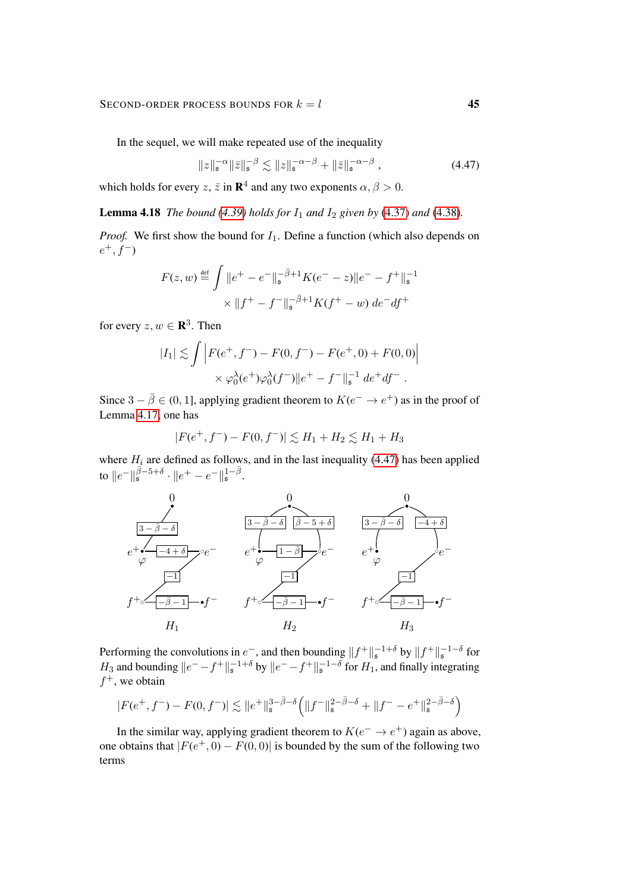In the sequel, we will make repeated use of the inequality

$$\|z\|_{\mathfrak{s}}^{-\alpha}\|\bar{z}\|_{\mathfrak{s}}^{-\beta} \lesssim \|z\|_{\mathfrak{s}}^{-\alpha-\beta} + \|\bar{z}\|_{\mathfrak{s}}^{-\alpha-\beta} , \tag{4.47}$$

which holds for every $z$, $\bar{z}$ in $\mathbf{R}^4$ and any two exponents $\alpha, \beta > 0$.

**Lemma 4.18** *The bound (4.39) holds for $I_1$ and $I_2$ given by (4.37) and (4.38).*

*Proof.* We first show the bound for $I_1$. Define a function (which also depends on $e^+, f^-$)

$$F(z,w) \stackrel{\text{def}}{=} \int \|e^+ - e^-\|_{\mathfrak{s}}^{-\bar{\beta}+1} K(e^- - z)\|e^- - f^+\|_{\mathfrak{s}}^{-1} \times \|f^+ - f^-\|_{\mathfrak{s}}^{-\bar{\beta}+1} K(f^+ - w)\, de^- df^+$$

for every $z, w \in \mathbf{R}^3$. Then

$$|I_1| \lesssim \int \Big|F(e^+, f^-) - F(0, f^-) - F(e^+, 0) + F(0,0)\Big| \times \varphi_0^\lambda(e^+)\varphi_0^\lambda(f^-)\|e^+ - f^-\|_{\mathfrak{s}}^{-1}\, de^+ df^- .$$

Since $3 - \bar{\beta} \in (0,1]$, applying gradient theorem to $K(e^- \to e^+)$ as in the proof of Lemma 4.17, one has

$$|F(e^+, f^-) - F(0, f^-)| \lesssim H_1 + H_2 \lesssim H_1 + H_3$$

where $H_i$ are defined as follows, and in the last inequality (4.47) has been applied to $\|e^-\|_{\mathfrak{s}}^{\bar{\beta}-5+\delta} \cdot \|e^+ - e^-\|_{\mathfrak{s}}^{1-\bar{\beta}}$.

[Figure: three graphs $H_1$, $H_2$, $H_3$ with vertices $0$, $e^+$ ($\varphi$), $e^-$, $f^+$, $f^-$ and edge labels $3-\bar{\beta}-\delta$, $-4+\delta$, $-1$, $-\bar{\beta}-1$, $\bar{\beta}-5+\delta$, $1-\bar{\beta}$]

Performing the convolutions in $e^-$, and then bounding $\|f^+\|_{\mathfrak{s}}^{-1+\delta}$ by $\|f^+\|_{\mathfrak{s}}^{-1-\delta}$ for $H_3$ and bounding $\|e^- - f^+\|_{\mathfrak{s}}^{-1+\delta}$ by $\|e^- - f^+\|_{\mathfrak{s}}^{-1-\delta}$ for $H_1$, and finally integrating $f^+$, we obtain

$$|F(e^+, f^-) - F(0, f^-)| \lesssim \|e^+\|_{\mathfrak{s}}^{3-\bar{\beta}-\delta}\Big(\|f^-\|_{\mathfrak{s}}^{2-\bar{\beta}-\delta} + \|f^- - e^+\|_{\mathfrak{s}}^{2-\bar{\beta}-\delta}\Big)$$

In the similar way, applying gradient theorem to $K(e^- \to e^+)$ again as above, one obtains that $|F(e^+, 0) - F(0,0)|$ is bounded by the sum of the following two terms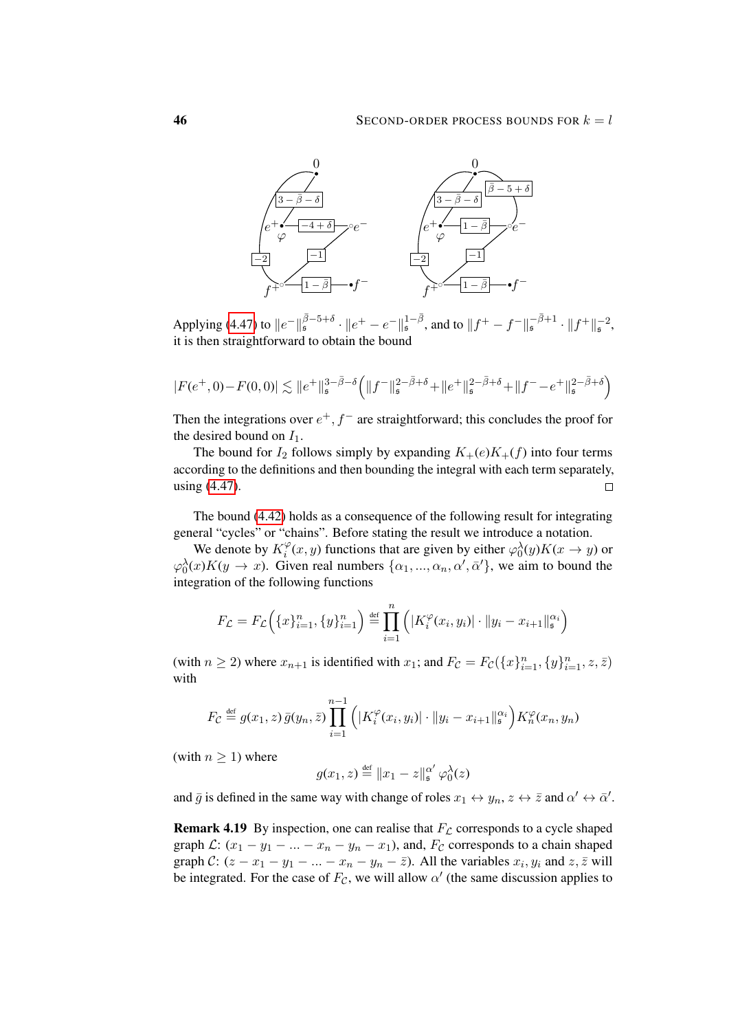Applying (4.47) to $\|e^-\|_{\mathfrak{s}}^{\bar\beta-5+\delta}\cdot\|e^+-e^-\|_{\mathfrak{s}}^{1-\bar\beta}$, and to $\|f^+-f^-\|_{\mathfrak{s}}^{-\bar\beta+1}\cdot\|f^+\|_{\mathfrak{s}}^{-2}$, it is then straightforward to obtain the bound

$$|F(e^+,0)-F(0,0)|\lesssim \|e^+\|_{\mathfrak{s}}^{3-\bar\beta-\delta}\Big(\|f^-\|_{\mathfrak{s}}^{2-\bar\beta+\delta}+\|e^+\|_{\mathfrak{s}}^{2-\bar\beta+\delta}+\|f^- - e^+\|_{\mathfrak{s}}^{2-\bar\beta+\delta}\Big)$$

Then the integrations over $e^+, f^-$ are straightforward; this concludes the proof for the desired bound on $I_1$.

The bound for $I_2$ follows simply by expanding $K_+(e)K_+(f)$ into four terms according to the definitions and then bounding the integral with each term separately, using (4.47). □

The bound (4.42) holds as a consequence of the following result for integrating general "cycles" or "chains". Before stating the result we introduce a notation.

We denote by $K_i^\varphi(x,y)$ functions that are given by either $\varphi_0^\lambda(y)K(x\to y)$ or $\varphi_0^\lambda(x)K(y\to x)$. Given real numbers $\{\alpha_1,...,\alpha_n,\alpha',\bar\alpha'\}$, we aim to bound the integration of the following functions

$$F_{\mathcal{L}} = F_{\mathcal{L}}\Big(\{x\}_{i=1}^n,\{y\}_{i=1}^n\Big) \stackrel{\text{def}}{=} \prod_{i=1}^n \Big(|K_i^\varphi(x_i,y_i)|\cdot\|y_i-x_{i+1}\|_{\mathfrak{s}}^{\alpha_i}\Big)$$

(with $n\geq 2$) where $x_{n+1}$ is identified with $x_1$; and $F_{\mathcal{C}} = F_{\mathcal{C}}(\{x\}_{i=1}^n,\{y\}_{i=1}^n,z,\bar z)$ with

$$F_{\mathcal{C}} \stackrel{\text{def}}{=} g(x_1,z)\,\bar g(y_n,\bar z)\prod_{i=1}^{n-1}\Big(|K_i^\varphi(x_i,y_i)|\cdot\|y_i-x_{i+1}\|_{\mathfrak{s}}^{\alpha_i}\Big)K_n^\varphi(x_n,y_n)$$

(with $n\geq 1$) where

$$g(x_1,z)\stackrel{\text{def}}{=}\|x_1-z\|_{\mathfrak{s}}^{\alpha'}\,\varphi_0^\lambda(z)$$

and $\bar g$ is defined in the same way with change of roles $x_1\leftrightarrow y_n$, $z\leftrightarrow\bar z$ and $\alpha'\leftrightarrow\bar\alpha'$.

**Remark 4.19** By inspection, one can realise that $F_{\mathcal{L}}$ corresponds to a cycle shaped graph $\mathcal{L}$: $(x_1-y_1-...-x_n-y_n-x_1)$, and, $F_{\mathcal{C}}$ corresponds to a chain shaped graph $\mathcal{C}$: $(z-x_1-y_1-...-x_n-y_n-\bar z)$. All the variables $x_i,y_i$ and $z,\bar z$ will be integrated. For the case of $F_{\mathcal{C}}$, we will allow $\alpha'$ (the same discussion applies to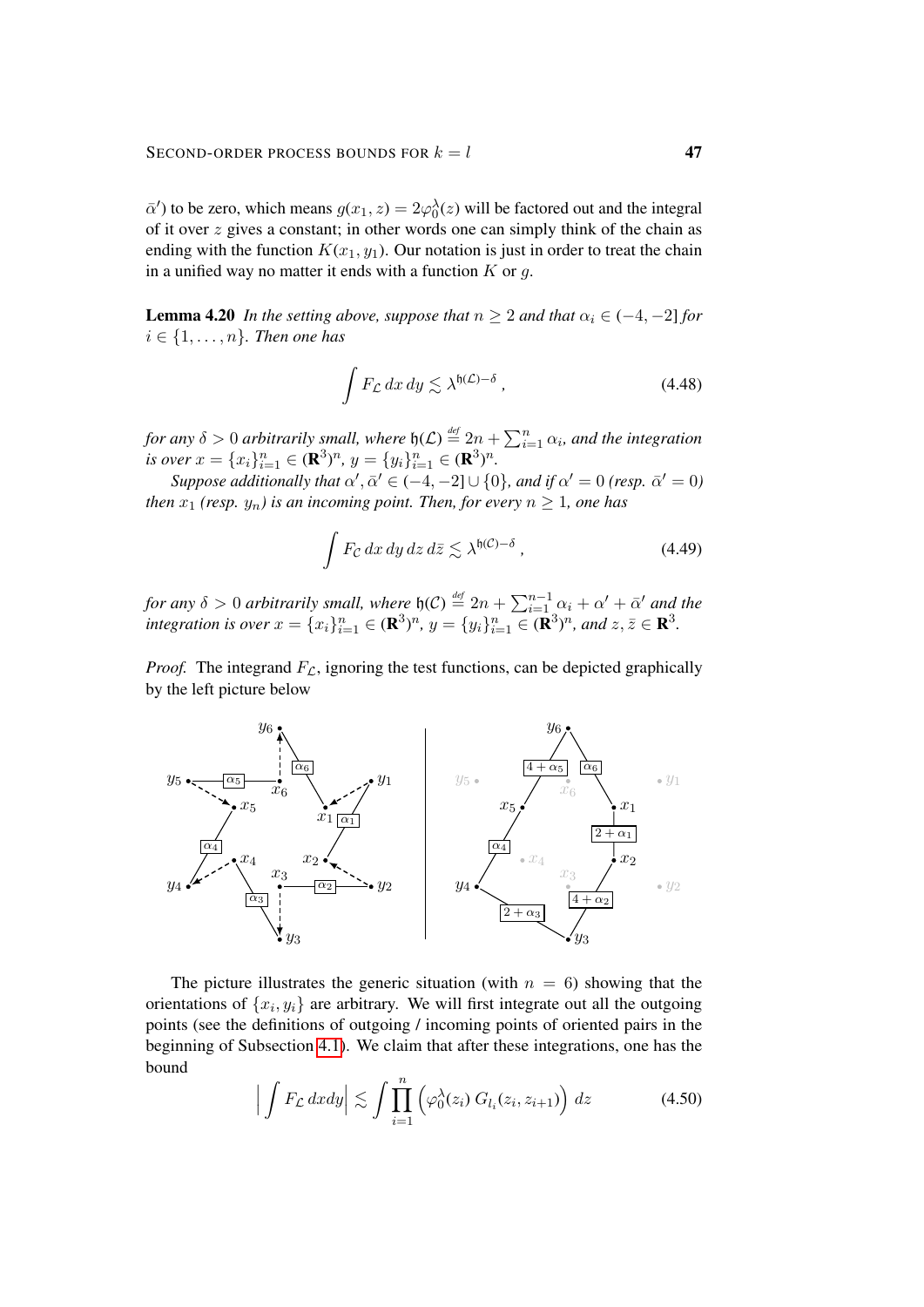$\bar{\alpha}'$) to be zero, which means $g(x_1, z) = 2\varphi_0^\lambda(z)$ will be factored out and the integral of it over $z$ gives a constant; in other words one can simply think of the chain as ending with the function $K(x_1, y_1)$. Our notation is just in order to treat the chain in a unified way no matter it ends with a function $K$ or $g$.

**Lemma 4.20** *In the setting above, suppose that $n \geq 2$ and that $\alpha_i \in (-4, -2]$ for $i \in \{1, \ldots, n\}$. Then one has*

$$\int F_{\mathcal{L}} \, dx \, dy \lesssim \lambda^{\mathfrak{h}(\mathcal{L}) - \delta} , \tag{4.48}$$

*for any $\delta > 0$ arbitrarily small, where $\mathfrak{h}(\mathcal{L}) \stackrel{\text{def}}{=} 2n + \sum_{i=1}^{n} \alpha_i$, and the integration is over $x = \{x_i\}_{i=1}^n \in (\mathbf{R}^3)^n$, $y = \{y_i\}_{i=1}^n \in (\mathbf{R}^3)^n$.*

*Suppose additionally that $\alpha', \bar{\alpha}' \in (-4, -2] \cup \{0\}$, and if $\alpha' = 0$ (resp. $\bar{\alpha}' = 0$) then $x_1$ (resp. $y_n$) is an incoming point. Then, for every $n \geq 1$, one has*

$$\int F_{\mathcal{C}} \, dx \, dy \, dz \, d\bar{z} \lesssim \lambda^{\mathfrak{h}(\mathcal{C}) - \delta} , \tag{4.49}$$

*for any $\delta > 0$ arbitrarily small, where $\mathfrak{h}(\mathcal{C}) \stackrel{\text{def}}{=} 2n + \sum_{i=1}^{n-1} \alpha_i + \alpha' + \bar{\alpha}'$ and the integration is over $x = \{x_i\}_{i=1}^n \in (\mathbf{R}^3)^n$, $y = \{y_i\}_{i=1}^n \in (\mathbf{R}^3)^n$, and $z, \bar{z} \in \mathbf{R}^3$.*

*Proof.* The integrand $F_{\mathcal{L}}$, ignoring the test functions, can be depicted graphically by the left picture below

The picture illustrates the generic situation (with $n = 6$) showing that the orientations of $\{x_i, y_i\}$ are arbitrary. We will first integrate out all the outgoing points (see the definitions of outgoing / incoming points of oriented pairs in the beginning of Subsection 4.1). We claim that after these integrations, one has the bound

$$\Big| \int F_{\mathcal{L}} \, dx dy \Big| \lesssim \int \prod_{i=1}^{n} \Big( \varphi_0^\lambda(z_i) \, G_{l_i}(z_i, z_{i+1}) \Big) \, dz \tag{4.50}$$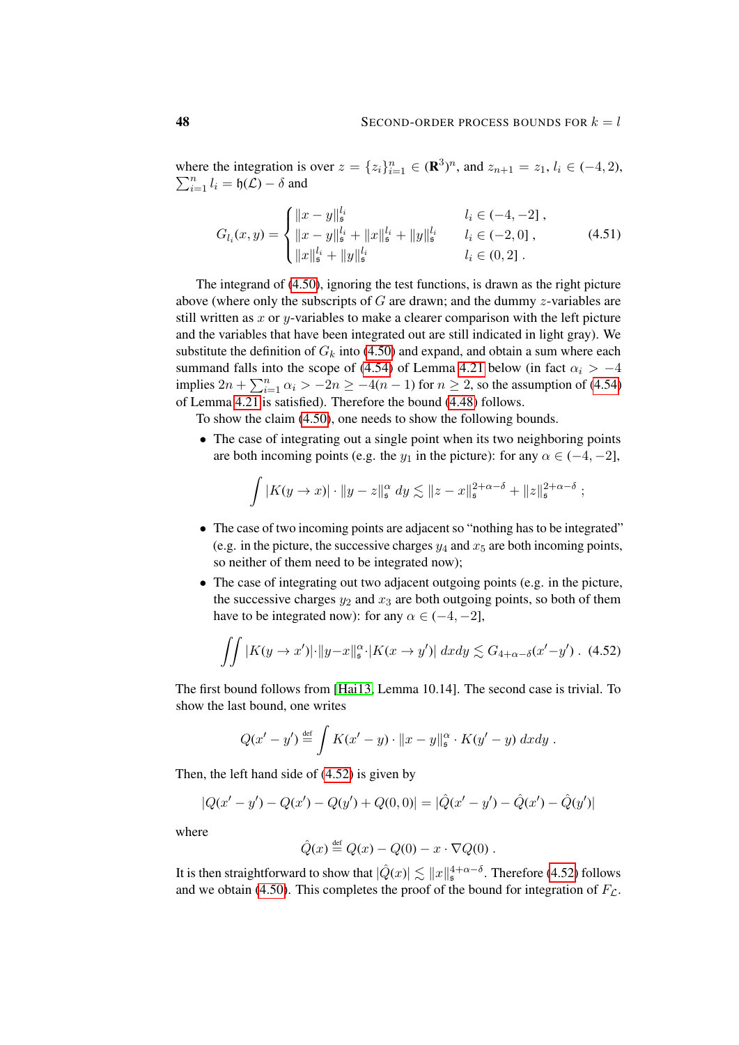where the integration is over $z = \{z_i\}_{i=1}^n \in (\mathbf{R}^3)^n$, and $z_{n+1} = z_1$, $l_i \in (-4, 2)$, $\sum_{i=1}^n l_i = \mathfrak{h}(\mathcal{L}) - \delta$ and

$$
G_{l_i}(x,y) = \begin{cases} \|x-y\|_{\mathfrak{s}}^{l_i} & l_i \in (-4,-2] \,, \\ \|x-y\|_{\mathfrak{s}}^{l_i} + \|x\|_{\mathfrak{s}}^{l_i} + \|y\|_{\mathfrak{s}}^{l_i} & l_i \in (-2, 0] \,, \\ \|x\|_{\mathfrak{s}}^{l_i} + \|y\|_{\mathfrak{s}}^{l_i} & l_i \in (0,2] \,. \end{cases} \tag{4.51}
$$

The integrand of (4.50), ignoring the test functions, is drawn as the right picture above (where only the subscripts of $G$ are drawn; and the dummy $z$-variables are still written as $x$ or $y$-variables to make a clearer comparison with the left picture and the variables that have been integrated out are still indicated in light gray). We substitute the definition of $G_k$ into (4.50) and expand, and obtain a sum where each summand falls into the scope of (4.54) of Lemma 4.21 below (in fact $\alpha_i > -4$ implies $2n + \sum_{i=1}^n \alpha_i > -2n \geq -4(n-1)$ for $n \geq 2$, so the assumption of (4.54) of Lemma 4.21 is satisfied). Therefore the bound (4.48) follows.

To show the claim (4.50), one needs to show the following bounds.

- The case of integrating out a single point when its two neighboring points are both incoming points (e.g. the $y_1$ in the picture): for any $\alpha \in (-4,-2]$,

$$
\int |K(y \to x)| \cdot \|y - z\|_{\mathfrak{s}}^{\alpha} \, dy \lesssim \|z - x\|_{\mathfrak{s}}^{2+\alpha-\delta} + \|z\|_{\mathfrak{s}}^{2+\alpha-\delta} \,;
$$

- The case of two incoming points are adjacent so "nothing has to be integrated" (e.g. in the picture, the successive charges $y_4$ and $x_5$ are both incoming points, so neither of them need to be integrated now);
- The case of integrating out two adjacent outgoing points (e.g. in the picture, the successive charges $y_2$ and $x_3$ are both outgoing points, so both of them have to be integrated now): for any $\alpha \in (-4,-2]$,

$$
\iint |K(y \to x')| \cdot \|y - x\|_{\mathfrak{s}}^{\alpha} \cdot |K(x \to y')| \, dx dy \lesssim G_{4+\alpha-\delta}(x' - y') \,. \tag{4.52}
$$

The first bound follows from [Hai13, Lemma 10.14]. The second case is trivial. To show the last bound, one writes

$$
Q(x'-y') \stackrel{\text{def}}{=} \int K(x'-y) \cdot \|x-y\|_{\mathfrak{s}}^{\alpha} \cdot K(y'-y) \, dx dy \,.
$$

Then, the left hand side of (4.52) is given by

$$
|Q(x'-y') - Q(x') - Q(y') + Q(0,0)| = |\hat{Q}(x'-y') - \hat{Q}(x') - \hat{Q}(y')|
$$

where

$$
\hat{Q}(x) \stackrel{\text{def}}{=} Q(x) - Q(0) - x \cdot \nabla Q(0) \,.
$$

It is then straightforward to show that $|\hat{Q}(x)| \lesssim \|x\|_{\mathfrak{s}}^{4+\alpha-\delta}$. Therefore (4.52) follows and we obtain (4.50). This completes the proof of the bound for integration of $F_{\mathcal{L}}$.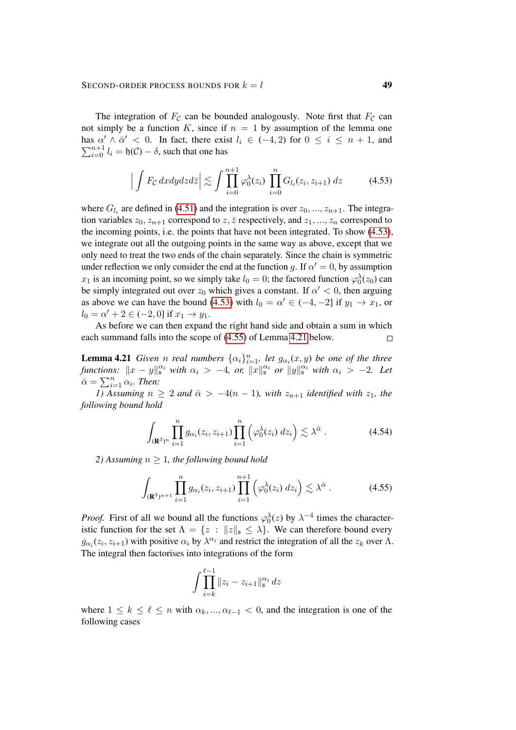The integration of $F_{\mathcal{C}}$ can be bounded analogously. Note first that $F_{\mathcal{C}}$ can not simply be a function $K$, since if $n = 1$ by assumption of the lemma one has $\alpha' \wedge \bar{\alpha}' < 0$. In fact, there exist $l_i \in (-4, 2)$ for $0 \leq i \leq n+1$, and $\sum_{i=0}^{n+1} l_i = \mathfrak{h}(\mathcal{C}) - \delta$, such that one has

$$\Big| \int F_{\mathcal{C}} \, dx dy dz d\bar{z} \Big| \lesssim \int \prod_{i=0}^{n+1} \varphi_0^\lambda(z_i) \prod_{i=0}^{n} G_{l_i}(z_i, z_{i+1}) \, dz \tag{4.53}$$

where $G_{l_i}$ are defined in (4.51) and the integration is over $z_0, ..., z_{n+1}$. The integration variables $z_0, z_{n+1}$ correspond to $z, \bar{z}$ respectively, and $z_1, ..., z_n$ correspond to the incoming points, i.e. the points that have not been integrated. To show (4.53), we integrate out all the outgoing points in the same way as above, except that we only need to treat the two ends of the chain separately. Since the chain is symmetric under reflection we only consider the end at the function $g$. If $\alpha' = 0$, by assumption $x_1$ is an incoming point, so we simply take $l_0 = 0$; the factored function $\varphi_0^\lambda(z_0)$ can be simply integrated out over $z_0$ which gives a constant. If $\alpha' < 0$, then arguing as above we can have the bound (4.53) with $l_0 = \alpha' \in (-4, -2]$ if $y_1 \to x_1$, or $l_0 = \alpha' + 2 \in (-2, 0]$ if $x_1 \to y_1$.

As before we can then expand the right hand side and obtain a sum in which each summand falls into the scope of (4.55) of Lemma 4.21 below. $\square$

**Lemma 4.21** *Given $n$ real numbers $\{\alpha_i\}_{i=1}^n$, let $g_{\alpha_i}(x, y)$ be one of the three functions: $\|x - y\|_{\mathfrak{s}}^{\alpha_i}$ with $\alpha_i > -4$, or, $\|x\|_{\mathfrak{s}}^{\alpha_i}$ or $\|y\|_{\mathfrak{s}}^{\alpha_i}$ with $\alpha_i > -2$. Let $\bar{\alpha} = \sum_{i=1}^n \alpha_i$. Then:*

*1) Assuming $n \geq 2$ and $\bar{\alpha} > -4(n-1)$, with $z_{n+1}$ identified with $z_1$, the following bound hold*

$$\int_{(\mathbf{R}^3)^n} \prod_{i=1}^{n} g_{\alpha_i}(z_i, z_{i+1}) \prod_{i=1}^{n} \Big( \varphi_0^\lambda(z_i) \, dz_i \Big) \lesssim \lambda^{\bar{\alpha}} \,. \tag{4.54}$$

*2) Assuming $n \geq 1$, the following bound hold*

$$\int_{(\mathbf{R}^3)^{n+1}} \prod_{i=1}^{n} g_{\alpha_i}(z_i, z_{i+1}) \prod_{i=1}^{n+1} \Big( \varphi_0^\lambda(z_i) \, dz_i \Big) \lesssim \lambda^{\bar{\alpha}} \,. \tag{4.55}$$

*Proof.* First of all we bound all the functions $\varphi_0^\lambda(z)$ by $\lambda^{-4}$ times the characteristic function for the set $\Lambda = \{z : \|z\|_{\mathfrak{s}} \leq \lambda\}$. We can therefore bound every $g_{\alpha_i}(z_i, z_{i+1})$ with positive $\alpha_i$ by $\lambda^{\alpha_i}$ and restrict the integration of all the $z_k$ over $\Lambda$. The integral then factorises into integrations of the form

$$\int \prod_{i=k}^{\ell-1} \|z_i - z_{i+1}\|_{\mathfrak{s}}^{\alpha_i} \, dz$$

where $1 \leq k \leq \ell \leq n$ with $\alpha_k, ..., \alpha_{\ell-1} < 0$, and the integration is one of the following cases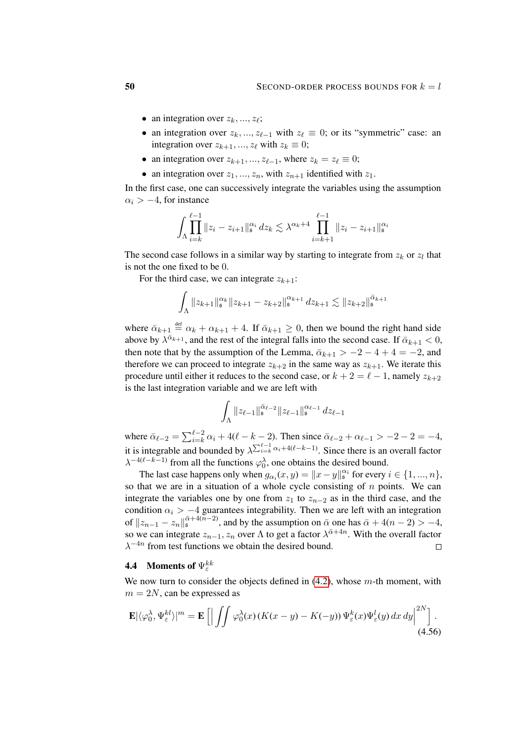- an integration over $z_k, ..., z_\ell$;
- an integration over $z_k, ..., z_{\ell-1}$ with $z_\ell \equiv 0$; or its "symmetric" case: an integration over $z_{k+1}, ..., z_\ell$ with $z_k \equiv 0$;
- an integration over $z_{k+1}, ..., z_{\ell-1}$, where $z_k = z_\ell \equiv 0$;
- an integration over $z_1, ..., z_n$, with $z_{n+1}$ identified with $z_1$.

In the first case, one can successively integrate the variables using the assumption $\alpha_i > -4$, for instance

$$\int_\Lambda \prod_{i=k}^{\ell-1} \|z_i - z_{i+1}\|_{\mathfrak{s}}^{\alpha_i} \, dz_k \lesssim \lambda^{\alpha_k+4} \prod_{i=k+1}^{\ell-1} \|z_i - z_{i+1}\|_{\mathfrak{s}}^{\alpha_i}$$

The second case follows in a similar way by starting to integrate from $z_k$ or $z_l$ that is not the one fixed to be $0$.

For the third case, we can integrate $z_{k+1}$:

$$\int_\Lambda \|z_{k+1}\|_{\mathfrak{s}}^{\alpha_k} \|z_{k+1} - z_{k+2}\|_{\mathfrak{s}}^{\alpha_{k+1}} \, dz_{k+1} \lesssim \|z_{k+2}\|_{\mathfrak{s}}^{\bar\alpha_{k+1}}$$

where $\bar\alpha_{k+1} \stackrel{\text{def}}{=} \alpha_k + \alpha_{k+1} + 4$. If $\bar\alpha_{k+1} \geq 0$, then we bound the right hand side above by $\lambda^{\bar\alpha_{k+1}}$, and the rest of the integral falls into the second case. If $\bar\alpha_{k+1} < 0$, then note that by the assumption of the Lemma, $\bar\alpha_{k+1} > -2 - 4 + 4 = -2$, and therefore we can proceed to integrate $z_{k+2}$ in the same way as $z_{k+1}$. We iterate this procedure until either it reduces to the second case, or $k+2 = \ell - 1$, namely $z_{k+2}$ is the last integration variable and we are left with

$$\int_\Lambda \|z_{\ell-1}\|_{\mathfrak{s}}^{\bar\alpha_{\ell-2}} \|z_{\ell-1}\|_{\mathfrak{s}}^{\alpha_{\ell-1}} \, dz_{\ell-1}$$

where $\bar\alpha_{\ell-2} = \sum_{i=k}^{\ell-2} \alpha_i + 4(\ell-k-2)$. Then since $\bar\alpha_{\ell-2} + \alpha_{\ell-1} > -2-2 = -4$, it is integrable and bounded by $\lambda^{\sum_{i=k}^{\ell-1} \alpha_i + 4(\ell-k-1)}$. Since there is an overall factor $\lambda^{-4(\ell-k-1)}$ from all the functions $\varphi_0^\lambda$, one obtains the desired bound.

The last case happens only when $g_{\alpha_i}(x,y) = \|x-y\|_{\mathfrak{s}}^{\alpha_i}$ for every $i \in \{1,...,n\}$, so that we are in a situation of a whole cycle consisting of $n$ points. We can integrate the variables one by one from $z_1$ to $z_{n-2}$ as in the third case, and the condition $\alpha_i > -4$ guarantees integrability. Then we are left with an integration of $\|z_{n-1} - z_n\|_{\mathfrak{s}}^{\bar\alpha + 4(n-2)}$, and by the assumption on $\bar\alpha$ one has $\bar\alpha + 4(n-2) > -4$, so we can integrate $z_{n-1}, z_n$ over $\Lambda$ to get a factor $\lambda^{\bar\alpha + 4n}$. With the overall factor $\lambda^{-4n}$ from test functions we obtain the desired bound. $\square$

### 4.4 Moments of $\Psi_\varepsilon^{kk}$

We now turn to consider the objects defined in (4.2), whose $m$-th moment, with $m = 2N$, can be expressed as

$$\mathbf{E}|\langle \varphi_0^\lambda, \Psi_\varepsilon^{kl} \rangle|^m = \mathbf{E}\left[ \Big| \iint \varphi_0^\lambda(x) \left(K(x-y) - K(-y)\right) \Psi_\varepsilon^k(x) \Psi_\varepsilon^l(y) \, dx \, dy \Big|^{2N} \right]. \tag{4.56}$$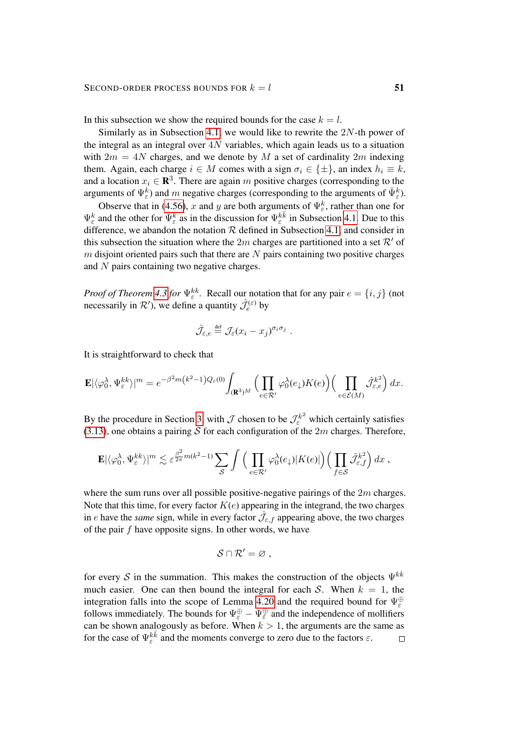In this subsection we show the required bounds for the case $k = l$.

Similarly as in Subsection 4.1, we would like to rewrite the $2N$-th power of the integral as an integral over $4N$ variables, which again leads us to a situation with $2m = 4N$ charges, and we denote by $M$ a set of cardinality $2m$ indexing them. Again, each charge $i \in M$ comes with a sign $\sigma_i \in \{\pm\}$, an index $h_i \equiv k$, and a location $x_i \in \mathbf{R}^3$. There are again $m$ positive charges (corresponding to the arguments of $\Psi_\varepsilon^k$) and $m$ negative charges (corresponding to the arguments of $\bar{\Psi}_\varepsilon^k$).

Observe that in (4.56), $x$ and $y$ are both arguments of $\Psi_\varepsilon^k$, rather than one for $\Psi_\varepsilon^k$ and the other for $\bar{\Psi}_\varepsilon^k$ as in the discussion for $\Psi_\varepsilon^{k\bar{k}}$ in Subsection 4.1. Due to this difference, we abandon the notation $\mathcal{R}$ defined in Subsection 4.1, and consider in this subsection the situation where the $2m$ charges are partitioned into a set $\mathcal{R}'$ of $m$ disjoint oriented pairs such that there are $N$ pairs containing two positive charges and $N$ pairs containing two negative charges.

*Proof of Theorem 4.3 for* $\Psi_\varepsilon^{kk}$. Recall our notation that for any pair $e = \{i, j\}$ (not necessarily in $\mathcal{R}'$), we define a quantity $\hat{\mathcal{J}}_e^{(\varepsilon)}$ by

$$\hat{\mathcal{J}}_{\varepsilon,e} \stackrel{\text{def}}{=} \mathcal{J}_\varepsilon(x_i - x_j)^{\sigma_i \sigma_j} .$$

It is straightforward to check that

$$\mathbf{E}|\langle \varphi_0^\lambda, \Psi_\varepsilon^{kk} \rangle|^m = e^{-\beta^2 m (k^2-1) Q_\varepsilon(0)} \int_{(\mathbf{R}^3)^M} \Big( \prod_{e \in \mathcal{R}'} \varphi_0^\lambda(e_\downarrow) K(e) \Big) \Big( \prod_{e \in \mathcal{E}(M)} \hat{\mathcal{J}}_{\varepsilon,e}^{k^2} \Big) \, dx.$$

By the procedure in Section 3 with $\mathcal{J}$ chosen to be $\mathcal{J}_\varepsilon^{k^2}$ which certainly satisfies (3.13), one obtains a pairing $\mathcal{S}$ for each configuration of the $2m$ charges. Therefore,

$$\mathbf{E}|\langle \varphi_0^\lambda, \Psi_\varepsilon^{kk} \rangle|^m \lesssim \varepsilon^{\frac{\beta^2}{2\pi} m (k^2-1)} \sum_{\mathcal{S}} \int \Big( \prod_{e \in \mathcal{R}'} \varphi_0^\lambda(e_\downarrow) |K(e)| \Big) \Big( \prod_{f \in \mathcal{S}} \hat{\mathcal{J}}_{\varepsilon,f}^{k^2} \Big) \, dx \, ,$$

where the sum runs over all possible positive-negative pairings of the $2m$ charges. Note that this time, for every factor $K(e)$ appearing in the integrand, the two charges in $e$ have the *same* sign, while in every factor $\hat{\mathcal{J}}_{\varepsilon,f}$ appearing above, the two charges of the pair $f$ have opposite signs. In other words, we have

$$\mathcal{S} \cap \mathcal{R}' = \varnothing \, ,$$

for every $\mathcal{S}$ in the summation. This makes the construction of the objects $\Psi^{kk}$ much easier. One can then bound the integral for each $\mathcal{S}$. When $k = 1$, the integration falls into the scope of Lemma 4.20 and the required bound for $\Psi_\varepsilon^{\oplus}$ follows immediately. The bounds for $\Psi_\varepsilon^{\oplus} - \Psi_{\bar{\varepsilon}}^{\oplus}$ and the independence of mollifiers can be shown analogously as before. When $k > 1$, the arguments are the same as for the case of $\Psi_\varepsilon^{k\bar{k}}$ and the moments converge to zero due to the factors $\varepsilon$. $\square$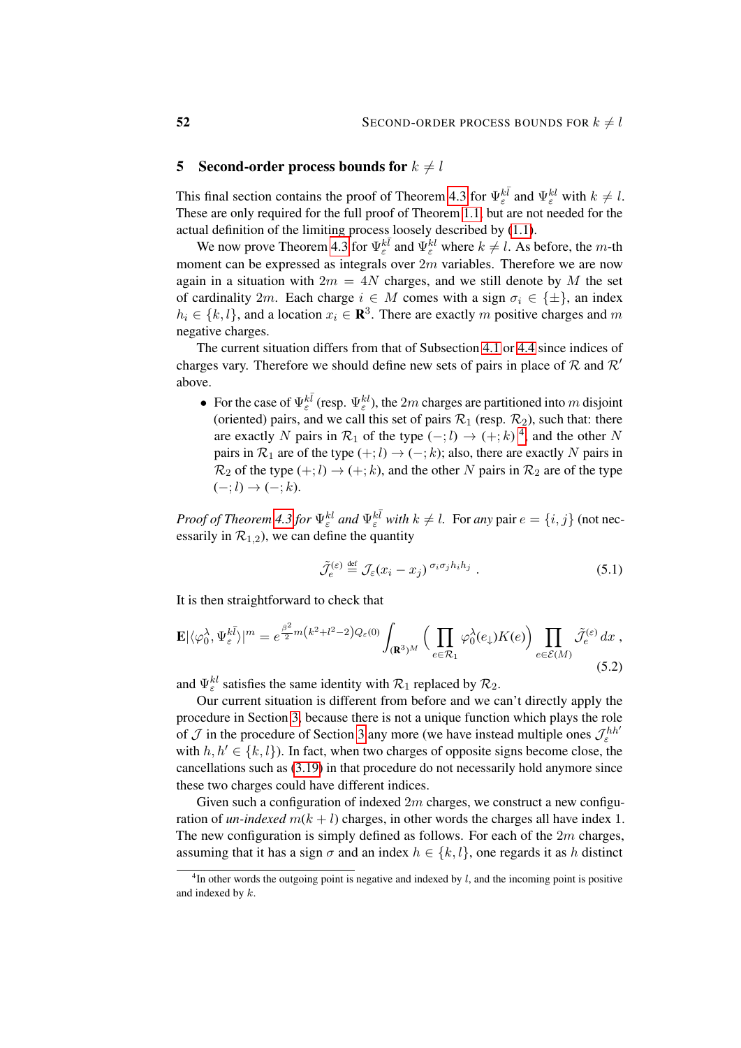# 5 Second-order process bounds for $k \neq l$

This final section contains the proof of Theorem 4.3 for $\Psi_\varepsilon^{k\bar{l}}$ and $\Psi_\varepsilon^{kl}$ with $k \neq l$. These are only required for the full proof of Theorem 1.1, but are not needed for the actual definition of the limiting process loosely described by (1.1).

We now prove Theorem 4.3 for $\Psi_\varepsilon^{k\bar{l}}$ and $\Psi_\varepsilon^{kl}$ where $k \neq l$. As before, the $m$-th moment can be expressed as integrals over $2m$ variables. Therefore we are now again in a situation with $2m = 4N$ charges, and we still denote by $M$ the set of cardinality $2m$. Each charge $i \in M$ comes with a sign $\sigma_i \in \{\pm\}$, an index $h_i \in \{k, l\}$, and a location $x_i \in \mathbf{R}^3$. There are exactly $m$ positive charges and $m$ negative charges.

The current situation differs from that of Subsection 4.1 or 4.4 since indices of charges vary. Therefore we should define new sets of pairs in place of $\mathcal{R}$ and $\mathcal{R}'$ above.

- For the case of $\Psi_\varepsilon^{k\bar{l}}$ (resp. $\Psi_\varepsilon^{kl}$), the $2m$ charges are partitioned into $m$ disjoint (oriented) pairs, and we call this set of pairs $\mathcal{R}_1$ (resp. $\mathcal{R}_2$), such that: there are exactly $N$ pairs in $\mathcal{R}_1$ of the type $(-;l) \to (+;k)$ [4], and the other $N$ pairs in $\mathcal{R}_1$ are of the type $(+;l) \to (-;k)$; also, there are exactly $N$ pairs in $\mathcal{R}_2$ of the type $(+;l) \to (+;k)$, and the other $N$ pairs in $\mathcal{R}_2$ are of the type $(-;l) \to (-;k)$.

*Proof of Theorem 4.3 for $\Psi_\varepsilon^{kl}$ and $\Psi_\varepsilon^{k\bar{l}}$ with $k \neq l$.* For *any* pair $e = \{i, j\}$ (not necessarily in $\mathcal{R}_{1,2}$), we can define the quantity

$$\tilde{\mathcal{J}}_e^{(\varepsilon)} \stackrel{\text{def}}{=} \mathcal{J}_\varepsilon(x_i - x_j)^{\,\sigma_i \sigma_j h_i h_j} \,. \tag{5.1}$$

It is then straightforward to check that

$$\mathbf{E}|\langle \varphi_0^\lambda, \Psi_\varepsilon^{k\bar{l}} \rangle|^m = e^{\frac{\beta^2}{2} m (k^2 + l^2 - 2) Q_\varepsilon(0)} \int_{(\mathbf{R}^3)^M} \Big( \prod_{e \in \mathcal{R}_1} \varphi_0^\lambda(e_\downarrow) K(e) \Big) \prod_{e \in \mathcal{E}(M)} \tilde{\mathcal{J}}_e^{(\varepsilon)} \, dx \,, \tag{5.2}$$

and $\Psi_\varepsilon^{kl}$ satisfies the same identity with $\mathcal{R}_1$ replaced by $\mathcal{R}_2$.

Our current situation is different from before and we can't directly apply the procedure in Section 3, because there is not a unique function which plays the role of $\mathcal{J}$ in the procedure of Section 3 any more (we have instead multiple ones $\mathcal{J}_\varepsilon^{hh'}$ with $h, h' \in \{k, l\}$). In fact, when two charges of opposite signs become close, the cancellations such as (3.19) in that procedure do not necessarily hold anymore since these two charges could have different indices.

Given such a configuration of indexed $2m$ charges, we construct a new configuration of *un-indexed* $m(k+l)$ charges, in other words the charges all have index 1. The new configuration is simply defined as follows. For each of the $2m$ charges, assuming that it has a sign $\sigma$ and an index $h \in \{k, l\}$, one regards it as $h$ distinct

[4] In other words the outgoing point is negative and indexed by $l$, and the incoming point is positive and indexed by $k$.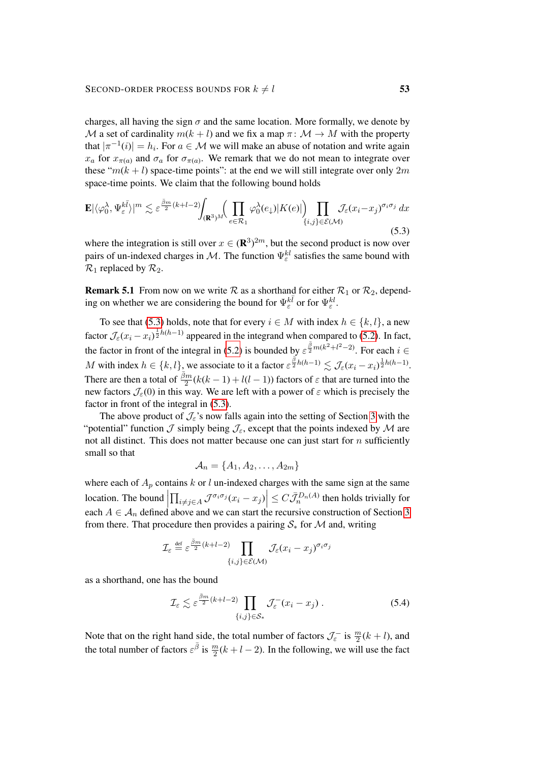charges, all having the sign $\sigma$ and the same location. More formally, we denote by $\mathcal{M}$ a set of cardinality $m(k+l)$ and we fix a map $\pi\colon \mathcal{M} \to M$ with the property that $|\pi^{-1}(i)| = h_i$. For $a \in \mathcal{M}$ we will make an abuse of notation and write again $x_a$ for $x_{\pi(a)}$ and $\sigma_a$ for $\sigma_{\pi(a)}$. We remark that we do not mean to integrate over these "$m(k+l)$ space-time points": at the end we will still integrate over only $2m$ space-time points. We claim that the following bound holds

$$\mathbf{E}|\langle \varphi_0^\lambda, \Psi_\varepsilon^{k\bar{l}}\rangle|^m \lesssim \varepsilon^{\frac{\bar{\beta}m}{2}(k+l-2)} \int_{(\mathbf{R}^3)^M} \Big(\prod_{e\in\mathcal{R}_1} \varphi_0^\lambda(e_\downarrow)|K(e)|\Big) \prod_{\{i,j\}\in\mathcal{E}(\mathcal{M})} \mathcal{J}_\varepsilon(x_i - x_j)^{\sigma_i\sigma_j}\, dx \tag{5.3}$$

where the integration is still over $x \in (\mathbf{R}^3)^{2m}$, but the second product is now over pairs of un-indexed charges in $\mathcal{M}$. The function $\Psi_\varepsilon^{kl}$ satisfies the same bound with $\mathcal{R}_1$ replaced by $\mathcal{R}_2$.

**Remark 5.1** From now on we write $\mathcal{R}$ as a shorthand for either $\mathcal{R}_1$ or $\mathcal{R}_2$, depending on whether we are considering the bound for $\Psi_\varepsilon^{k\bar{l}}$ or for $\Psi_\varepsilon^{kl}$.

To see that (5.3) holds, note that for every $i \in M$ with index $h \in \{k, l\}$, a new factor $\mathcal{J}_\varepsilon(x_i - x_i)^{\frac{1}{2}h(h-1)}$ appeared in the integrand when compared to (5.2). In fact, the factor in front of the integral in (5.2) is bounded by $\varepsilon^{\frac{\bar{\beta}}{2}m(k^2+l^2-2)}$. For each $i \in M$ with index $h \in \{k, l\}$, we associate to it a factor $\varepsilon^{\frac{\bar{\beta}}{2}h(h-1)} \lesssim \mathcal{J}_\varepsilon(x_i - x_i)^{\frac{1}{2}h(h-1)}$. There are then a total of $\frac{\bar{\beta}m}{2}(k(k-1) + l(l-1))$ factors of $\varepsilon$ that are turned into the new factors $\mathcal{J}_\varepsilon(0)$ in this way. We are left with a power of $\varepsilon$ which is precisely the factor in front of the integral in (5.3).

The above product of $\mathcal{J}_\varepsilon$'s now falls again into the setting of Section 3 with the "potential" function $\mathcal{J}$ simply being $\mathcal{J}_\varepsilon$, except that the points indexed by $\mathcal{M}$ are not all distinct. This does not matter because one can just start for $n$ sufficiently small so that

$$\mathcal{A}_n = \{A_1, A_2, \ldots, A_{2m}\}$$

where each of $A_p$ contains $k$ or $l$ un-indexed charges with the same sign at the same location. The bound $\left|\prod_{i\neq j\in A} \mathcal{J}^{\sigma_i\sigma_j}(x_i - x_j)\right| \leq C\bar{\mathcal{J}}_n^{D_n(A)}$ then holds trivially for each $A \in \mathcal{A}_n$ defined above and we can start the recursive construction of Section 3 from there. That procedure then provides a pairing $\mathcal{S}_*$ for $\mathcal{M}$ and, writing

$$\mathcal{I}_\varepsilon \stackrel{\text{def}}{=} \varepsilon^{\frac{\bar{\beta}m}{2}(k+l-2)} \prod_{\{i,j\}\in\mathcal{E}(\mathcal{M})} \mathcal{J}_\varepsilon(x_i - x_j)^{\sigma_i\sigma_j}$$

as a shorthand, one has the bound

$$\mathcal{I}_\varepsilon \lesssim \varepsilon^{\frac{\bar{\beta}m}{2}(k+l-2)} \prod_{\{i,j\}\in\mathcal{S}_*} \mathcal{J}_\varepsilon^-(x_i - x_j)\;. \tag{5.4}$$

Note that on the right hand side, the total number of factors $\mathcal{J}_\varepsilon^-$ is $\frac{m}{2}(k+l)$, and the total number of factors $\varepsilon^{\bar{\beta}}$ is $\frac{m}{2}(k+l-2)$. In the following, we will use the fact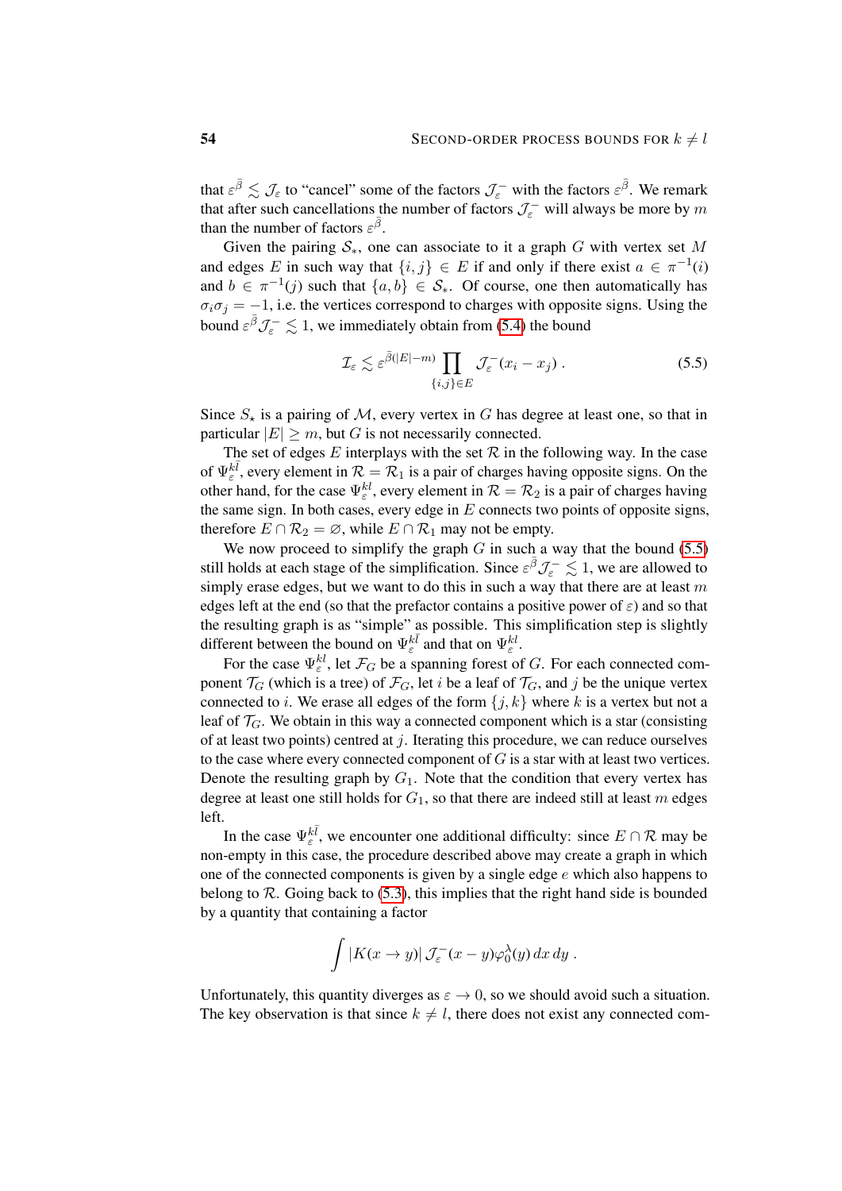that $\varepsilon^{\bar\beta} \lesssim \mathcal{J}_\varepsilon$ to "cancel" some of the factors $\mathcal{J}_\varepsilon^-$ with the factors $\varepsilon^{\bar\beta}$. We remark that after such cancellations the number of factors $\mathcal{J}_\varepsilon^-$ will always be more by $m$ than the number of factors $\varepsilon^{\bar\beta}$.

Given the pairing $\mathcal{S}_*$, one can associate to it a graph $G$ with vertex set $M$ and edges $E$ in such way that $\{i,j\} \in E$ if and only if there exist $a \in \pi^{-1}(i)$ and $b \in \pi^{-1}(j)$ such that $\{a,b\} \in \mathcal{S}_*$. Of course, one then automatically has $\sigma_i\sigma_j = -1$, i.e. the vertices correspond to charges with opposite signs. Using the bound $\varepsilon^{\bar\beta}\mathcal{J}_\varepsilon^- \lesssim 1$, we immediately obtain from (5.4) the bound

$$\mathcal{I}_\varepsilon \lesssim \varepsilon^{\bar\beta(|E|-m)} \prod_{\{i,j\}\in E} \mathcal{J}_\varepsilon^-(x_i - x_j)\;. \tag{5.5}$$

Since $S_\star$ is a pairing of $\mathcal{M}$, every vertex in $G$ has degree at least one, so that in particular $|E| \geq m$, but $G$ is not necessarily connected.

The set of edges $E$ interplays with the set $\mathcal{R}$ in the following way. In the case of $\Psi_\varepsilon^{k\bar l}$, every element in $\mathcal{R} = \mathcal{R}_1$ is a pair of charges having opposite signs. On the other hand, for the case $\Psi_\varepsilon^{kl}$, every element in $\mathcal{R} = \mathcal{R}_2$ is a pair of charges having the same sign. In both cases, every edge in $E$ connects two points of opposite signs, therefore $E \cap \mathcal{R}_2 = \varnothing$, while $E \cap \mathcal{R}_1$ may not be empty.

We now proceed to simplify the graph $G$ in such a way that the bound (5.5) still holds at each stage of the simplification. Since $\varepsilon^{\bar\beta}\mathcal{J}_\varepsilon^- \lesssim 1$, we are allowed to simply erase edges, but we want to do this in such a way that there are at least $m$ edges left at the end (so that the prefactor contains a positive power of $\varepsilon$) and so that the resulting graph is as "simple" as possible. This simplification step is slightly different between the bound on $\Psi_\varepsilon^{k\bar l}$ and that on $\Psi_\varepsilon^{kl}$.

For the case $\Psi_\varepsilon^{kl}$, let $\mathcal{F}_G$ be a spanning forest of $G$. For each connected component $\mathcal{T}_G$ (which is a tree) of $\mathcal{F}_G$, let $i$ be a leaf of $\mathcal{T}_G$, and $j$ be the unique vertex connected to $i$. We erase all edges of the form $\{j,k\}$ where $k$ is a vertex but not a leaf of $\mathcal{T}_G$. We obtain in this way a connected component which is a star (consisting of at least two points) centred at $j$. Iterating this procedure, we can reduce ourselves to the case where every connected component of $G$ is a star with at least two vertices. Denote the resulting graph by $G_1$. Note that the condition that every vertex has degree at least one still holds for $G_1$, so that there are indeed still at least $m$ edges left.

In the case $\Psi_\varepsilon^{k\bar l}$, we encounter one additional difficulty: since $E \cap \mathcal{R}$ may be non-empty in this case, the procedure described above may create a graph in which one of the connected components is given by a single edge $e$ which also happens to belong to $\mathcal{R}$. Going back to (5.3), this implies that the right hand side is bounded by a quantity that containing a factor

$$\int |K(x \to y)|\, \mathcal{J}_\varepsilon^-(x-y)\varphi_0^\lambda(y)\,dx\,dy\;.$$

Unfortunately, this quantity diverges as $\varepsilon \to 0$, so we should avoid such a situation. The key observation is that since $k \neq l$, there does not exist any connected com-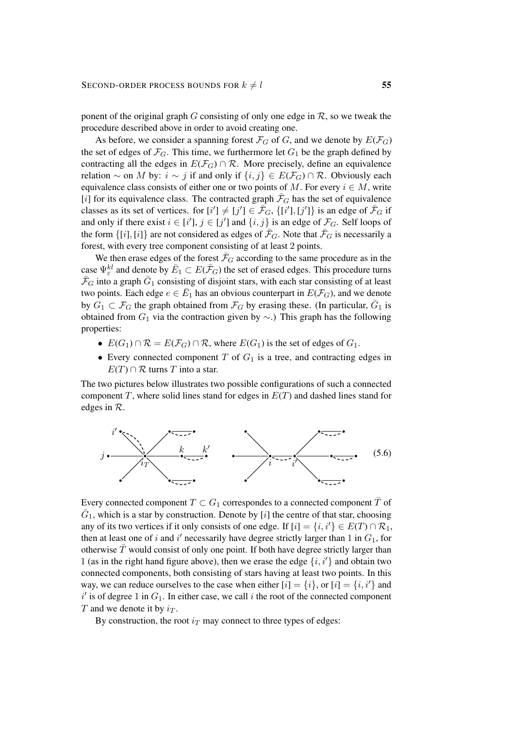ponent of the original graph $G$ consisting of only one edge in $\mathcal{R}$, so we tweak the procedure described above in order to avoid creating one.

As before, we consider a spanning forest $\mathcal{F}_G$ of $G$, and we denote by $E(\mathcal{F}_G)$ the set of edges of $\mathcal{F}_G$. This time, we furthermore let $G_1$ be the graph defined by contracting all the edges in $E(\mathcal{F}_G) \cap \mathcal{R}$. More precisely, define an equivalence relation $\sim$ on $M$ by: $i \sim j$ if and only if $\{i, j\} \in E(\mathcal{F}_G) \cap \mathcal{R}$. Obviously each equivalence class consists of either one or two points of $M$. For every $i \in M$, write $[i]$ for its equivalence class. The contracted graph $\bar{\mathcal{F}}_G$ has the set of equivalence classes as its set of vertices. for $[i'] \neq [j'] \in \bar{\mathcal{F}}_G$, $\{[i'], [j']\}$ is an edge of $\bar{\mathcal{F}}_G$ if and only if there exist $i \in [i']$, $j \in [j']$ and $\{i, j\}$ is an edge of $\mathcal{F}_G$. Self loops of the form $\{[i], [i]\}$ are not considered as edges of $\bar{\mathcal{F}}_G$. Note that $\bar{\mathcal{F}}_G$ is necessarily a forest, with every tree component consisting of at least 2 points.

We then erase edges of the forest $\bar{\mathcal{F}}_G$ according to the same procedure as in the case $\Psi_\varepsilon^{kl}$ and denote by $\bar{E}_1 \subset E(\bar{\mathcal{F}}_G)$ the set of erased edges. This procedure turns $\bar{\mathcal{F}}_G$ into a graph $\bar{G}_1$ consisting of disjoint stars, with each star consisting of at least two points. Each edge $e \in \bar{E}_1$ has an obvious counterpart in $E(\mathcal{F}_G)$, and we denote by $G_1 \subset \mathcal{F}_G$ the graph obtained from $\mathcal{F}_G$ by erasing these. (In particular, $\bar{G}_1$ is obtained from $G_1$ via the contraction given by $\sim$.) This graph has the following properties:

- $E(G_1) \cap \mathcal{R} = E(\mathcal{F}_G) \cap \mathcal{R}$, where $E(G_1)$ is the set of edges of $G_1$.
- Every connected component $T$ of $G_1$ is a tree, and contracting edges in $E(T) \cap \mathcal{R}$ turns $T$ into a star.

The two pictures below illustrates two possible configurations of such a connected component $T$, where solid lines stand for edges in $E(T)$ and dashed lines stand for edges in $\mathcal{R}$.

(5.6)

Every connected component $T \subset G_1$ correspondes to a connected component $\bar{T}$ of $\bar{G}_1$, which is a star by construction. Denote by $[i]$ the centre of that star, choosing any of its two vertices if it only consists of one edge. If $[i] = \{i, i'\} \in E(T) \cap \mathcal{R}_1$, then at least one of $i$ and $i'$ necessarily have degree strictly larger than 1 in $G_1$, for otherwise $\bar{T}$ would consist of only one point. If both have degree strictly larger than 1 (as in the right hand figure above), then we erase the edge $\{i, i'\}$ and obtain two connected components, both consisting of stars having at least two points. In this way, we can reduce ourselves to the case when either $[i] = \{i\}$, or $[i] = \{i, i'\}$ and $i'$ is of degree 1 in $G_1$. In either case, we call $i$ the root of the connected component $T$ and we denote it by $i_T$.

By construction, the root $i_T$ may connect to three types of edges: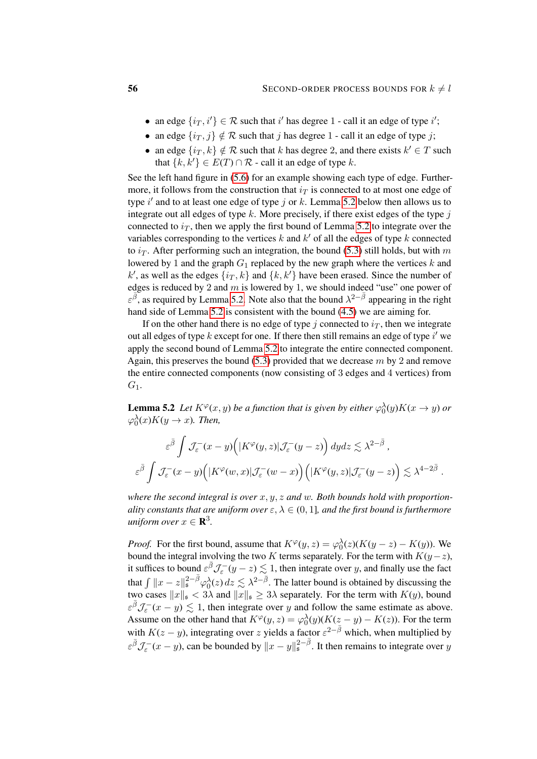- an edge $\{i_T, i'\} \in \mathcal{R}$ such that $i'$ has degree 1 - call it an edge of type $i'$;
- an edge $\{i_T, j\} \notin \mathcal{R}$ such that $j$ has degree 1 - call it an edge of type $j$;
- an edge $\{i_T, k\} \notin \mathcal{R}$ such that $k$ has degree 2, and there exists $k' \in T$ such that $\{k, k'\} \in E(T) \cap \mathcal{R}$ - call it an edge of type $k$.

See the left hand figure in (5.6) for an example showing each type of edge. Furthermore, it follows from the construction that $i_T$ is connected to at most one edge of type $i'$ and to at least one edge of type $j$ or $k$. Lemma 5.2 below then allows us to integrate out all edges of type $k$. More precisely, if there exist edges of the type $j$ connected to $i_T$, then we apply the first bound of Lemma 5.2 to integrate over the variables corresponding to the vertices $k$ and $k'$ of all the edges of type $k$ connected to $i_T$. After performing such an integration, the bound (5.3) still holds, but with $m$ lowered by 1 and the graph $G_1$ replaced by the new graph where the vertices $k$ and $k'$, as well as the edges $\{i_T, k\}$ and $\{k, k'\}$ have been erased. Since the number of edges is reduced by 2 and $m$ is lowered by 1, we should indeed "use" one power of $\varepsilon^{\bar\beta}$, as required by Lemma 5.2. Note also that the bound $\lambda^{2-\bar\beta}$ appearing in the right hand side of Lemma 5.2 is consistent with the bound (4.5) we are aiming for.

If on the other hand there is no edge of type $j$ connected to $i_T$, then we integrate out all edges of type $k$ except for one. If there then still remains an edge of type $i'$ we apply the second bound of Lemma 5.2 to integrate the entire connected component. Again, this preserves the bound (5.3) provided that we decrease $m$ by 2 and remove the entire connected components (now consisting of 3 edges and 4 vertices) from $G_1$.

**Lemma 5.2** *Let $K^\varphi(x,y)$ be a function that is given by either $\varphi_0^\lambda(y)K(x\to y)$ or $\varphi_0^\lambda(x)K(y\to x)$. Then,*

$$\varepsilon^{\bar\beta}\int \mathcal{J}_\varepsilon^-(x-y)\Big(|K^\varphi(y,z)|\mathcal{J}_\varepsilon^-(y-z)\Big)\,dydz \lesssim \lambda^{2-\bar\beta}\;,$$

$$\varepsilon^{\bar\beta}\int \mathcal{J}_\varepsilon^-(x-y)\Big(|K^\varphi(w,x)|\mathcal{J}_\varepsilon^-(w-x)\Big)\Big(|K^\varphi(y,z)|\mathcal{J}_\varepsilon^-(y-z)\Big) \lesssim \lambda^{4-2\bar\beta}\;.$$

*where the second integral is over $x,y,z$ and $w$. Both bounds hold with proportionality constants that are uniform over $\varepsilon,\lambda\in(0,1]$, and the first bound is furthermore uniform over $x\in\mathbf{R}^3$.*

*Proof.* For the first bound, assume that $K^\varphi(y,z)=\varphi_0^\lambda(z)(K(y-z)-K(y))$. We bound the integral involving the two $K$ terms separately. For the term with $K(y-z)$, it suffices to bound $\varepsilon^{\bar\beta}\mathcal{J}_\varepsilon^-(y-z)\lesssim 1$, then integrate over $y$, and finally use the fact that $\int \|x-z\|_\mathfrak{s}^{2-\bar\beta}\varphi_0^\lambda(z)\,dz\lesssim\lambda^{2-\bar\beta}$. The latter bound is obtained by discussing the two cases $\|x\|_\mathfrak{s}<3\lambda$ and $\|x\|_\mathfrak{s}\ge 3\lambda$ separately. For the term with $K(y)$, bound $\varepsilon^{\bar\beta}\mathcal{J}_\varepsilon^-(x-y)\lesssim 1$, then integrate over $y$ and follow the same estimate as above. Assume on the other hand that $K^\varphi(y,z)=\varphi_0^\lambda(y)(K(z-y)-K(z))$. For the term with $K(z-y)$, integrating over $z$ yields a factor $\varepsilon^{2-\bar\beta}$ which, when multiplied by $\varepsilon^{\bar\beta}\mathcal{J}_\varepsilon^-(x-y)$, can be bounded by $\|x-y\|_\mathfrak{s}^{2-\bar\beta}$. It then remains to integrate over $y$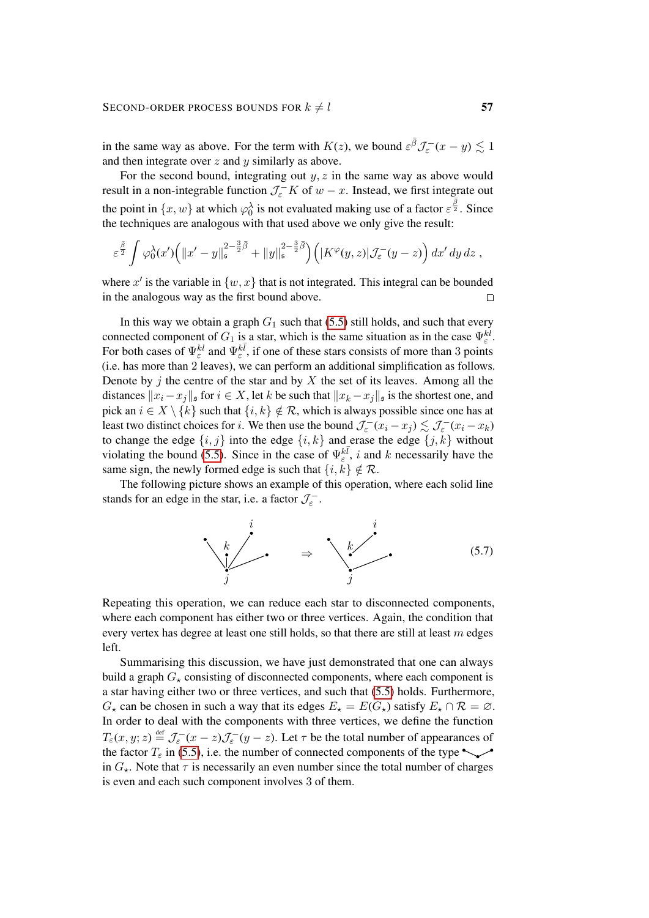in the same way as above. For the term with $K(z)$, we bound $\varepsilon^{\bar\beta}\mathcal{J}_\varepsilon^-(x-y) \lesssim 1$ and then integrate over $z$ and $y$ similarly as above.

For the second bound, integrating out $y, z$ in the same way as above would result in a non-integrable function $\mathcal{J}_\varepsilon^- K$ of $w - x$. Instead, we first integrate out the point in $\{x, w\}$ at which $\varphi_0^\lambda$ is not evaluated making use of a factor $\varepsilon^{\frac{\bar\beta}{2}}$. Since the techniques are analogous with that used above we only give the result:

$$\varepsilon^{\frac{\bar\beta}{2}} \int \varphi_0^\lambda(x')\Big(\|x'-y\|_{\mathfrak{s}}^{2-\frac{3}{2}\bar\beta} + \|y\|_{\mathfrak{s}}^{2-\frac{3}{2}\bar\beta}\Big)\Big(|K^\varphi(y,z)|\mathcal{J}_\varepsilon^-(y-z)\Big)\,dx'\,dy\,dz\;,$$

where $x'$ is the variable in $\{w, x\}$ that is not integrated. This integral can be bounded in the analogous way as the first bound above. □

In this way we obtain a graph $G_1$ such that (5.5) still holds, and such that every connected component of $G_1$ is a star, which is the same situation as in the case $\Psi_\varepsilon^{kl}$. For both cases of $\Psi_\varepsilon^{kl}$ and $\Psi_\varepsilon^{k\bar l}$, if one of these stars consists of more than 3 points (i.e. has more than 2 leaves), we can perform an additional simplification as follows. Denote by $j$ the centre of the star and by $X$ the set of its leaves. Among all the distances $\|x_i - x_j\|_{\mathfrak{s}}$ for $i \in X$, let $k$ be such that $\|x_k - x_j\|_{\mathfrak{s}}$ is the shortest one, and pick an $i \in X \setminus \{k\}$ such that $\{i, k\} \notin \mathcal{R}$, which is always possible since one has at least two distinct choices for $i$. We then use the bound $\mathcal{J}_\varepsilon^-(x_i - x_j) \lesssim \mathcal{J}_\varepsilon^-(x_i - x_k)$ to change the edge $\{i, j\}$ into the edge $\{i, k\}$ and erase the edge $\{j, k\}$ without violating the bound (5.5). Since in the case of $\Psi_\varepsilon^{k\bar l}$, $i$ and $k$ necessarily have the same sign, the newly formed edge is such that $\{i, k\} \notin \mathcal{R}$.

The following picture shows an example of this operation, where each solid line stands for an edge in the star, i.e. a factor $\mathcal{J}_\varepsilon^-$.

(5.7)

Repeating this operation, we can reduce each star to disconnected components, where each component has either two or three vertices. Again, the condition that every vertex has degree at least one still holds, so that there are still at least $m$ edges left.

Summarising this discussion, we have just demonstrated that one can always build a graph $G_\star$ consisting of disconnected components, where each component is a star having either two or three vertices, and such that (5.5) holds. Furthermore, $G_\star$ can be chosen in such a way that its edges $E_\star = E(G_\star)$ satisfy $E_\star \cap \mathcal{R} = \varnothing$. In order to deal with the components with three vertices, we define the function $T_\varepsilon(x, y; z) \stackrel{\text{def}}{=} \mathcal{J}_\varepsilon^-(x-z)\mathcal{J}_\varepsilon^-(y-z)$. Let $\tau$ be the total number of appearances of the factor $T_\varepsilon$ in (5.5), i.e. the number of connected components of the type (three-vertex star) in $G_\star$. Note that $\tau$ is necessarily an even number since the total number of charges is even and each such component involves 3 of them.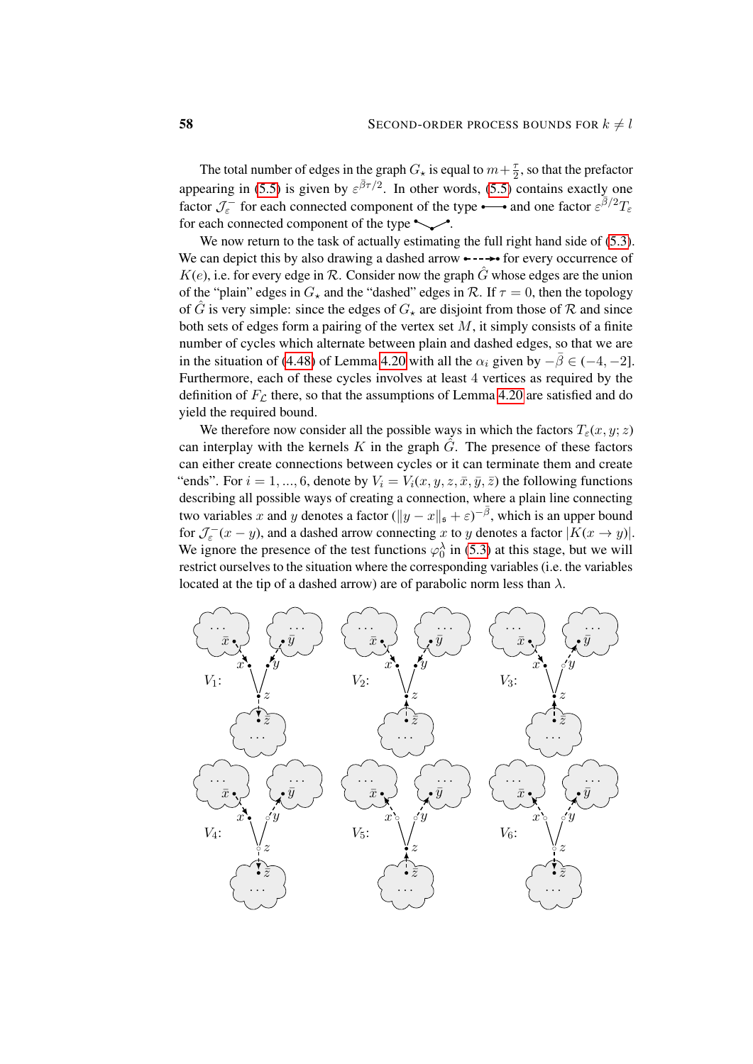The total number of edges in the graph $G_\star$ is equal to $m + \frac{\tau}{2}$, so that the prefactor appearing in (5.5) is given by $\varepsilon^{\bar\beta\tau/2}$. In other words, (5.5) contains exactly one factor $\mathcal{J}_\varepsilon^-$ for each connected component of the type •——• and one factor $\varepsilon^{\bar\beta/2} T_\varepsilon$ for each connected component of the type •⌄•.

We now return to the task of actually estimating the full right hand side of (5.3). We can depict this by also drawing a dashed arrow •- - -➝• for every occurrence of $K(e)$, i.e. for every edge in $\mathcal{R}$. Consider now the graph $\hat G$ whose edges are the union of the "plain" edges in $G_\star$ and the "dashed" edges in $\mathcal{R}$. If $\tau = 0$, then the topology of $\hat G$ is very simple: since the edges of $G_\star$ are disjoint from those of $\mathcal{R}$ and since both sets of edges form a pairing of the vertex set $M$, it simply consists of a finite number of cycles which alternate between plain and dashed edges, so that we are in the situation of (4.48) of Lemma 4.20 with all the $\alpha_i$ given by $-\bar\beta \in (-4, -2]$. Furthermore, each of these cycles involves at least 4 vertices as required by the definition of $F_{\mathcal{L}}$ there, so that the assumptions of Lemma 4.20 are satisfied and do yield the required bound.

We therefore now consider all the possible ways in which the factors $T_\varepsilon(x, y; z)$ can interplay with the kernels $K$ in the graph $\hat G$. The presence of these factors can either create connections between cycles or it can terminate them and create "ends". For $i = 1, ..., 6$, denote by $V_i = V_i(x, y, z, \bar x, \bar y, \bar z)$ the following functions describing all possible ways of creating a connection, where a plain line connecting two variables $x$ and $y$ denotes a factor $(\|y - x\|_\mathfrak{s} + \varepsilon)^{-\bar\beta}$, which is an upper bound for $\mathcal{J}_\varepsilon^-(x - y)$, and a dashed arrow connecting $x$ to $y$ denotes a factor $|K(x \to y)|$. We ignore the presence of the test functions $\varphi_0^\lambda$ in (5.3) at this stage, but we will restrict ourselves to the situation where the corresponding variables (i.e. the variables located at the tip of a dashed arrow) are of parabolic norm less than $\lambda$.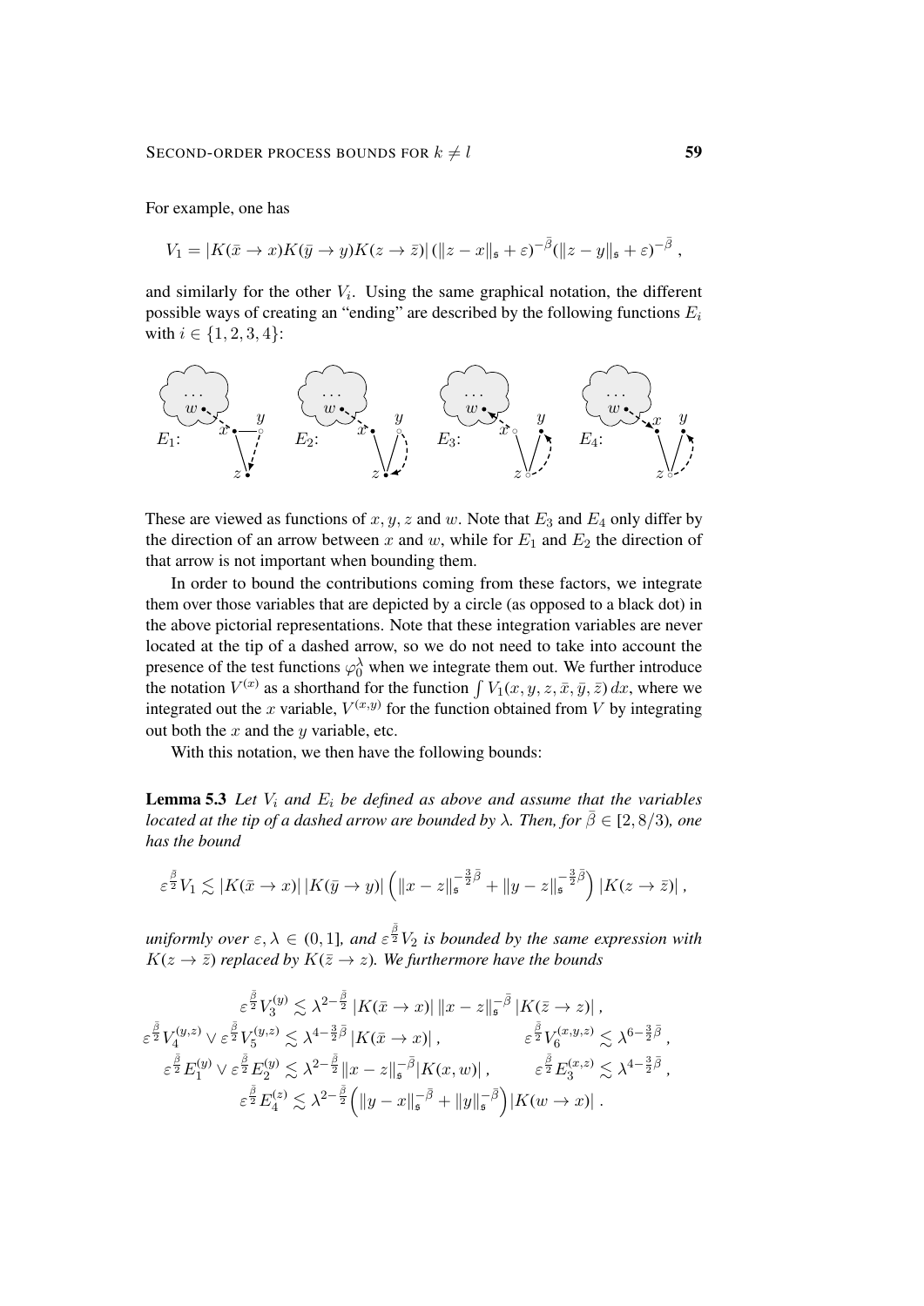For example, one has

$$V_1 = |K(\bar x \to x)K(\bar y \to y)K(z \to \bar z)|\,(\|z-x\|_{\mathfrak s}+\varepsilon)^{-\bar\beta}(\|z-y\|_{\mathfrak s}+\varepsilon)^{-\bar\beta}\;,$$

and similarly for the other $V_i$. Using the same graphical notation, the different possible ways of creating an "ending" are described by the following functions $E_i$ with $i \in \{1,2,3,4\}$:

$E_1$: $E_2$: $E_3$: $E_4$:

These are viewed as functions of $x, y, z$ and $w$. Note that $E_3$ and $E_4$ only differ by the direction of an arrow between $x$ and $w$, while for $E_1$ and $E_2$ the direction of that arrow is not important when bounding them.

In order to bound the contributions coming from these factors, we integrate them over those variables that are depicted by a circle (as opposed to a black dot) in the above pictorial representations. Note that these integration variables are never located at the tip of a dashed arrow, so we do not need to take into account the presence of the test functions $\varphi_0^\lambda$ when we integrate them out. We further introduce the notation $V^{(x)}$ as a shorthand for the function $\int V_1(x,y,z,\bar x,\bar y,\bar z)\,dx$, where we integrated out the $x$ variable, $V^{(x,y)}$ for the function obtained from $V$ by integrating out both the $x$ and the $y$ variable, etc.

With this notation, we then have the following bounds:

**Lemma 5.3** *Let $V_i$ and $E_i$ be defined as above and assume that the variables located at the tip of a dashed arrow are bounded by $\lambda$. Then, for $\bar\beta \in [2, 8/3)$, one has the bound*

$$\varepsilon^{\frac{\bar\beta}{2}} V_1 \lesssim |K(\bar x \to x)|\,|K(\bar y \to y)|\,\Big(\|x-z\|_{\mathfrak s}^{-\frac32\bar\beta} + \|y-z\|_{\mathfrak s}^{-\frac32\bar\beta}\Big)\,|K(z\to\bar z)|\;,$$

*uniformly over $\varepsilon,\lambda \in (0,1]$, and $\varepsilon^{\frac{\bar\beta}{2}}V_2$ is bounded by the same expression with $K(z\to\bar z)$ replaced by $K(\bar z \to z)$. We furthermore have the bounds*

$$\begin{gathered}
\varepsilon^{\frac{\bar\beta}{2}} V_3^{(y)} \lesssim \lambda^{2-\frac{\bar\beta}{2}}\,|K(\bar x\to x)|\,\|x-z\|_{\mathfrak s}^{-\bar\beta}\,|K(\bar z \to z)|\;,\\
\varepsilon^{\frac{\bar\beta}{2}} V_4^{(y,z)} \vee \varepsilon^{\frac{\bar\beta}{2}} V_5^{(y,z)} \lesssim \lambda^{4-\frac32\bar\beta}\,|K(\bar x\to x)|\;, \qquad \varepsilon^{\frac{\bar\beta}{2}} V_6^{(x,y,z)} \lesssim \lambda^{6-\frac32\bar\beta}\;,\\
\varepsilon^{\frac{\bar\beta}{2}} E_1^{(y)} \vee \varepsilon^{\frac{\bar\beta}{2}} E_2^{(y)} \lesssim \lambda^{2-\frac{\bar\beta}{2}}\|x-z\|_{\mathfrak s}^{-\bar\beta}|K(x,w)|\;, \qquad \varepsilon^{\frac{\bar\beta}{2}} E_3^{(x,z)} \lesssim \lambda^{4-\frac32\bar\beta}\;,\\
\varepsilon^{\frac{\bar\beta}{2}} E_4^{(z)} \lesssim \lambda^{2-\frac{\bar\beta}{2}}\Big(\|y-x\|_{\mathfrak s}^{-\bar\beta} + \|y\|_{\mathfrak s}^{-\bar\beta}\Big)|K(w\to x)|\;.
\end{gathered}$$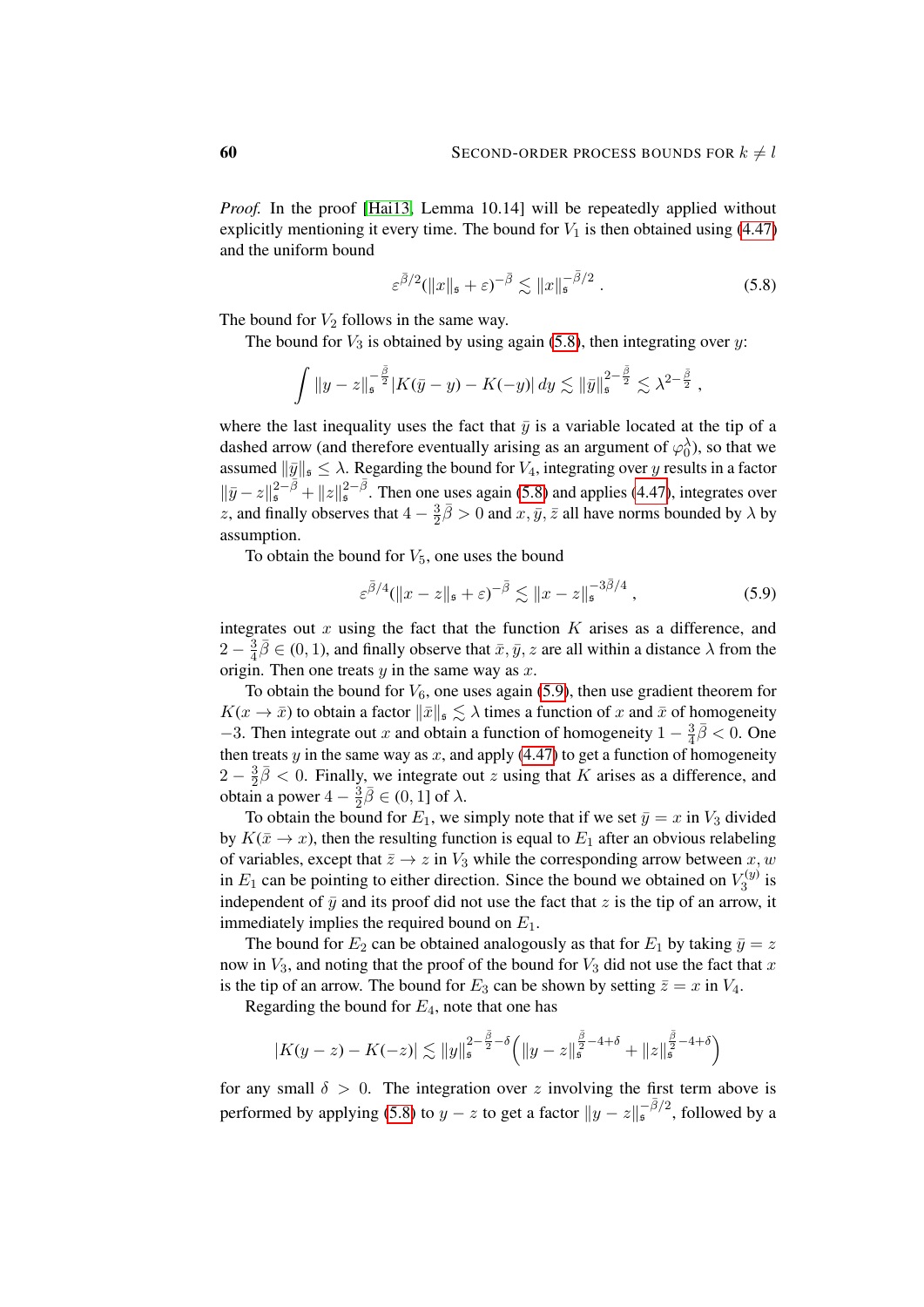*Proof.* In the proof [Hai13, Lemma 10.14] will be repeatedly applied without explicitly mentioning it every time. The bound for $V_1$ is then obtained using (4.47) and the uniform bound

$$\varepsilon^{\bar\beta/2}(\|x\|_{\mathfrak{s}} + \varepsilon)^{-\bar\beta} \lesssim \|x\|_{\mathfrak{s}}^{-\bar\beta/2} . \tag{5.8}$$

The bound for $V_2$ follows in the same way.

The bound for $V_3$ is obtained by using again (5.8), then integrating over $y$:

$$\int \|y - z\|_{\mathfrak{s}}^{-\frac{\bar\beta}{2}} |K(\bar y - y) - K(-y)|\, dy \lesssim \|\bar y\|_{\mathfrak{s}}^{2-\frac{\bar\beta}{2}} \lesssim \lambda^{2-\frac{\bar\beta}{2}} ,$$

where the last inequality uses the fact that $\bar y$ is a variable located at the tip of a dashed arrow (and therefore eventually arising as an argument of $\varphi_0^\lambda$), so that we assumed $\|\bar y\|_{\mathfrak{s}} \leq \lambda$. Regarding the bound for $V_4$, integrating over $y$ results in a factor $\|\bar y - z\|_{\mathfrak{s}}^{2-\bar\beta} + \|z\|_{\mathfrak{s}}^{2-\bar\beta}$. Then one uses again (5.8) and applies (4.47), integrates over $z$, and finally observes that $4 - \frac{3}{2}\bar\beta > 0$ and $x, \bar y, \bar z$ all have norms bounded by $\lambda$ by assumption.

To obtain the bound for $V_5$, one uses the bound

$$\varepsilon^{\bar\beta/4}(\|x - z\|_{\mathfrak{s}} + \varepsilon)^{-\bar\beta} \lesssim \|x - z\|_{\mathfrak{s}}^{-3\bar\beta/4} , \tag{5.9}$$

integrates out $x$ using the fact that the function $K$ arises as a difference, and $2 - \frac{3}{4}\bar\beta \in (0,1)$, and finally observe that $\bar x, \bar y, z$ are all within a distance $\lambda$ from the origin. Then one treats $y$ in the same way as $x$.

To obtain the bound for $V_6$, one uses again (5.9), then use gradient theorem for $K(x \to \bar x)$ to obtain a factor $\|\bar x\|_{\mathfrak{s}} \lesssim \lambda$ times a function of $x$ and $\bar x$ of homogeneity $-3$. Then integrate out $x$ and obtain a function of homogeneity $1 - \frac{3}{4}\bar\beta < 0$. One then treats $y$ in the same way as $x$, and apply (4.47) to get a function of homogeneity $2 - \frac{3}{2}\bar\beta < 0$. Finally, we integrate out $z$ using that $K$ arises as a difference, and obtain a power $4 - \frac{3}{2}\bar\beta \in (0,1]$ of $\lambda$.

To obtain the bound for $E_1$, we simply note that if we set $\bar y = x$ in $V_3$ divided by $K(\bar x \to x)$, then the resulting function is equal to $E_1$ after an obvious relabeling of variables, except that $\bar z \to z$ in $V_3$ while the corresponding arrow between $x, w$ in $E_1$ can be pointing to either direction. Since the bound we obtained on $V_3^{(y)}$ is independent of $\bar y$ and its proof did not use the fact that $z$ is the tip of an arrow, it immediately implies the required bound on $E_1$.

The bound for $E_2$ can be obtained analogously as that for $E_1$ by taking $\bar y = z$ now in $V_3$, and noting that the proof of the bound for $V_3$ did not use the fact that $x$ is the tip of an arrow. The bound for $E_3$ can be shown by setting $\bar z = x$ in $V_4$.

Regarding the bound for $E_4$, note that one has

$$|K(y - z) - K(-z)| \lesssim \|y\|_{\mathfrak{s}}^{2-\frac{\bar\beta}{2}-\delta}\Big(\|y - z\|_{\mathfrak{s}}^{\frac{\bar\beta}{2}-4+\delta} + \|z\|_{\mathfrak{s}}^{\frac{\bar\beta}{2}-4+\delta}\Big)$$

for any small $\delta > 0$. The integration over $z$ involving the first term above is performed by applying (5.8) to $y - z$ to get a factor $\|y - z\|_{\mathfrak{s}}^{-\bar\beta/2}$, followed by a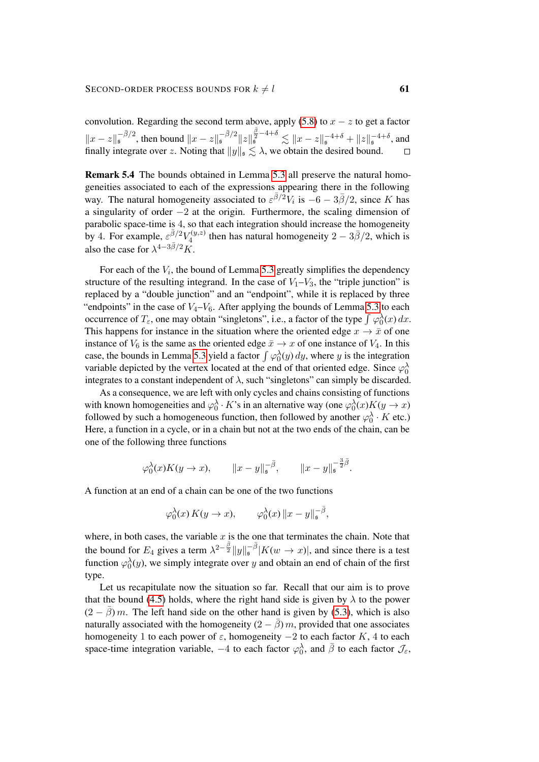convolution. Regarding the second term above, apply (5.8) to $x - z$ to get a factor $\|x-z\|_\mathfrak{s}^{-\bar\beta/2}$, then bound $\|x-z\|_\mathfrak{s}^{-\bar\beta/2}\|z\|_\mathfrak{s}^{\frac{\bar\beta}{2}-4+\delta} \lesssim \|x-z\|_\mathfrak{s}^{-4+\delta} + \|z\|_\mathfrak{s}^{-4+\delta}$, and finally integrate over $z$. Noting that $\|y\|_\mathfrak{s} \lesssim \lambda$, we obtain the desired bound. ◻

**Remark 5.4** The bounds obtained in Lemma 5.3 all preserve the natural homogeneities associated to each of the expressions appearing there in the following way. The natural homogeneity associated to $\varepsilon^{\bar\beta/2} V_i$ is $-6 - 3\bar\beta/2$, since $K$ has a singularity of order $-2$ at the origin. Furthermore, the scaling dimension of parabolic space-time is 4, so that each integration should increase the homogeneity by 4. For example, $\varepsilon^{\bar\beta/2} V_4^{(y,z)}$ then has natural homogeneity $2 - 3\bar\beta/2$, which is also the case for $\lambda^{4-3\bar\beta/2}K$.

For each of the $V_i$, the bound of Lemma 5.3 greatly simplifies the dependency structure of the resulting integrand. In the case of $V_1$–$V_3$, the "triple junction" is replaced by a "double junction" and an "endpoint", while it is replaced by three "endpoints" in the case of $V_4$–$V_6$. After applying the bounds of Lemma 5.3 to each occurrence of $T_\varepsilon$, one may obtain "singletons", i.e., a factor of the type $\int \varphi_0^\lambda(x)\,dx$. This happens for instance in the situation where the oriented edge $x \to \bar x$ of one instance of $V_6$ is the same as the oriented edge $\bar x \to x$ of one instance of $V_4$. In this case, the bounds in Lemma 5.3 yield a factor $\int \varphi_0^\lambda(y)\,dy$, where $y$ is the integration variable depicted by the vertex located at the end of that oriented edge. Since $\varphi_0^\lambda$ integrates to a constant independent of $\lambda$, such "singletons" can simply be discarded.

As a consequence, we are left with only cycles and chains consisting of functions with known homogeneities and $\varphi_0^\lambda \cdot K$'s in an alternative way (one $\varphi_0^\lambda(x)K(y \to x)$ followed by such a homogeneous function, then followed by another $\varphi_0^\lambda \cdot K$ etc.) Here, a function in a cycle, or in a chain but not at the two ends of the chain, can be one of the following three functions

$$\varphi_0^\lambda(x)K(y \to x), \qquad \|x-y\|_\mathfrak{s}^{-\bar\beta}, \qquad \|x-y\|_\mathfrak{s}^{-\frac{3}{2}\bar\beta}.$$

A function at an end of a chain can be one of the two functions

$$\varphi_0^\lambda(x)\,K(y \to x), \qquad \varphi_0^\lambda(x)\,\|x-y\|_\mathfrak{s}^{-\bar\beta},$$

where, in both cases, the variable $x$ is the one that terminates the chain. Note that the bound for $E_4$ gives a term $\lambda^{2-\frac{\bar\beta}{2}}\|y\|_\mathfrak{s}^{-\bar\beta}|K(w \to x)|$, and since there is a test function $\varphi_0^\lambda(y)$, we simply integrate over $y$ and obtain an end of chain of the first type.

Let us recapitulate now the situation so far. Recall that our aim is to prove that the bound (4.5) holds, where the right hand side is given by $\lambda$ to the power $(2-\bar\beta)\,m$. The left hand side on the other hand is given by (5.3), which is also naturally associated with the homogeneity $(2-\bar\beta)\,m$, provided that one associates homogeneity 1 to each power of $\varepsilon$, homogeneity $-2$ to each factor $K$, 4 to each space-time integration variable, $-4$ to each factor $\varphi_0^\lambda$, and $\bar\beta$ to each factor $\mathcal{J}_\varepsilon$,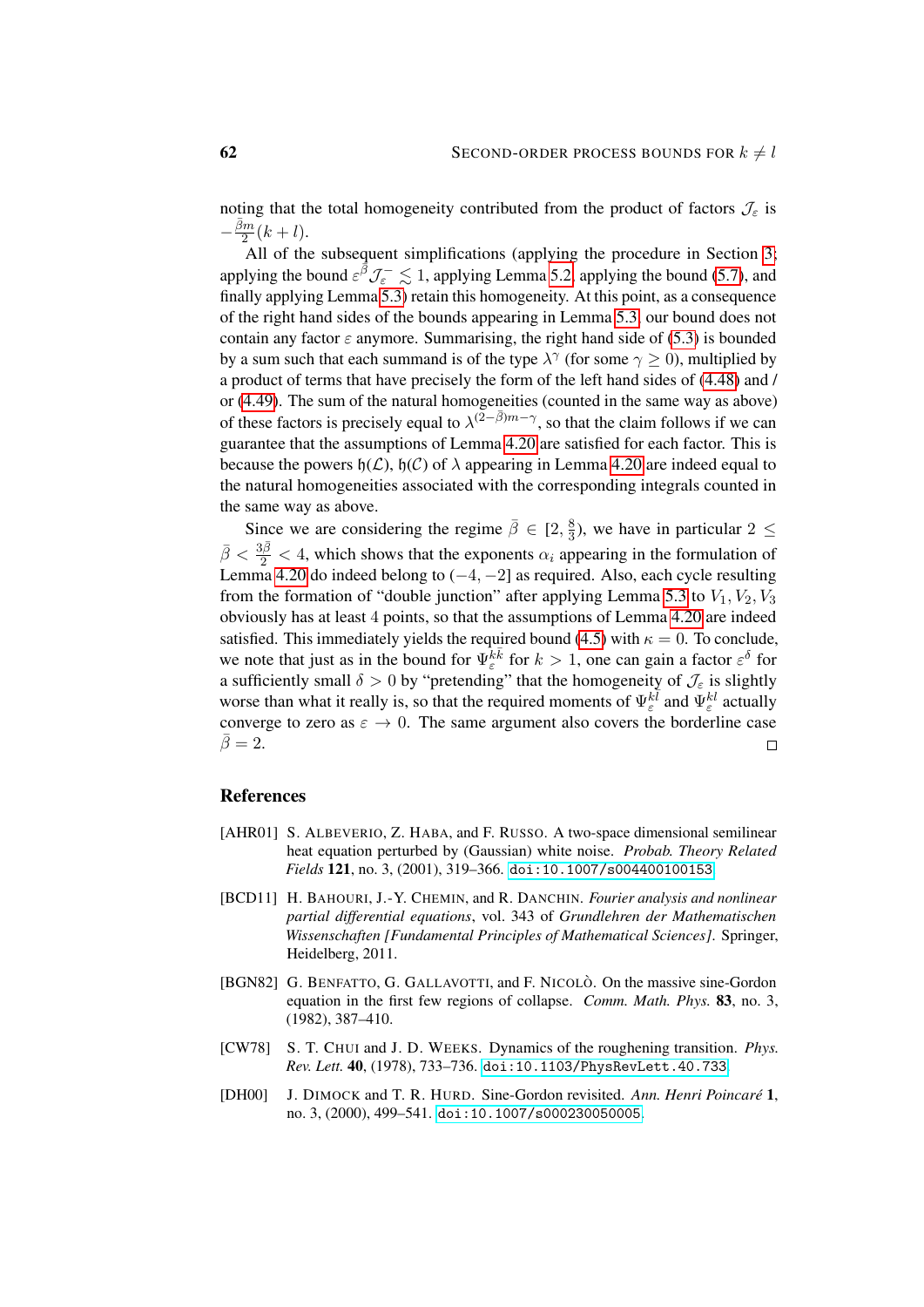noting that the total homogeneity contributed from the product of factors $\mathcal{J}_\varepsilon$ is $-\frac{\bar{\beta}m}{2}(k+l)$.

All of the subsequent simplifications (applying the procedure in Section 3; applying the bound $\varepsilon^{\bar{\beta}}\mathcal{J}_\varepsilon^- \lesssim 1$, applying Lemma 5.2, applying the bound (5.7), and finally applying Lemma 5.3) retain this homogeneity. At this point, as a consequence of the right hand sides of the bounds appearing in Lemma 5.3, our bound does not contain any factor $\varepsilon$ anymore. Summarising, the right hand side of (5.3) is bounded by a sum such that each summand is of the type $\lambda^\gamma$ (for some $\gamma \geq 0$), multiplied by a product of terms that have precisely the form of the left hand sides of (4.48) and / or (4.49). The sum of the natural homogeneities (counted in the same way as above) of these factors is precisely equal to $\lambda^{(2-\bar{\beta})m-\gamma}$, so that the claim follows if we can guarantee that the assumptions of Lemma 4.20 are satisfied for each factor. This is because the powers $\mathfrak{h}(\mathcal{L})$, $\mathfrak{h}(\mathcal{C})$ of $\lambda$ appearing in Lemma 4.20 are indeed equal to the natural homogeneities associated with the corresponding integrals counted in the same way as above.

Since we are considering the regime $\bar{\beta} \in [2, \frac{8}{3})$, we have in particular $2 \leq \bar{\beta} < \frac{3\bar{\beta}}{2} < 4$, which shows that the exponents $\alpha_i$ appearing in the formulation of Lemma 4.20 do indeed belong to $(-4,-2]$ as required. Also, each cycle resulting from the formation of "double junction" after applying Lemma 5.3 to $V_1, V_2, V_3$ obviously has at least 4 points, so that the assumptions of Lemma 4.20 are indeed satisfied. This immediately yields the required bound (4.5) with $\kappa = 0$. To conclude, we note that just as in the bound for $\Psi_\varepsilon^{kk}$ for $k > 1$, one can gain a factor $\varepsilon^\delta$ for a sufficiently small $\delta > 0$ by "pretending" that the homogeneity of $\mathcal{J}_\varepsilon$ is slightly worse than what it really is, so that the required moments of $\Psi_\varepsilon^{kl}$ and $\Psi_\varepsilon^{kl}$ actually converge to zero as $\varepsilon \to 0$. The same argument also covers the borderline case $\bar{\beta} = 2$. □

## References

[AHR01] S. Albeverio, Z. Haba, and F. Russo. A two-space dimensional semilinear heat equation perturbed by (Gaussian) white noise. *Probab. Theory Related Fields* **121**, no. 3, (2001), 319–366. doi:10.1007/s004400100153.

[BCD11] H. Bahouri, J.-Y. Chemin, and R. Danchin. *Fourier analysis and nonlinear partial differential equations*, vol. 343 of *Grundlehren der Mathematischen Wissenschaften [Fundamental Principles of Mathematical Sciences]*. Springer, Heidelberg, 2011.

[BGN82] G. Benfatto, G. Gallavotti, and F. Nicolò. On the massive sine-Gordon equation in the first few regions of collapse. *Comm. Math. Phys.* **83**, no. 3, (1982), 387–410.

[CW78] S. T. Chui and J. D. Weeks. Dynamics of the roughening transition. *Phys. Rev. Lett.* **40**, (1978), 733–736. doi:10.1103/PhysRevLett.40.733.

[DH00] J. Dimock and T. R. Hurd. Sine-Gordon revisited. *Ann. Henri Poincaré* **1**, no. 3, (2000), 499–541. doi:10.1007/s000230050005.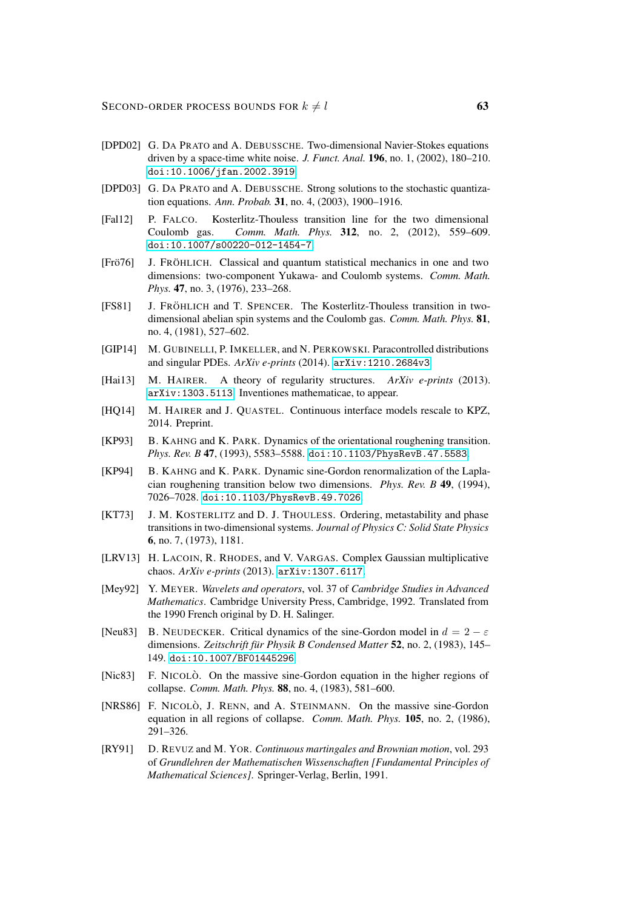[DPD02] G. Da Prato and A. Debussche. Two-dimensional Navier-Stokes equations driven by a space-time white noise. *J. Funct. Anal.* **196**, no. 1, (2002), 180–210. doi:10.1006/jfan.2002.3919.

[DPD03] G. Da Prato and A. Debussche. Strong solutions to the stochastic quantization equations. *Ann. Probab.* **31**, no. 4, (2003), 1900–1916.

[Fal12] P. Falco. Kosterlitz-Thouless transition line for the two dimensional Coulomb gas. *Comm. Math. Phys.* **312**, no. 2, (2012), 559–609. doi:10.1007/s00220-012-1454-7.

[Frö76] J. Fröhlich. Classical and quantum statistical mechanics in one and two dimensions: two-component Yukawa- and Coulomb systems. *Comm. Math. Phys.* **47**, no. 3, (1976), 233–268.

[FS81] J. Fröhlich and T. Spencer. The Kosterlitz-Thouless transition in two-dimensional abelian spin systems and the Coulomb gas. *Comm. Math. Phys.* **81**, no. 4, (1981), 527–602.

[GIP14] M. Gubinelli, P. Imkeller, and N. Perkowski. Paracontrolled distributions and singular PDEs. *ArXiv e-prints* (2014). arXiv:1210.2684v3.

[Hai13] M. Hairer. A theory of regularity structures. *ArXiv e-prints* (2013). arXiv:1303.5113. Inventiones mathematicae, to appear.

[HQ14] M. Hairer and J. Quastel. Continuous interface models rescale to KPZ, 2014. Preprint.

[KP93] B. Kahng and K. Park. Dynamics of the orientational roughening transition. *Phys. Rev. B* **47**, (1993), 5583–5588. doi:10.1103/PhysRevB.47.5583.

[KP94] B. Kahng and K. Park. Dynamic sine-Gordon renormalization of the Laplacian roughening transition below two dimensions. *Phys. Rev. B* **49**, (1994), 7026–7028. doi:10.1103/PhysRevB.49.7026.

[KT73] J. M. Kosterlitz and D. J. Thouless. Ordering, metastability and phase transitions in two-dimensional systems. *Journal of Physics C: Solid State Physics* **6**, no. 7, (1973), 1181.

[LRV13] H. Lacoin, R. Rhodes, and V. Vargas. Complex Gaussian multiplicative chaos. *ArXiv e-prints* (2013). arXiv:1307.6117.

[Mey92] Y. Meyer. *Wavelets and operators*, vol. 37 of *Cambridge Studies in Advanced Mathematics*. Cambridge University Press, Cambridge, 1992. Translated from the 1990 French original by D. H. Salinger.

[Neu83] B. Neudecker. Critical dynamics of the sine-Gordon model in $d = 2 - \varepsilon$ dimensions. *Zeitschrift für Physik B Condensed Matter* **52**, no. 2, (1983), 145–149. doi:10.1007/BF01445296.

[Nic83] F. Nicolò. On the massive sine-Gordon equation in the higher regions of collapse. *Comm. Math. Phys.* **88**, no. 4, (1983), 581–600.

[NRS86] F. Nicolò, J. Renn, and A. Steinmann. On the massive sine-Gordon equation in all regions of collapse. *Comm. Math. Phys.* **105**, no. 2, (1986), 291–326.

[RY91] D. Revuz and M. Yor. *Continuous martingales and Brownian motion*, vol. 293 of *Grundlehren der Mathematischen Wissenschaften [Fundamental Principles of Mathematical Sciences]*. Springer-Verlag, Berlin, 1991.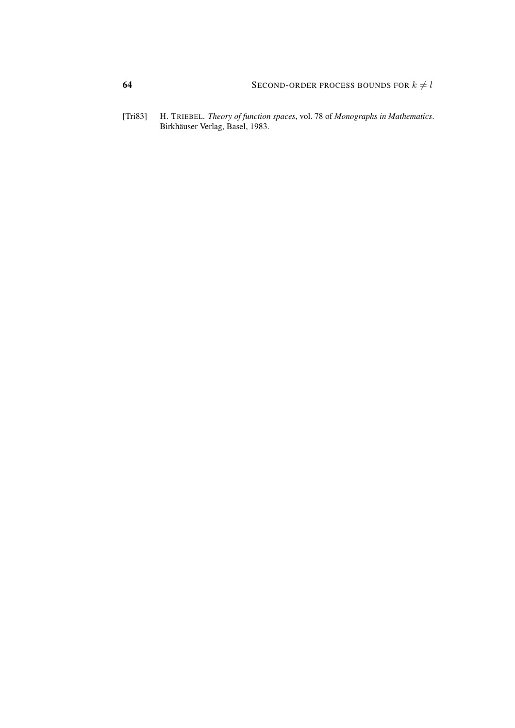[Tri83] H. TRIEBEL. *Theory of function spaces*, vol. 78 of *Monographs in Mathematics*. Birkhäuser Verlag, Basel, 1983.